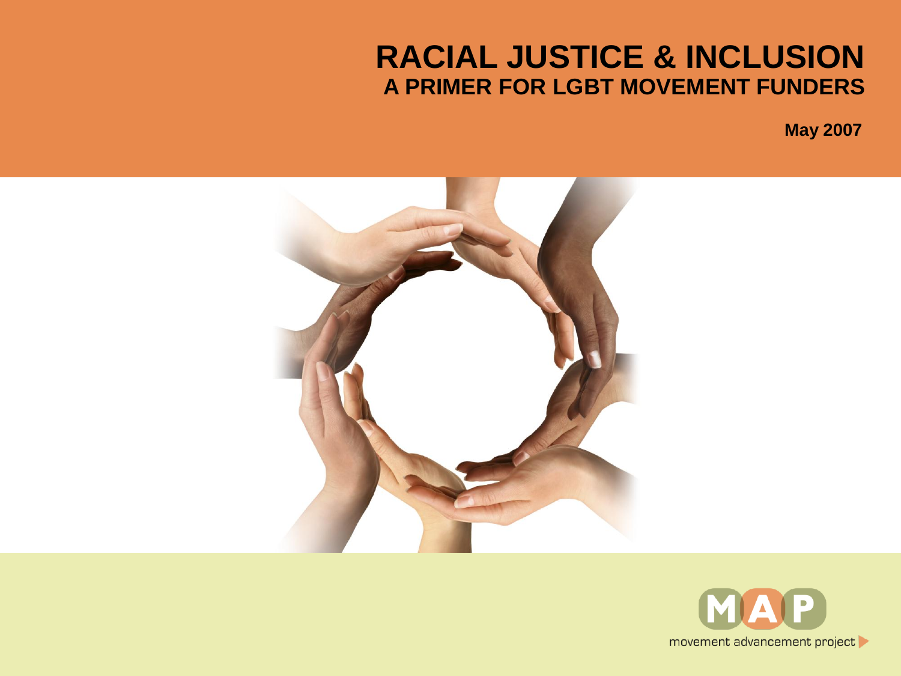# RACIAL JUSTICE & INCLUSION

## A PRIMER FOR LGBT MOVEMENT FUNDERS

**May 2007**

MAP

movement advancement project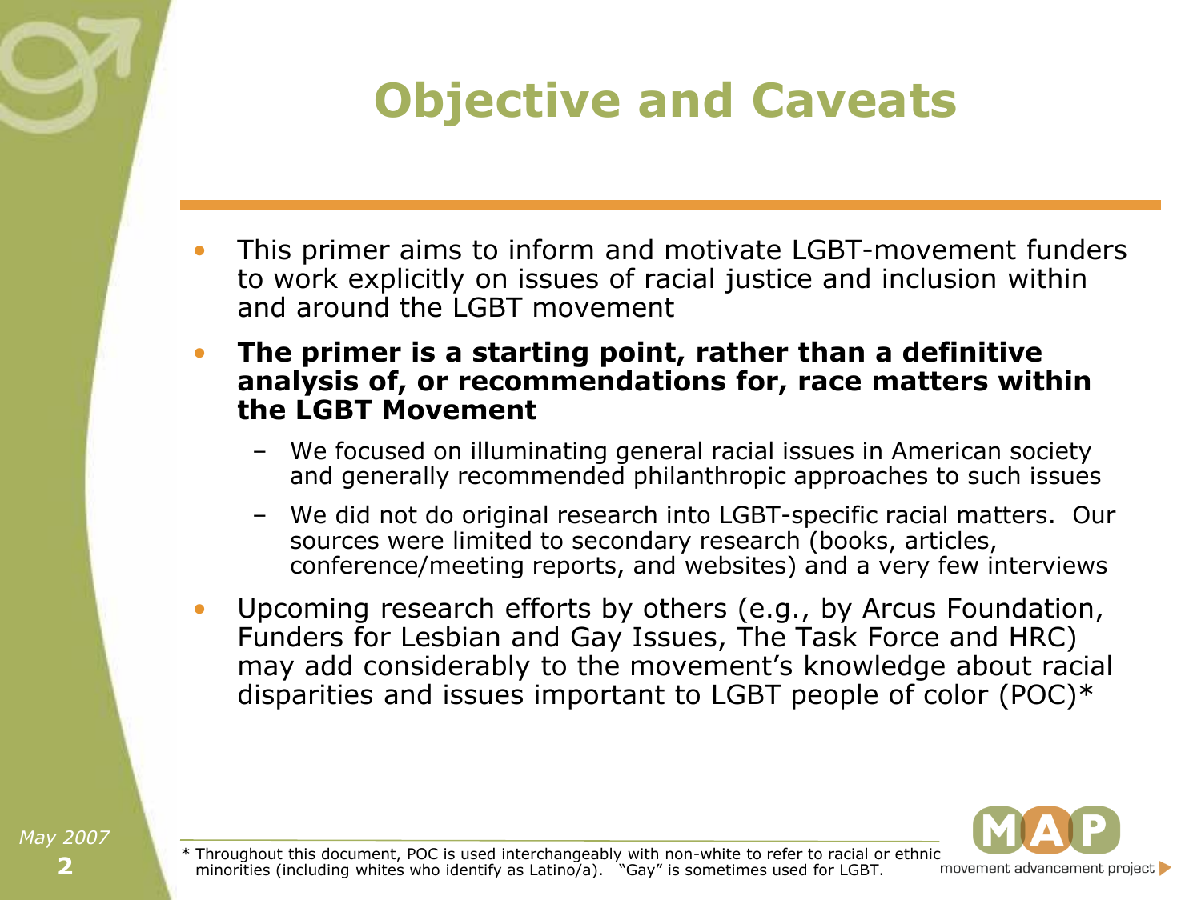# Objective and Caveats

- This primer aims to inform and motivate LGBT-movement funders to work explicitly on issues of racial justice and inclusion within and around the LGBT movement
- **The primer is a starting point, rather than a definitive analysis of, or recommendations for, race matters within the LGBT Movement**
  - We focused on illuminating general racial issues in American society and generally recommended philanthropic approaches to such issues
  - We did not do original research into LGBT-specific racial matters. Our sources were limited to secondary research (books, articles, conference/meeting reports, and websites) and a very few interviews
- Upcoming research efforts by others (e.g., by Arcus Foundation, Funders for Lesbian and Gay Issues, The Task Force and HRC) may add considerably to the movement's knowledge about racial disparities and issues important to LGBT people of color (POC)*

\* Throughout this document, POC is used interchangeably with non-white to refer to racial or ethnic minorities (including whites who identify as Latino/a). "Gay" is sometimes used for LGBT.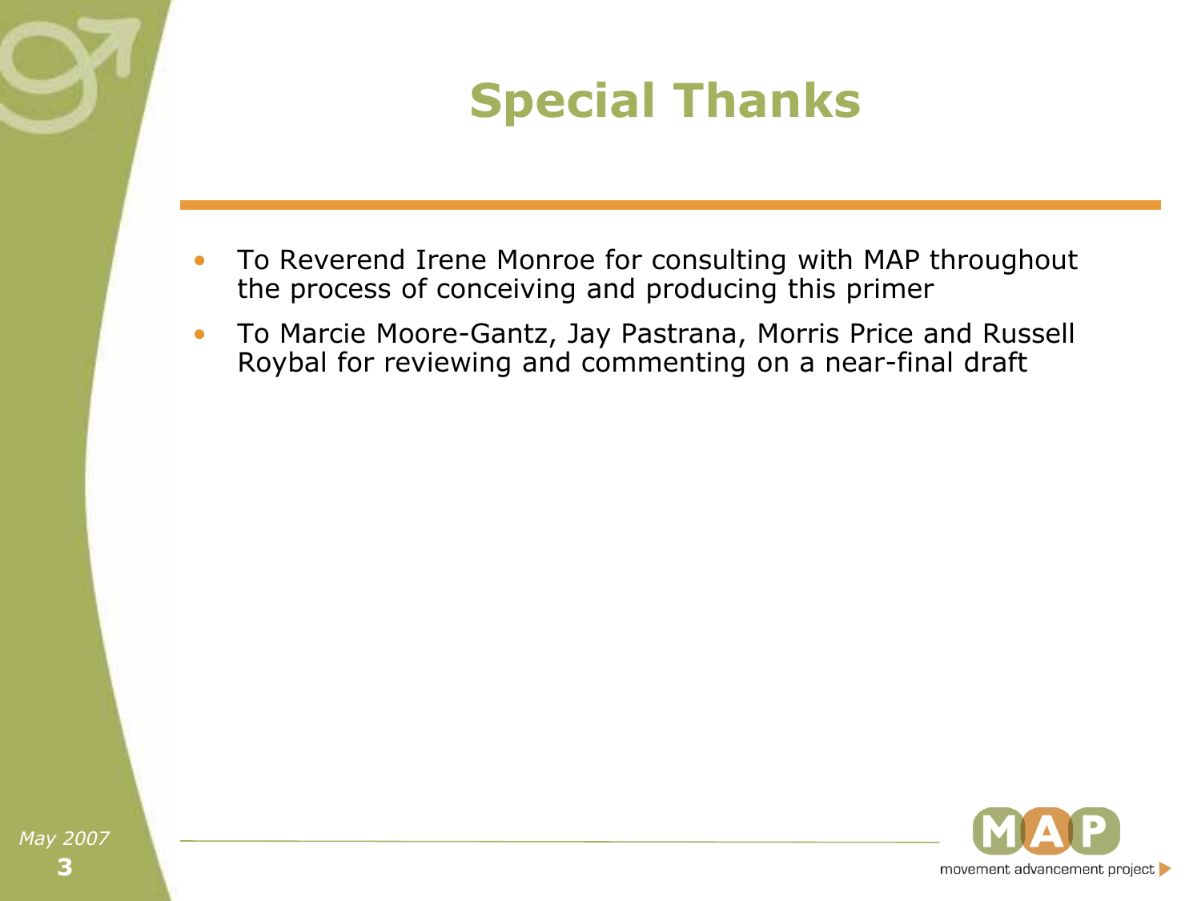# Special Thanks

- To Reverend Irene Monroe for consulting with MAP throughout the process of conceiving and producing this primer
- To Marcie Moore-Gantz, Jay Pastrana, Morris Price and Russell Roybal for reviewing and commenting on a near-final draft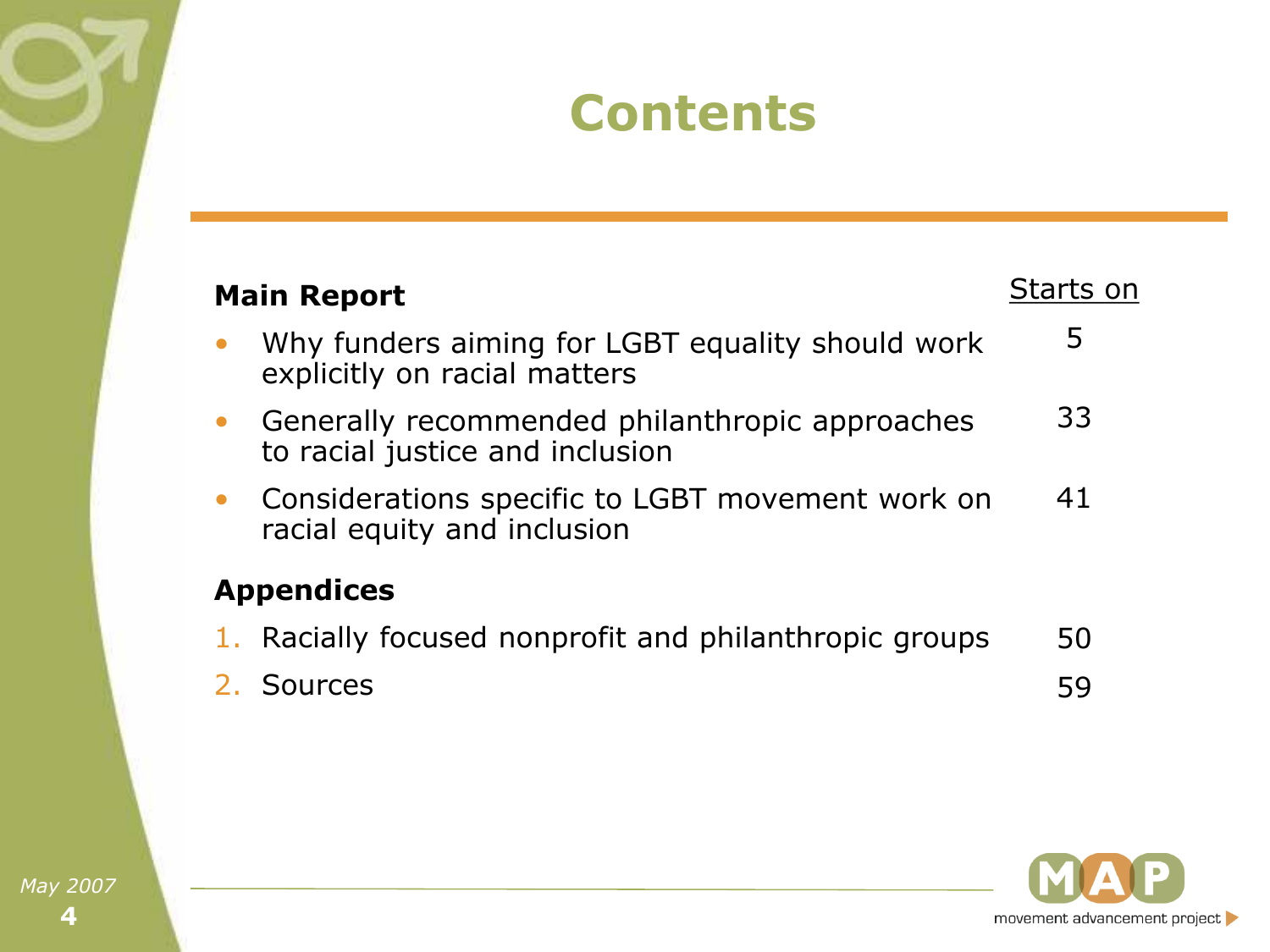# Contents

| **Main Report** | Starts on |
|---|---|
| • Why funders aiming for LGBT equality should work explicitly on racial matters | 5 |
| • Generally recommended philanthropic approaches to racial justice and inclusion | 33 |
| • Considerations specific to LGBT movement work on racial equity and inclusion | 41 |
| **Appendices** | |
| 1. Racially focused nonprofit and philanthropic groups | 50 |
| 2. Sources | 59 |

*May 2007*

movement advancement project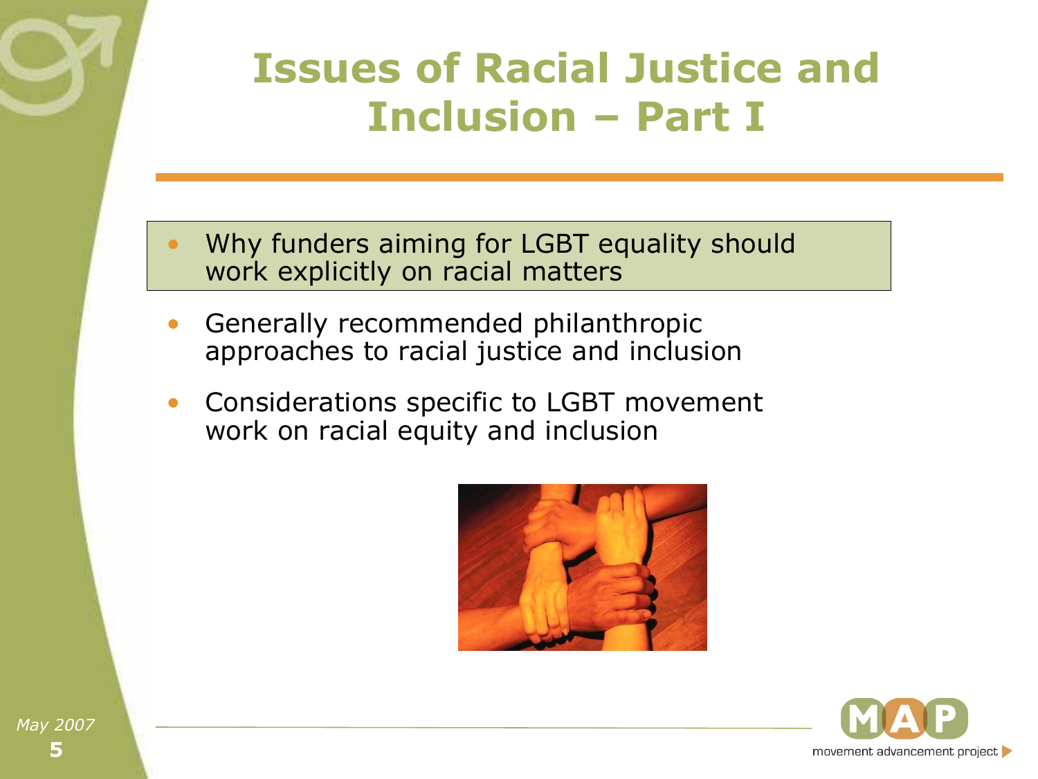# Issues of Racial Justice and Inclusion – Part I

- Why funders aiming for LGBT equality should work explicitly on racial matters
- Generally recommended philanthropic approaches to racial justice and inclusion
- Considerations specific to LGBT movement work on racial equity and inclusion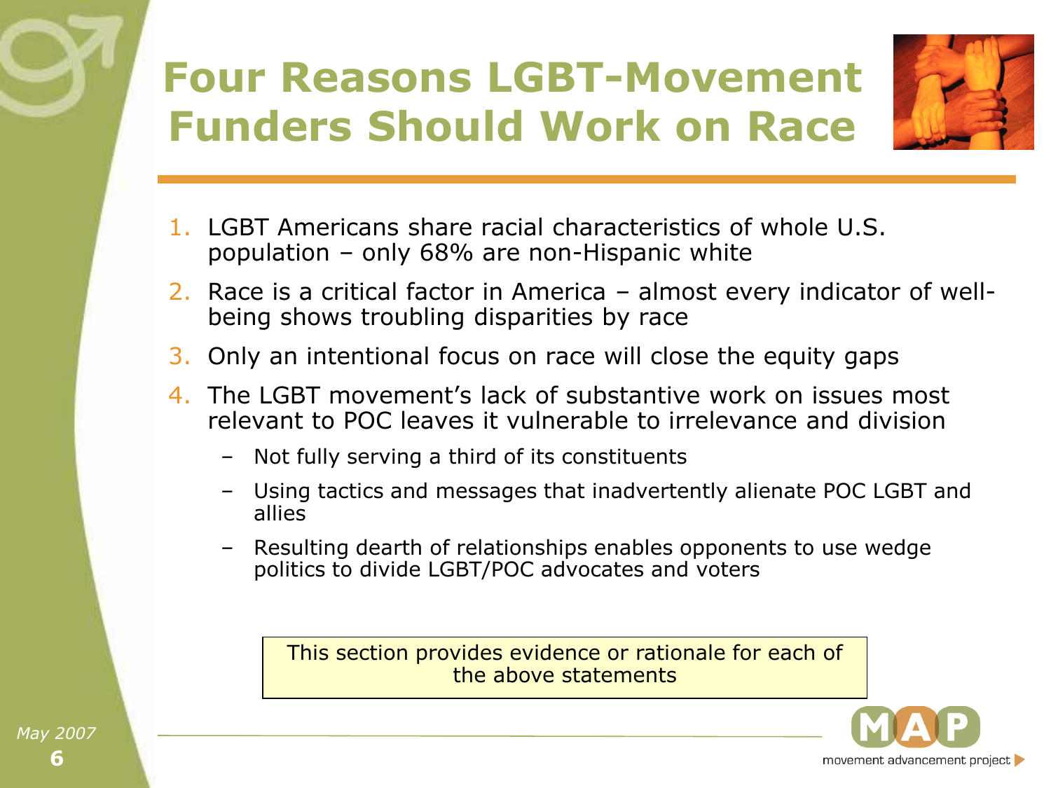# Four Reasons LGBT-Movement Funders Should Work on Race

1. LGBT Americans share racial characteristics of whole U.S. population – only 68% are non-Hispanic white
2. Race is a critical factor in America – almost every indicator of well-being shows troubling disparities by race
3. Only an intentional focus on race will close the equity gaps
4. The LGBT movement's lack of substantive work on issues most relevant to POC leaves it vulnerable to irrelevance and division
   - Not fully serving a third of its constituents
   - Using tactics and messages that inadvertently alienate POC LGBT and allies
   - Resulting dearth of relationships enables opponents to use wedge politics to divide LGBT/POC advocates and voters

This section provides evidence or rationale for each of the above statements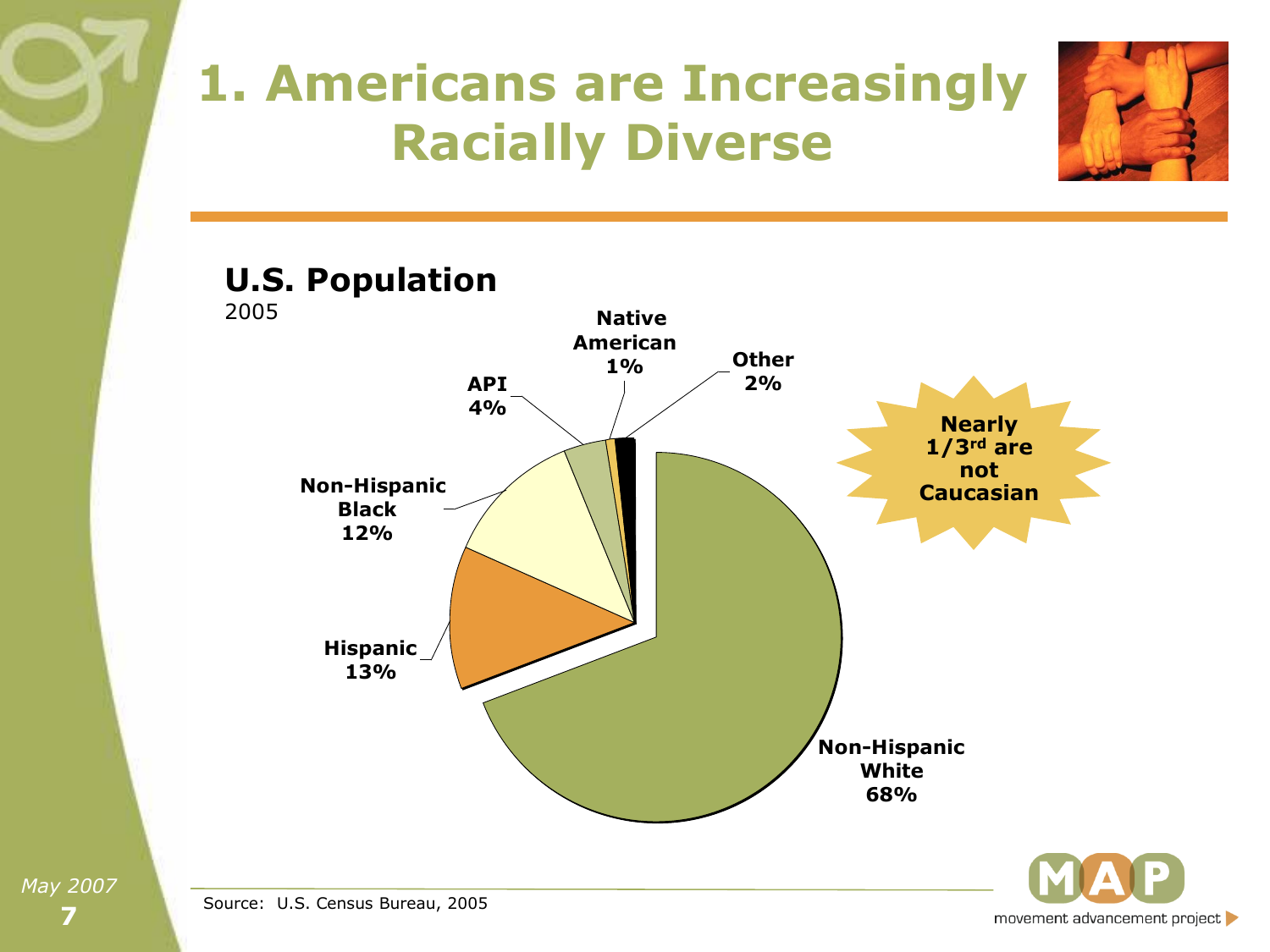# 1. Americans are Increasingly Racially Diverse

## U.S. Population

2005

| Group | Percent |
| --- | --- |
| Non-Hispanic White | 68% |
| Hispanic | 13% |
| Non-Hispanic Black | 12% |
| API | 4% |
| Native American | 1% |
| Other | 2% |

**Nearly 1/3rd are not Caucasian**

Source: U.S. Census Bureau, 2005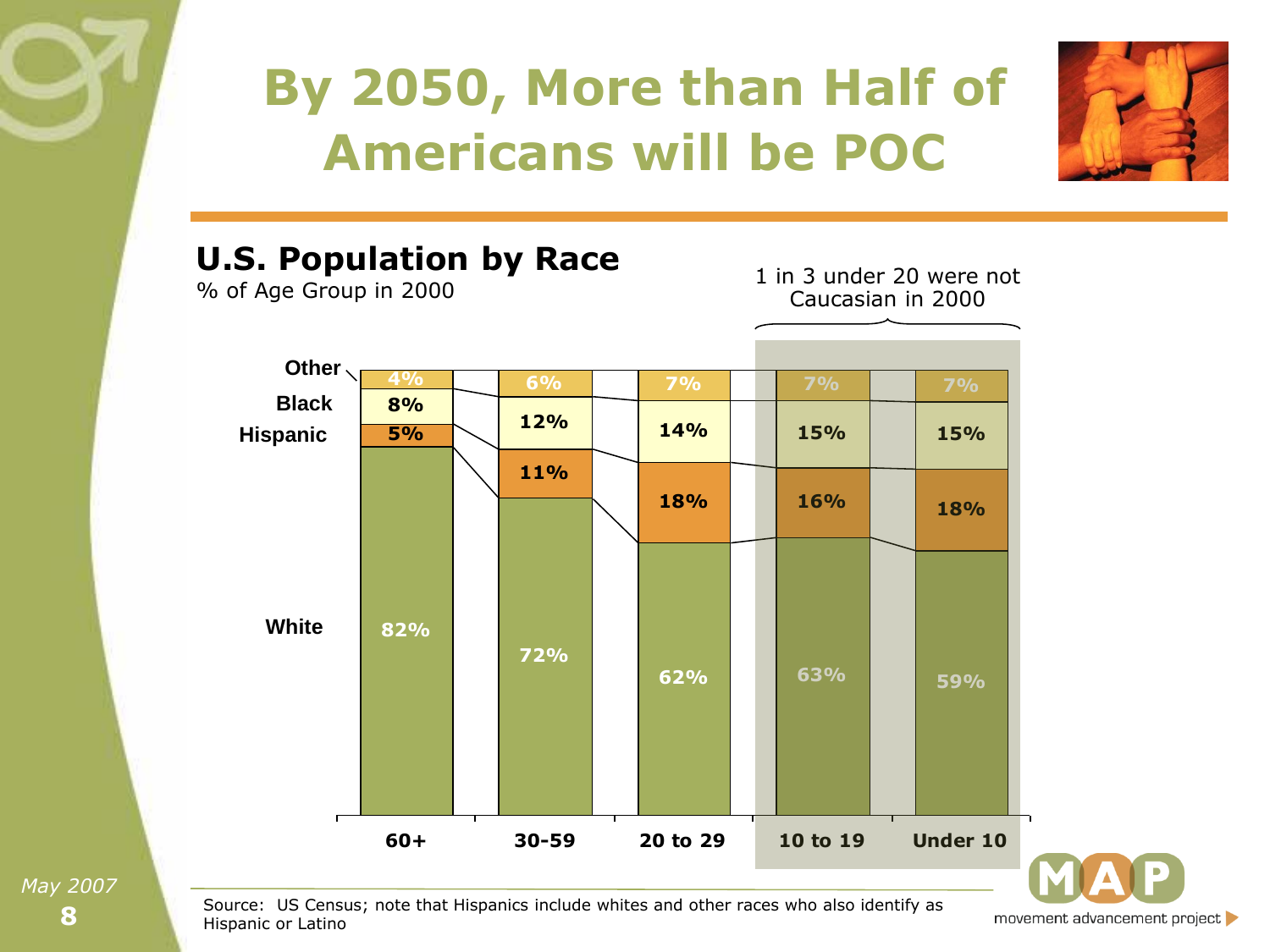# By 2050, More than Half of Americans will be POC

## U.S. Population by Race

% of Age Group in 2000

1 in 3 under 20 were not Caucasian in 2000

| | 60+ | 30-59 | 20 to 29 | 10 to 19 | Under 10 |
|---|---|---|---|---|---|
| Other | 4% | 6% | 7% | 7% | 7% |
| Black | 8% | 12% | 14% | 15% | 15% |
| Hispanic | 5% | 11% | 18% | 16% | 18% |
| White | 82% | 72% | 62% | 63% | 59% |

Source: US Census; note that Hispanics include whites and other races who also identify as Hispanic or Latino

*May 2007*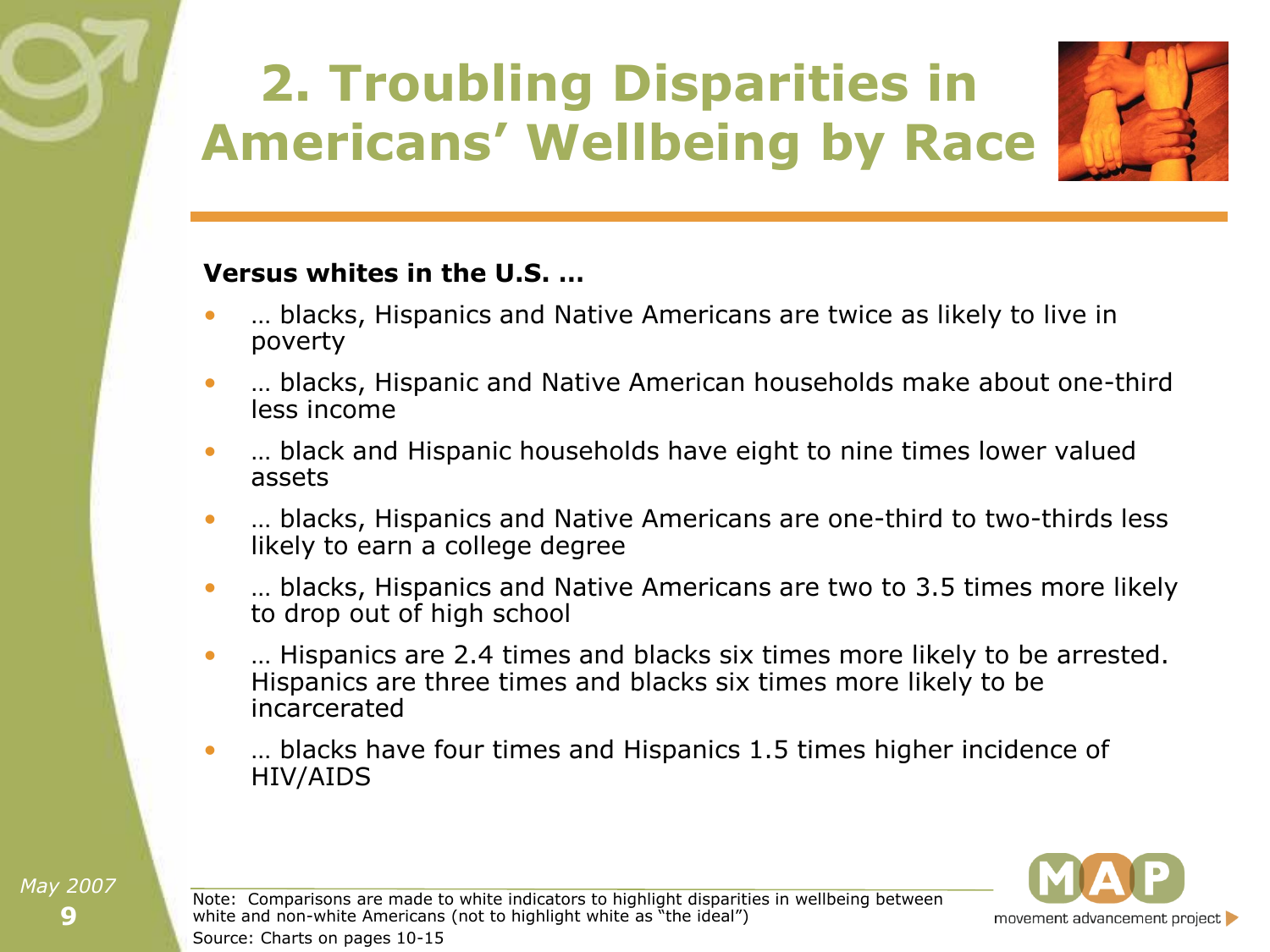# 2. Troubling Disparities in Americans' Wellbeing by Race

**Versus whites in the U.S. …**

- … blacks, Hispanics and Native Americans are twice as likely to live in poverty
- … blacks, Hispanic and Native American households make about one-third less income
- … black and Hispanic households have eight to nine times lower valued assets
- … blacks, Hispanics and Native Americans are one-third to two-thirds less likely to earn a college degree
- … blacks, Hispanics and Native Americans are two to 3.5 times more likely to drop out of high school
- … Hispanics are 2.4 times and blacks six times more likely to be arrested. Hispanics are three times and blacks six times more likely to be incarcerated
- … blacks have four times and Hispanics 1.5 times higher incidence of HIV/AIDS

*May 2007*

Note: Comparisons are made to white indicators to highlight disparities in wellbeing between white and non-white Americans (not to highlight white as "the ideal")

Source: Charts on pages 10-15

MAP movement advancement project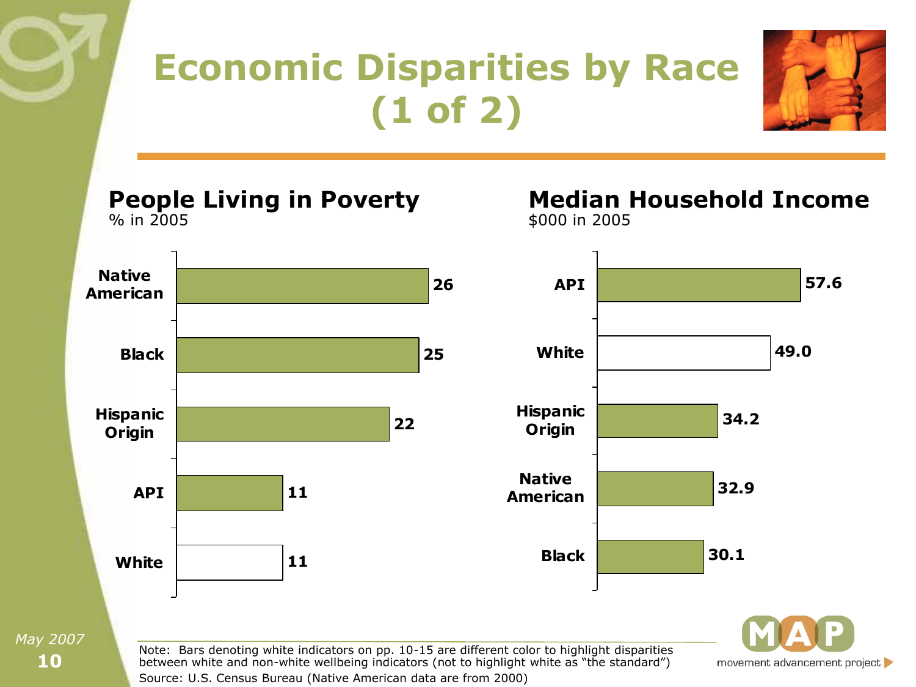# Economic Disparities by Race (1 of 2)

## People Living in Poverty

% in 2005

| Group | % |
|---|---|
| Native American | 26 |
| Black | 25 |
| Hispanic Origin | 22 |
| API | 11 |
| White | 11 |

## Median Household Income

$000 in 2005

| Group | $000 |
|---|---|
| API | 57.6 |
| White | 49.0 |
| Hispanic Origin | 34.2 |
| Native American | 32.9 |
| Black | 30.1 |

Note: Bars denoting white indicators on pp. 10-15 are different color to highlight disparities between white and non-white wellbeing indicators (not to highlight white as "the standard")

Source: U.S. Census Bureau (Native American data are from 2000)

May 2007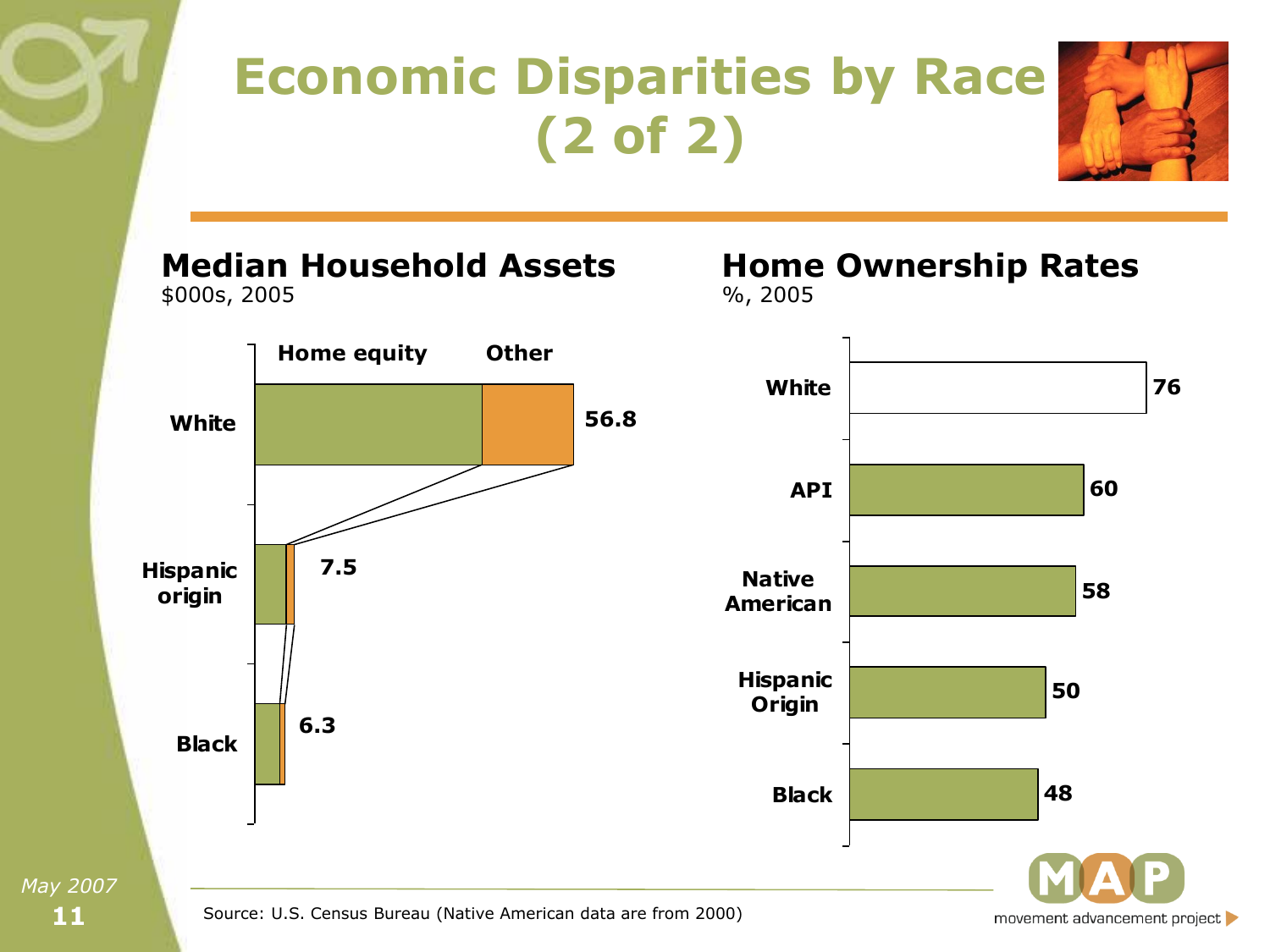# Economic Disparities by Race (2 of 2)

## Median Household Assets

$000s, 2005

| | Home equity | Other | Total |
|---|---|---|---|
| White | | | 56.8 |
| Hispanic origin | | | 7.5 |
| Black | | | 6.3 |

## Home Ownership Rates

%, 2005

| | % |
|---|---|
| White | 76 |
| API | 60 |
| Native American | 58 |
| Hispanic Origin | 50 |
| Black | 48 |

Source: U.S. Census Bureau (Native American data are from 2000)

*May 2007*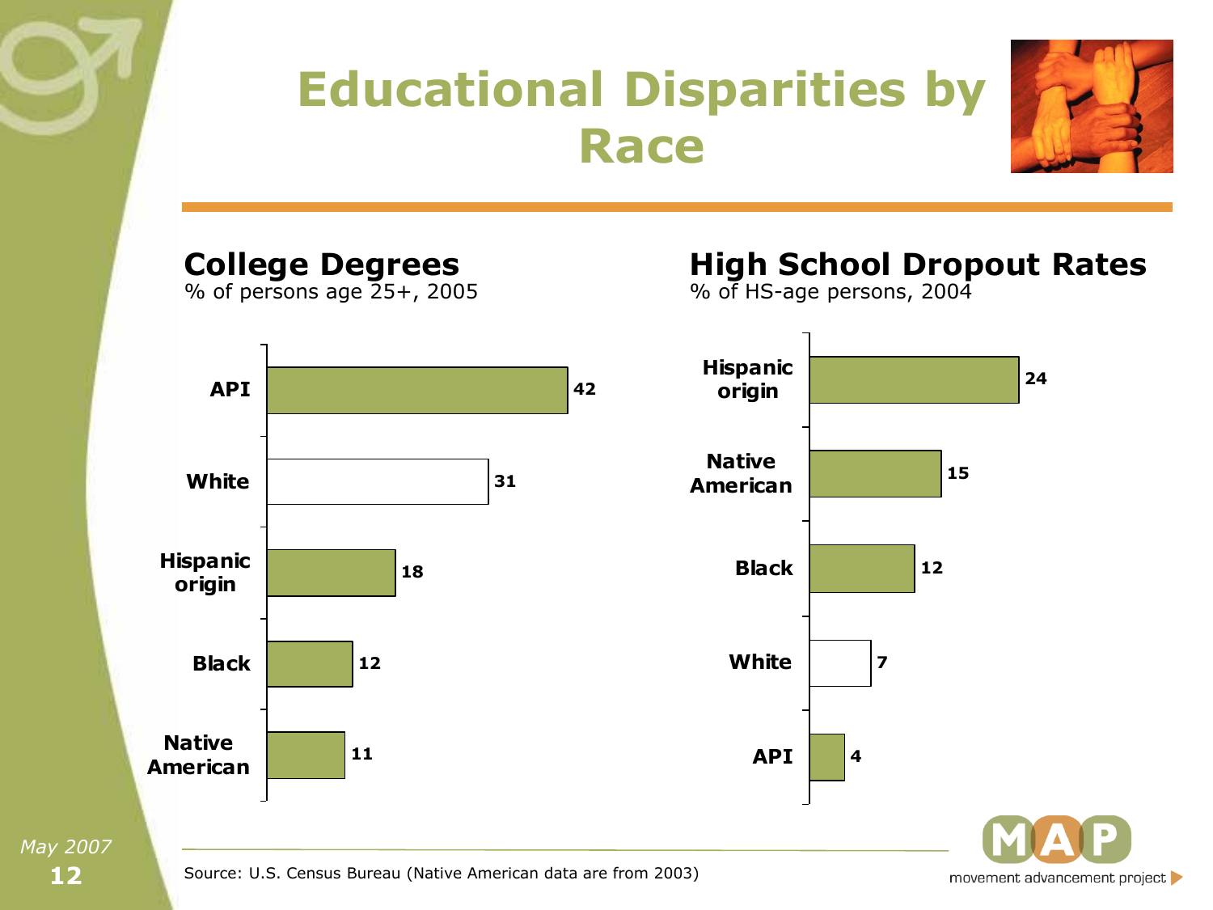# Educational Disparities by Race

## College Degrees

% of persons age 25+, 2005

| Group | % |
| --- | --- |
| API | 42 |
| White | 31 |
| Hispanic origin | 18 |
| Black | 12 |
| Native American | 11 |

## High School Dropout Rates

% of HS-age persons, 2004

| Group | % |
| --- | --- |
| Hispanic origin | 24 |
| Native American | 15 |
| Black | 12 |
| White | 7 |
| API | 4 |

Source: U.S. Census Bureau (Native American data are from 2003)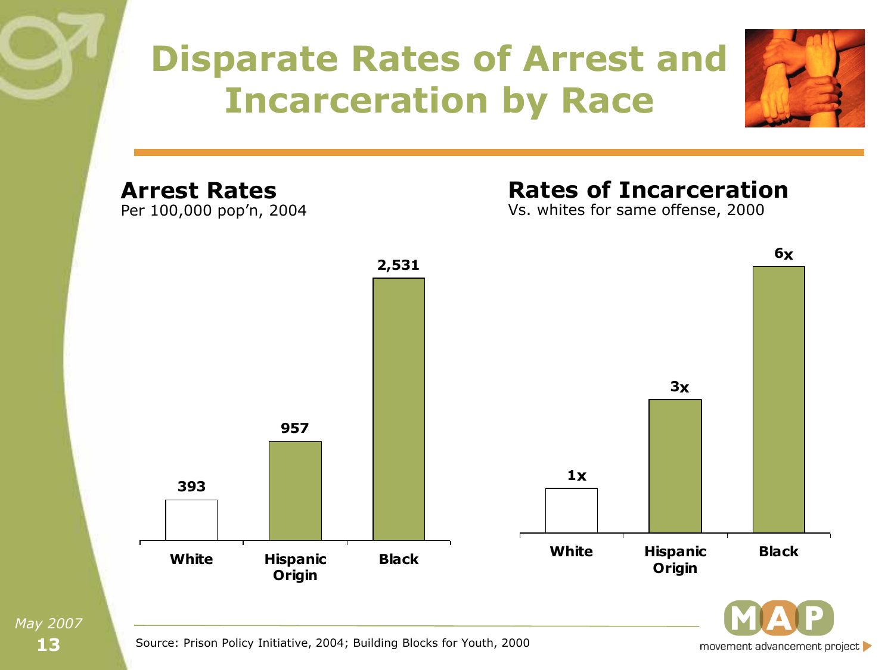# Disparate Rates of Arrest and Incarceration by Race

**Arrest Rates**
Per 100,000 pop'n, 2004

| | White | Hispanic Origin | Black |
|---|---|---|---|
| Arrest Rates | 393 | 957 | 2,531 |

**Rates of Incarceration**
Vs. whites for same offense, 2000

| | White | Hispanic Origin | Black |
|---|---|---|---|
| Rates of Incarceration | 1x | 3x | 6x |

Source: Prison Policy Initiative, 2004; Building Blocks for Youth, 2000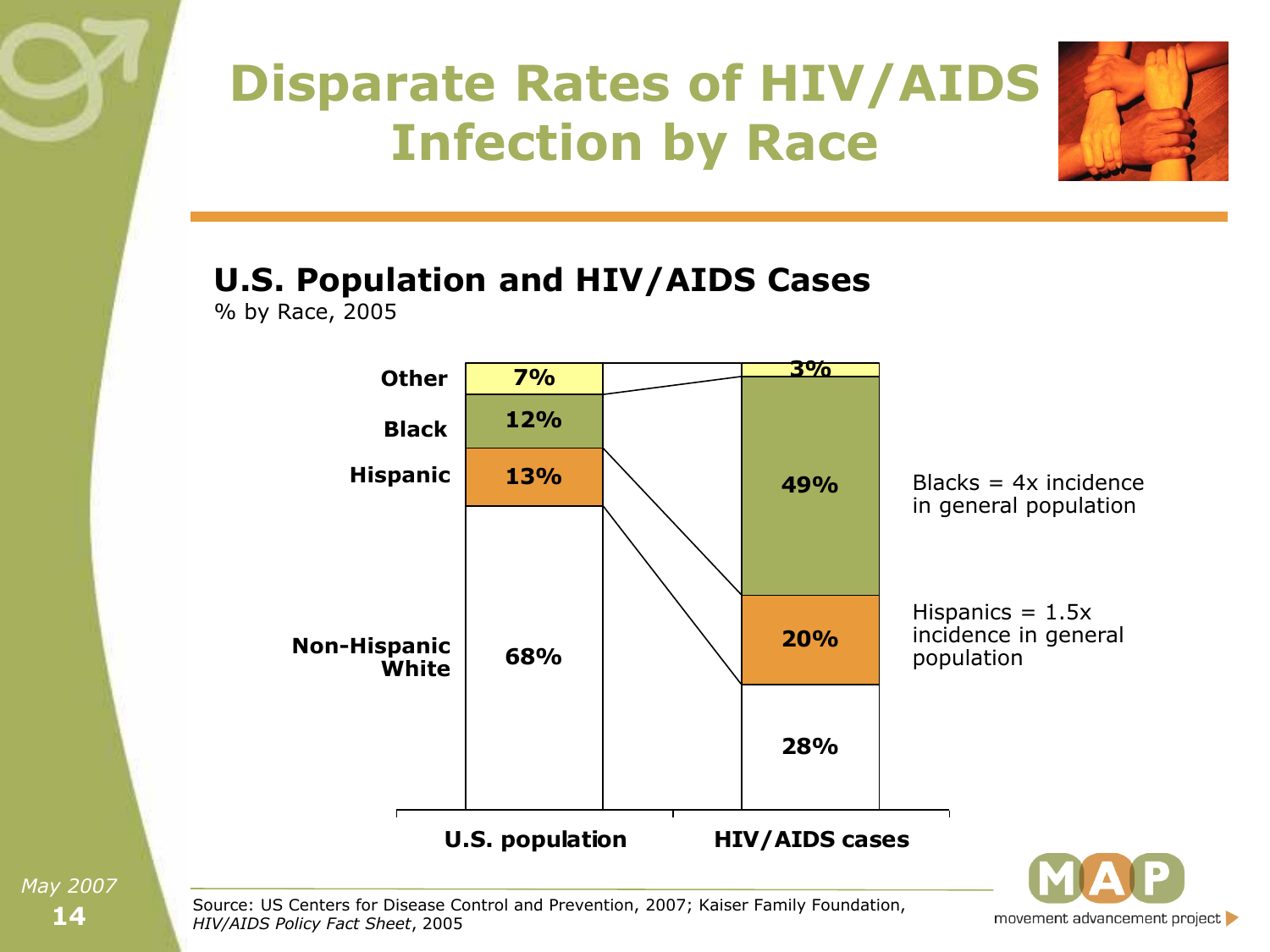# Disparate Rates of HIV/AIDS Infection by Race

## U.S. Population and HIV/AIDS Cases

% by Race, 2005

| | U.S. population | HIV/AIDS cases |
|---|---|---|
| Other | 7% | 3% |
| Black | 12% | 49% |
| Hispanic | 13% | 20% |
| Non-Hispanic White | 68% | 28% |

Blacks = 4x incidence in general population

Hispanics = 1.5x incidence in general population

Source: US Centers for Disease Control and Prevention, 2007; Kaiser Family Foundation, *HIV/AIDS Policy Fact Sheet*, 2005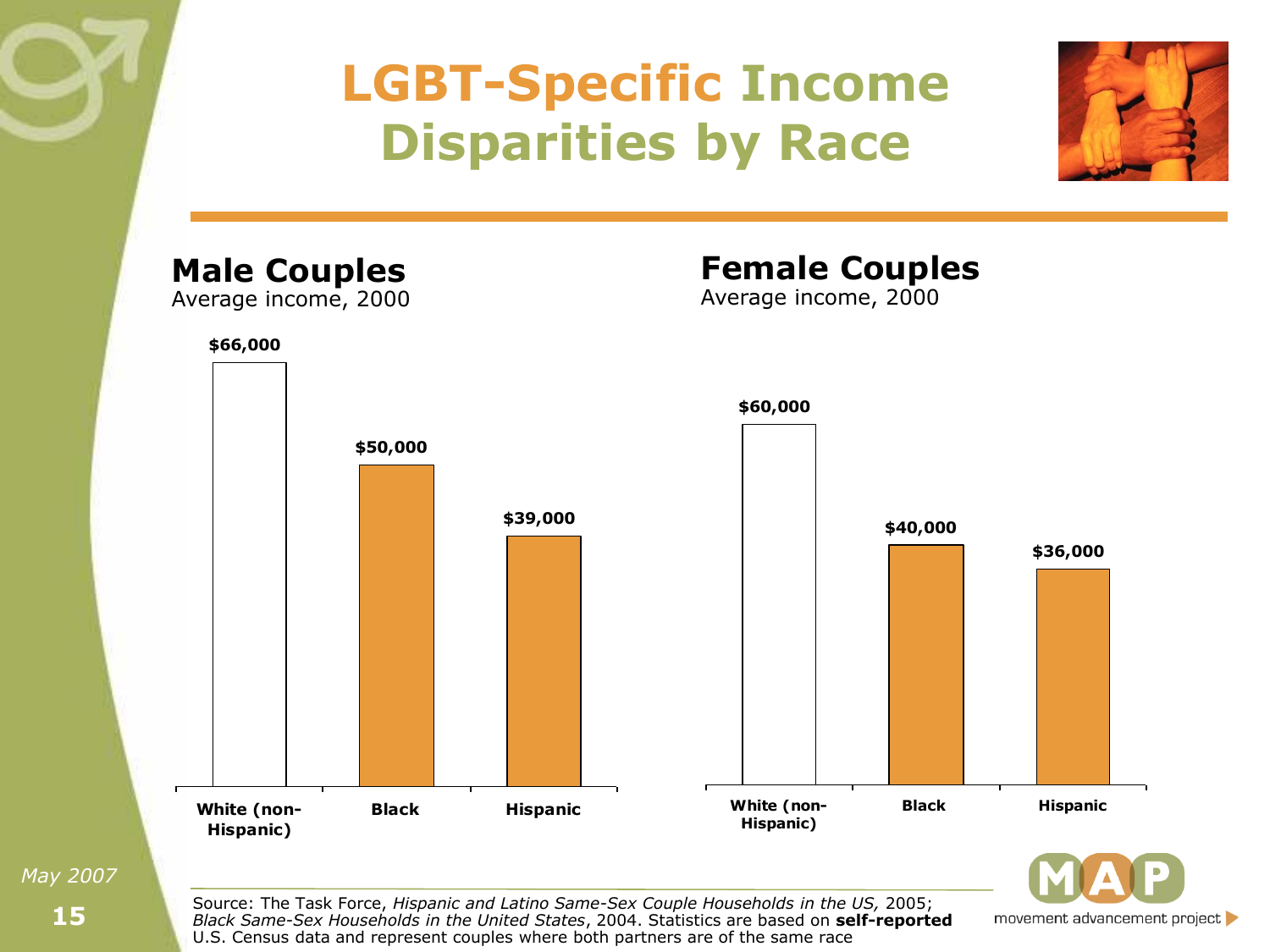# LGBT-Specific Income Disparities by Race

## Male Couples

Average income, 2000

| White (non-Hispanic) | Black | Hispanic |
|---|---|---|
| $66,000 | $50,000 | $39,000 |

## Female Couples

Average income, 2000

| White (non-Hispanic) | Black | Hispanic |
|---|---|---|
| $60,000 | $40,000 | $36,000 |

May 2007

Source: The Task Force, *Hispanic and Latino Same-Sex Couple Households in the US,* 2005; *Black Same-Sex Households in the United States*, 2004. Statistics are based on **self-reported** U.S. Census data and represent couples where both partners are of the same race

MAP movement advancement project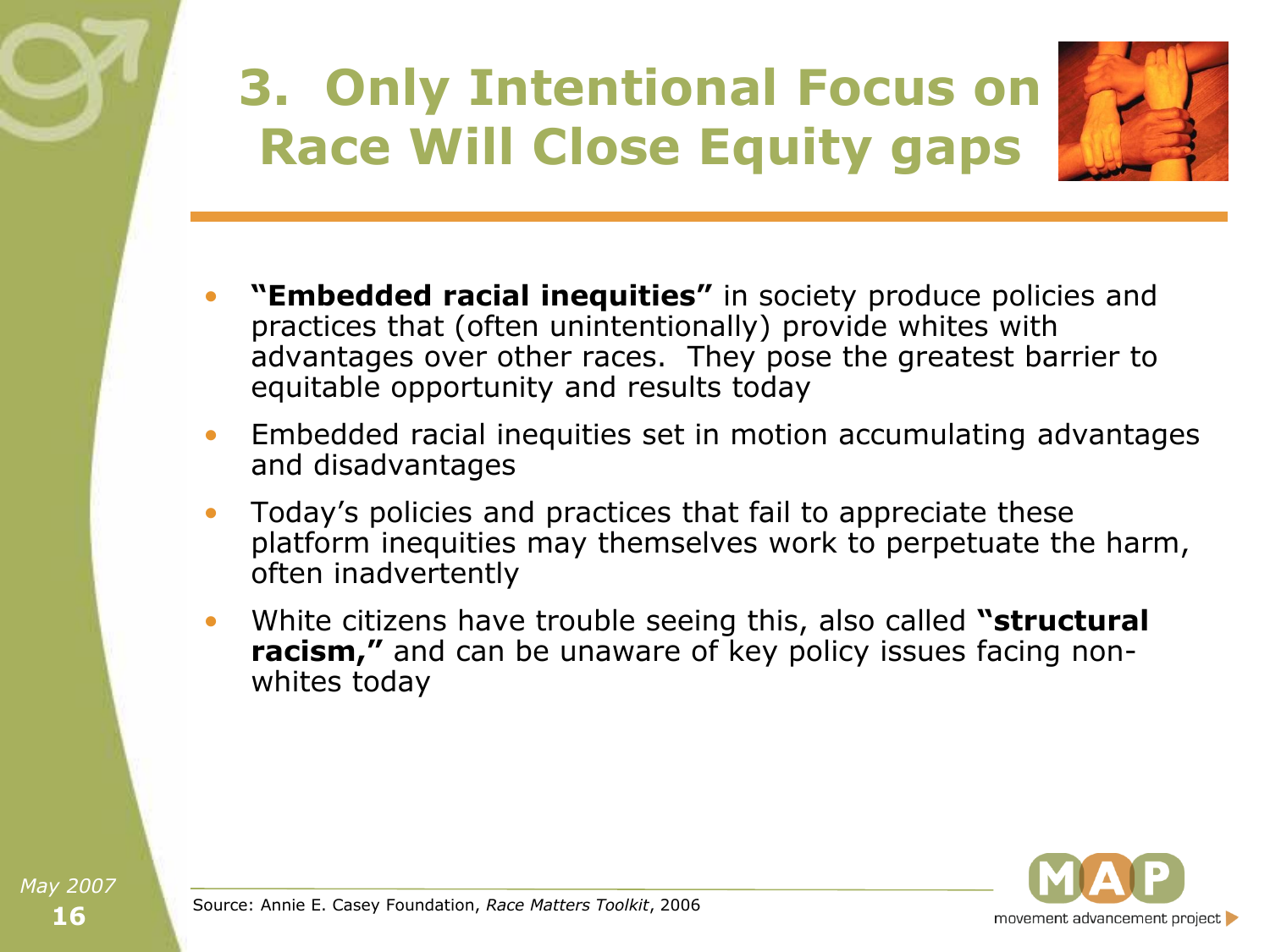# 3. Only Intentional Focus on Race Will Close Equity gaps

- **"Embedded racial inequities"** in society produce policies and practices that (often unintentionally) provide whites with advantages over other races. They pose the greatest barrier to equitable opportunity and results today
- Embedded racial inequities set in motion accumulating advantages and disadvantages
- Today's policies and practices that fail to appreciate these platform inequities may themselves work to perpetuate the harm, often inadvertently
- White citizens have trouble seeing this, also called **"structural racism,"** and can be unaware of key policy issues facing non-whites today

Source: Annie E. Casey Foundation, *Race Matters Toolkit*, 2006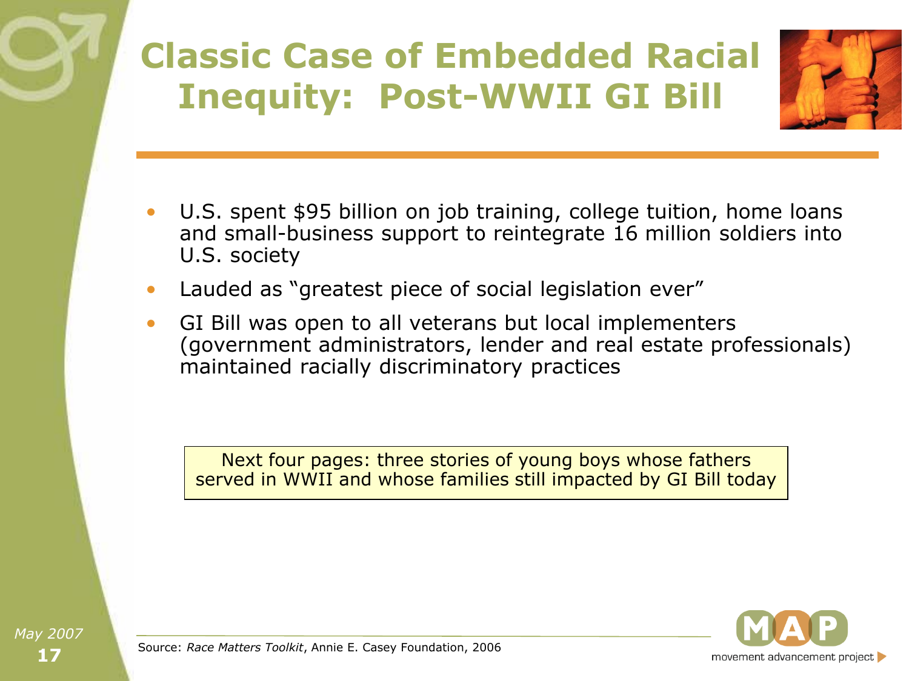# Classic Case of Embedded Racial Inequity: Post-WWII GI Bill

- U.S. spent $95 billion on job training, college tuition, home loans and small-business support to reintegrate 16 million soldiers into U.S. society
- Lauded as "greatest piece of social legislation ever"
- GI Bill was open to all veterans but local implementers (government administrators, lender and real estate professionals) maintained racially discriminatory practices

> Next four pages: three stories of young boys whose fathers served in WWII and whose families still impacted by GI Bill today

Source: *Race Matters Toolkit*, Annie E. Casey Foundation, 2006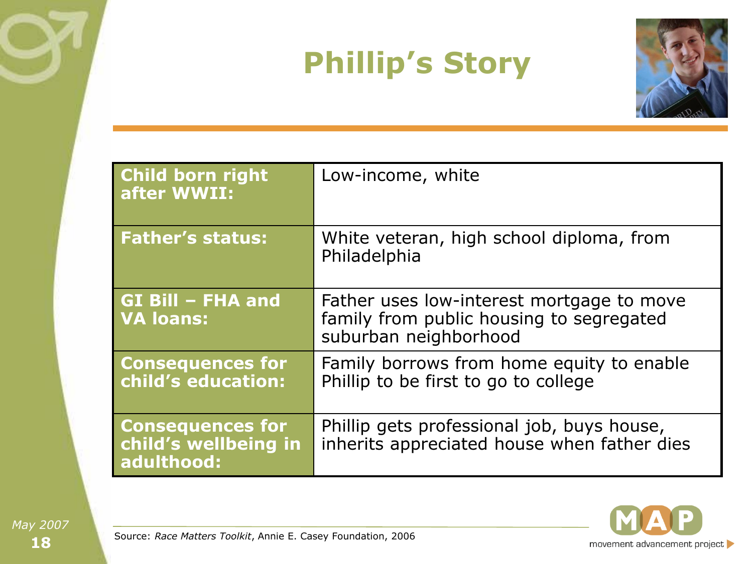# Phillip's Story

| Child born right after WWII: | Low-income, white |
|---|---|
| Father's status: | White veteran, high school diploma, from Philadelphia |
| GI Bill – FHA and VA loans: | Father uses low-interest mortgage to move family from public housing to segregated suburban neighborhood |
| Consequences for child's education: | Family borrows from home equity to enable Phillip to be first to go to college |
| Consequences for child's wellbeing in adulthood: | Phillip gets professional job, buys house, inherits appreciated house when father dies |

Source: *Race Matters Toolkit*, Annie E. Casey Foundation, 2006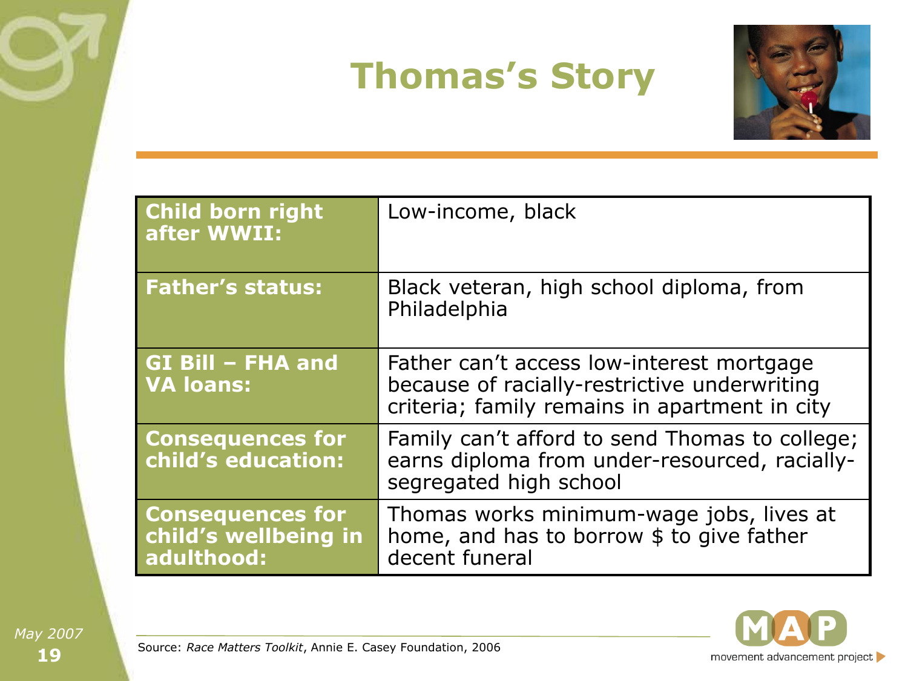# Thomas's Story

| Child born right after WWII: | Low-income, black |
| --- | --- |
| Father's status: | Black veteran, high school diploma, from Philadelphia |
| GI Bill – FHA and VA loans: | Father can't access low-interest mortgage because of racially-restrictive underwriting criteria; family remains in apartment in city |
| Consequences for child's education: | Family can't afford to send Thomas to college; earns diploma from under-resourced, racially-segregated high school |
| Consequences for child's wellbeing in adulthood: | Thomas works minimum-wage jobs, lives at home, and has to borrow $ to give father decent funeral |

Source: *Race Matters Toolkit*, Annie E. Casey Foundation, 2006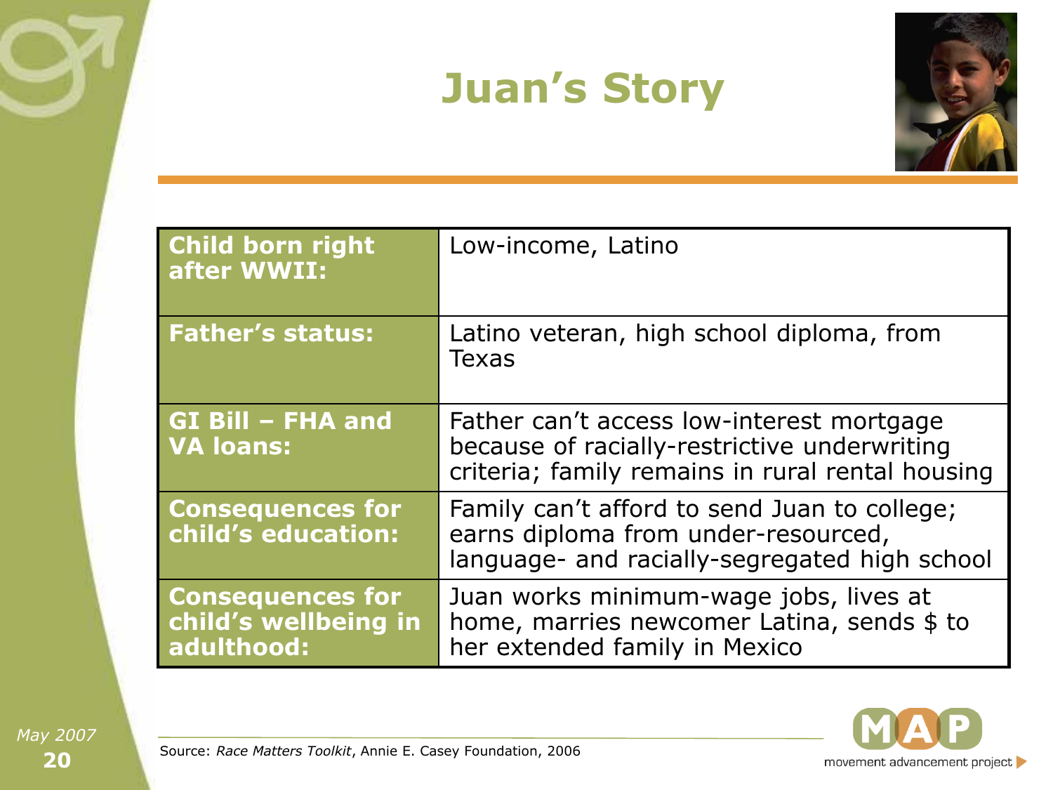# Juan's Story

| | |
|---|---|
| **Child born right after WWII:** | Low-income, Latino |
| **Father's status:** | Latino veteran, high school diploma, from Texas |
| **GI Bill – FHA and VA loans:** | Father can't access low-interest mortgage because of racially-restrictive underwriting criteria; family remains in rural rental housing |
| **Consequences for child's education:** | Family can't afford to send Juan to college; earns diploma from under-resourced, language- and racially-segregated high school |
| **Consequences for child's wellbeing in adulthood:** | Juan works minimum-wage jobs, lives at home, marries newcomer Latina, sends $ to her extended family in Mexico |

Source: *Race Matters Toolkit*, Annie E. Casey Foundation, 2006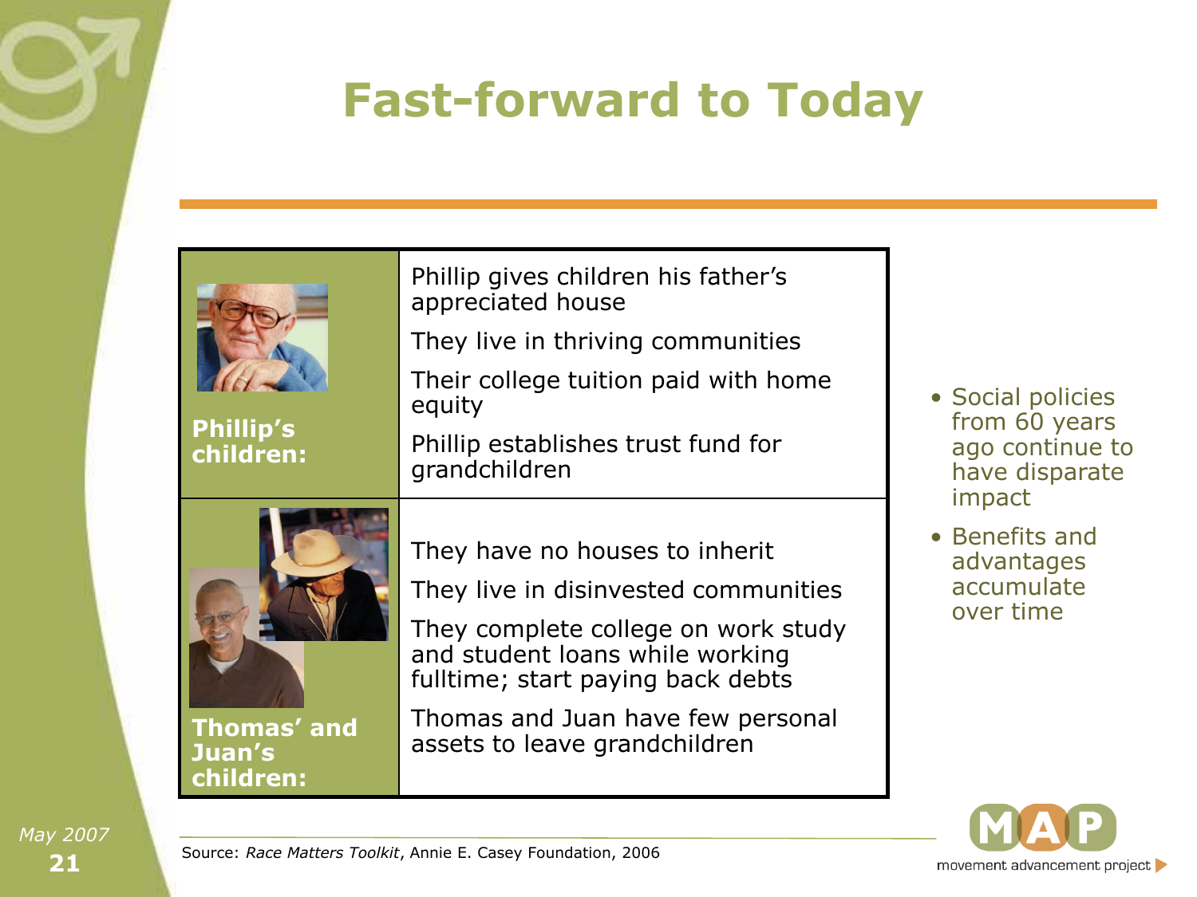# Fast-forward to Today

| | |
|---|---|
| **Phillip's children:** | Phillip gives children his father's appreciated house<br>They live in thriving communities<br>Their college tuition paid with home equity<br>Phillip establishes trust fund for grandchildren |
| **Thomas' and Juan's children:** | They have no houses to inherit<br>They live in disinvested communities<br>They complete college on work study and student loans while working fulltime; start paying back debts<br>Thomas and Juan have few personal assets to leave grandchildren |

- Social policies from 60 years ago continue to have disparate impact
- Benefits and advantages accumulate over time

Source: *Race Matters Toolkit*, Annie E. Casey Foundation, 2006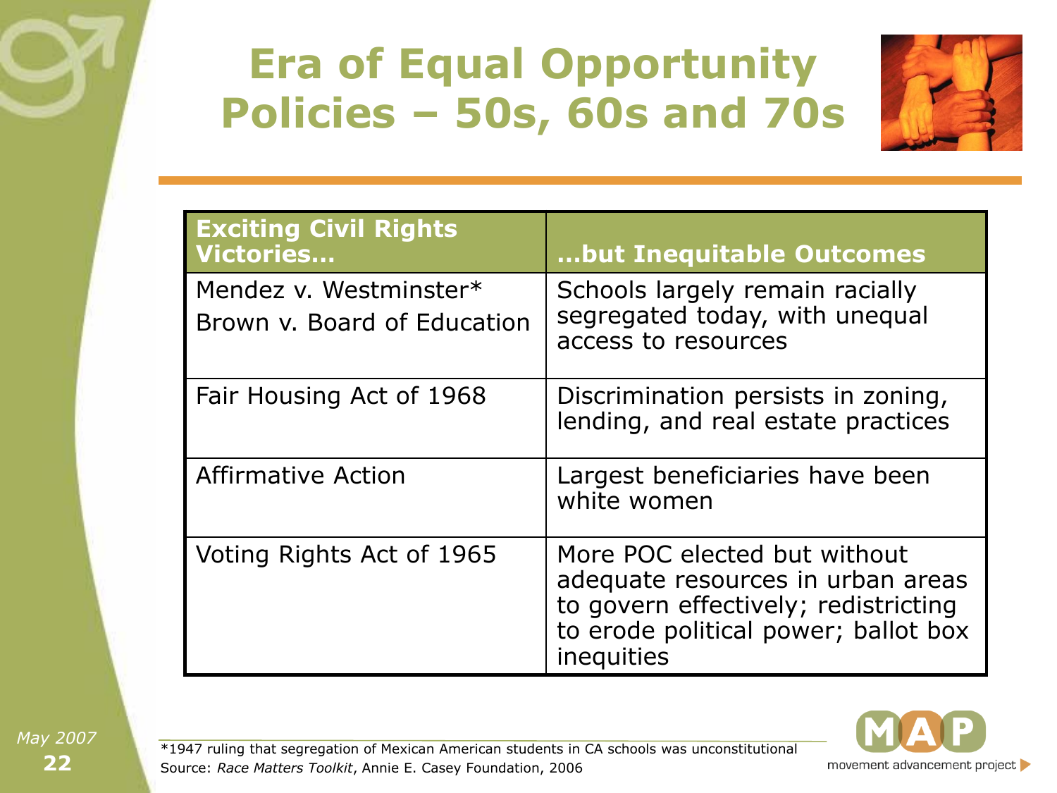# Era of Equal Opportunity Policies – 50s, 60s and 70s

| Exciting Civil Rights Victories… | …but Inequitable Outcomes |
| --- | --- |
| Mendez v. Westminster*<br>Brown v. Board of Education | Schools largely remain racially segregated today, with unequal access to resources |
| Fair Housing Act of 1968 | Discrimination persists in zoning, lending, and real estate practices |
| Affirmative Action | Largest beneficiaries have been white women |
| Voting Rights Act of 1965 | More POC elected but without adequate resources in urban areas to govern effectively; redistricting to erode political power; ballot box inequities |

*1947 ruling that segregation of Mexican American students in CA schools was unconstitutional

Source: *Race Matters Toolkit*, Annie E. Casey Foundation, 2006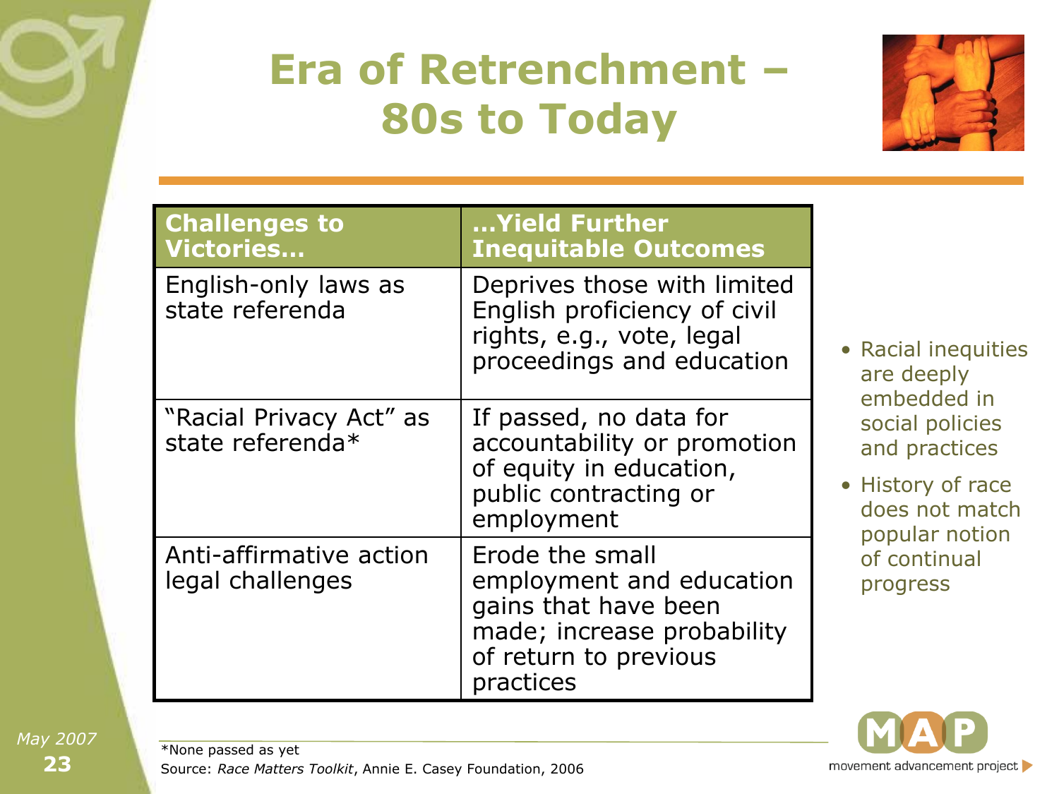# Era of Retrenchment – 80s to Today

| Challenges to Victories… | …Yield Further Inequitable Outcomes |
|---|---|
| English-only laws as state referenda | Deprives those with limited English proficiency of civil rights, e.g., vote, legal proceedings and education |
| "Racial Privacy Act" as state referenda* | If passed, no data for accountability or promotion of equity in education, public contracting or employment |
| Anti-affirmative action legal challenges | Erode the small employment and education gains that have been made; increase probability of return to previous practices |

- Racial inequities are deeply embedded in social policies and practices
- History of race does not match popular notion of continual progress

*None passed as yet

Source: *Race Matters Toolkit*, Annie E. Casey Foundation, 2006

May 2007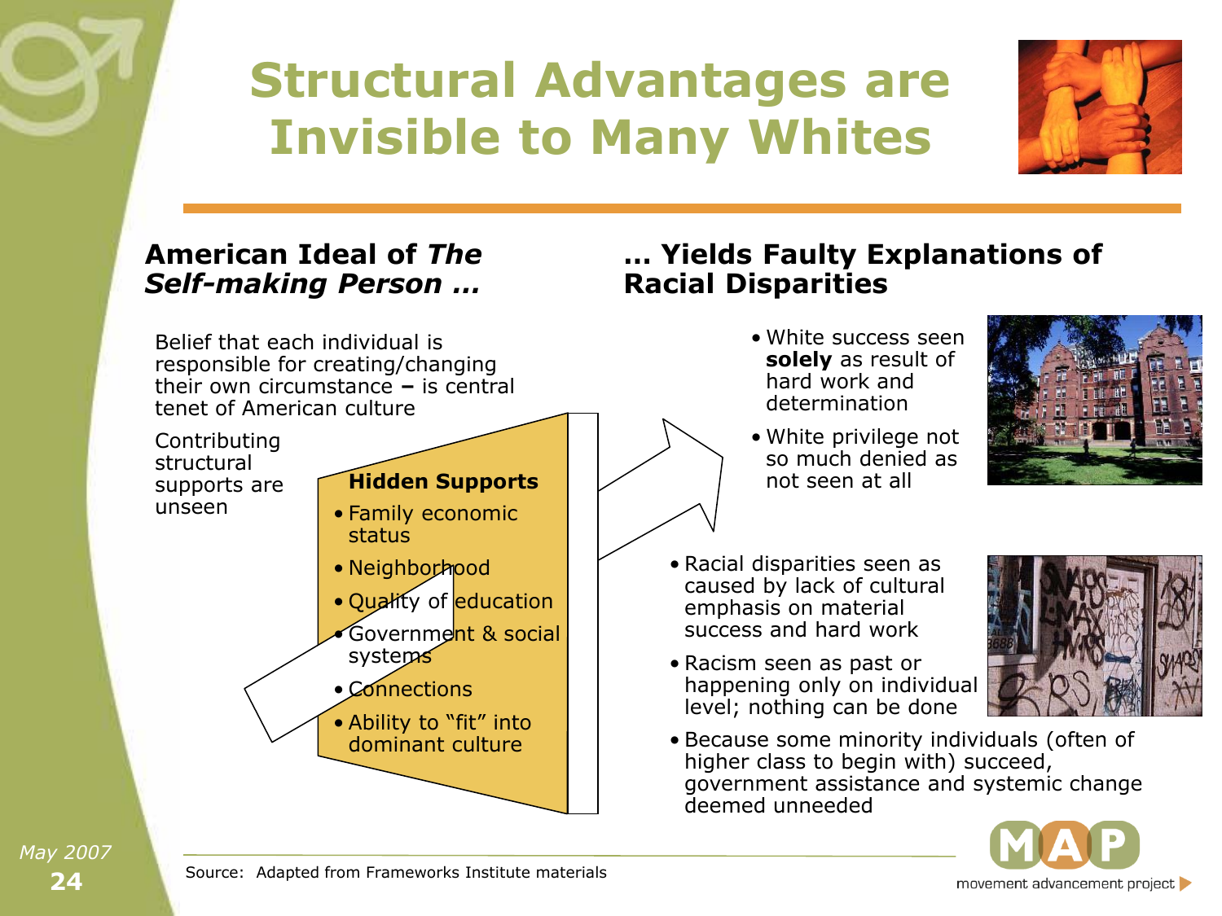# Structural Advantages are Invisible to Many Whites

## American Ideal of *The Self-making Person …*

Belief that each individual is responsible for creating/changing their own circumstance – is central tenet of American culture

Contributing structural supports are unseen

**Hidden Supports**

- Family economic status
- Neighborhood
- Quality of education
- Government & social systems
- Connections
- Ability to "fit" into dominant culture

## … Yields Faulty Explanations of Racial Disparities

- White success seen **solely** as result of hard work and determination
- White privilege not so much denied as not seen at all

- Racial disparities seen as caused by lack of cultural emphasis on material success and hard work
- Racism seen as past or happening only on individual level; nothing can be done
- Because some minority individuals (often of higher class to begin with) succeed, government assistance and systemic change deemed unneeded

Source: Adapted from Frameworks Institute materials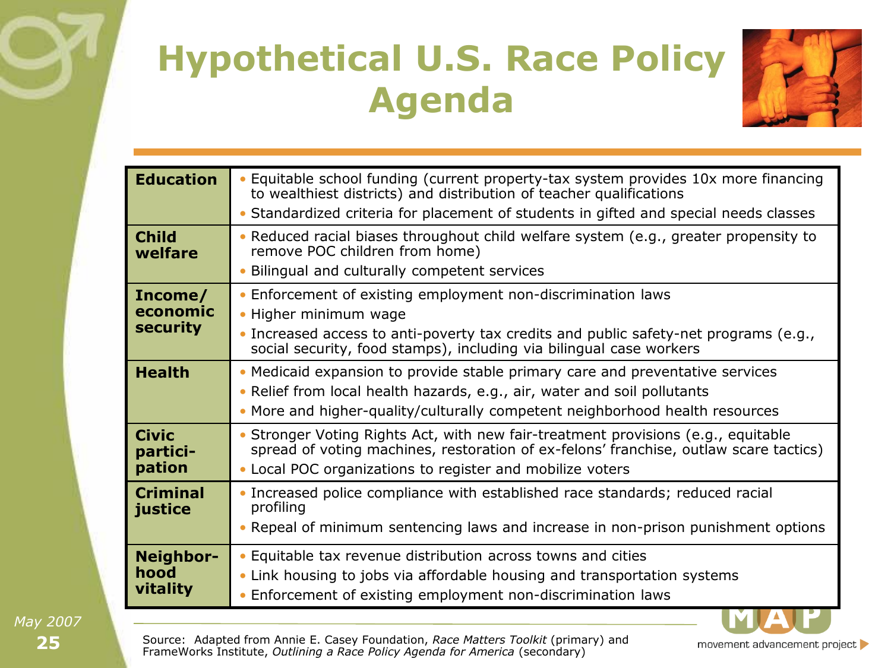# Hypothetical U.S. Race Policy Agenda

| | |
|---|---|
| **Education** | • Equitable school funding (current property-tax system provides 10x more financing to wealthiest districts) and distribution of teacher qualifications<br>• Standardized criteria for placement of students in gifted and special needs classes |
| **Child welfare** | • Reduced racial biases throughout child welfare system (e.g., greater propensity to remove POC children from home)<br>• Bilingual and culturally competent services |
| **Income/ economic security** | • Enforcement of existing employment non-discrimination laws<br>• Higher minimum wage<br>• Increased access to anti-poverty tax credits and public safety-net programs (e.g., social security, food stamps), including via bilingual case workers |
| **Health** | • Medicaid expansion to provide stable primary care and preventative services<br>• Relief from local health hazards, e.g., air, water and soil pollutants<br>• More and higher-quality/culturally competent neighborhood health resources |
| **Civic partici-pation** | • Stronger Voting Rights Act, with new fair-treatment provisions (e.g., equitable spread of voting machines, restoration of ex-felons' franchise, outlaw scare tactics)<br>• Local POC organizations to register and mobilize voters |
| **Criminal justice** | • Increased police compliance with established race standards; reduced racial profiling<br>• Repeal of minimum sentencing laws and increase in non-prison punishment options |
| **Neighbor-hood vitality** | • Equitable tax revenue distribution across towns and cities<br>• Link housing to jobs via affordable housing and transportation systems<br>• Enforcement of existing employment non-discrimination laws |

Source: Adapted from Annie E. Casey Foundation, *Race Matters Toolkit* (primary) and FrameWorks Institute, *Outlining a Race Policy Agenda for America* (secondary)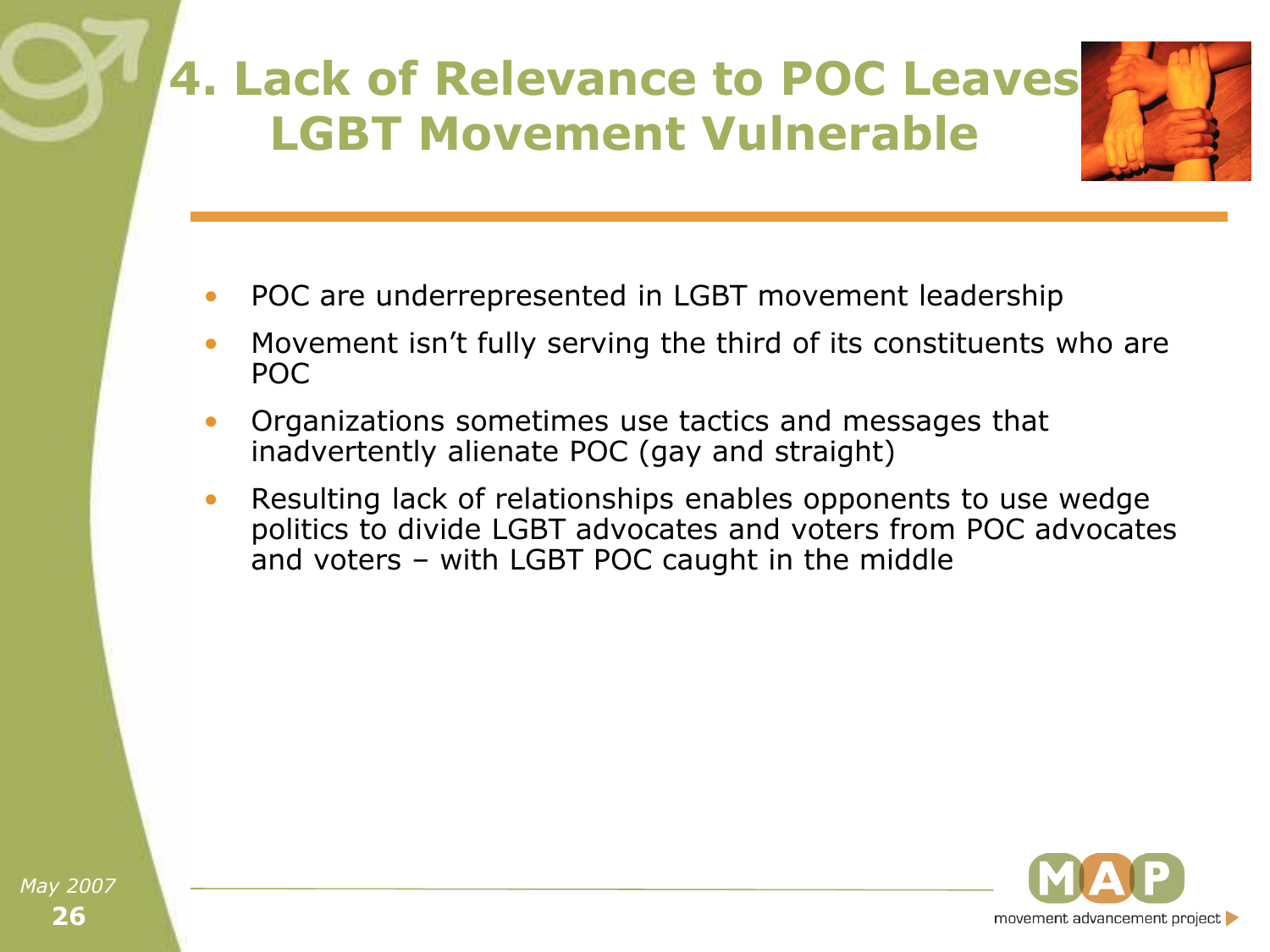# 4. Lack of Relevance to POC Leaves LGBT Movement Vulnerable

- POC are underrepresented in LGBT movement leadership
- Movement isn't fully serving the third of its constituents who are POC
- Organizations sometimes use tactics and messages that inadvertently alienate POC (gay and straight)
- Resulting lack of relationships enables opponents to use wedge politics to divide LGBT advocates and voters from POC advocates and voters – with LGBT POC caught in the middle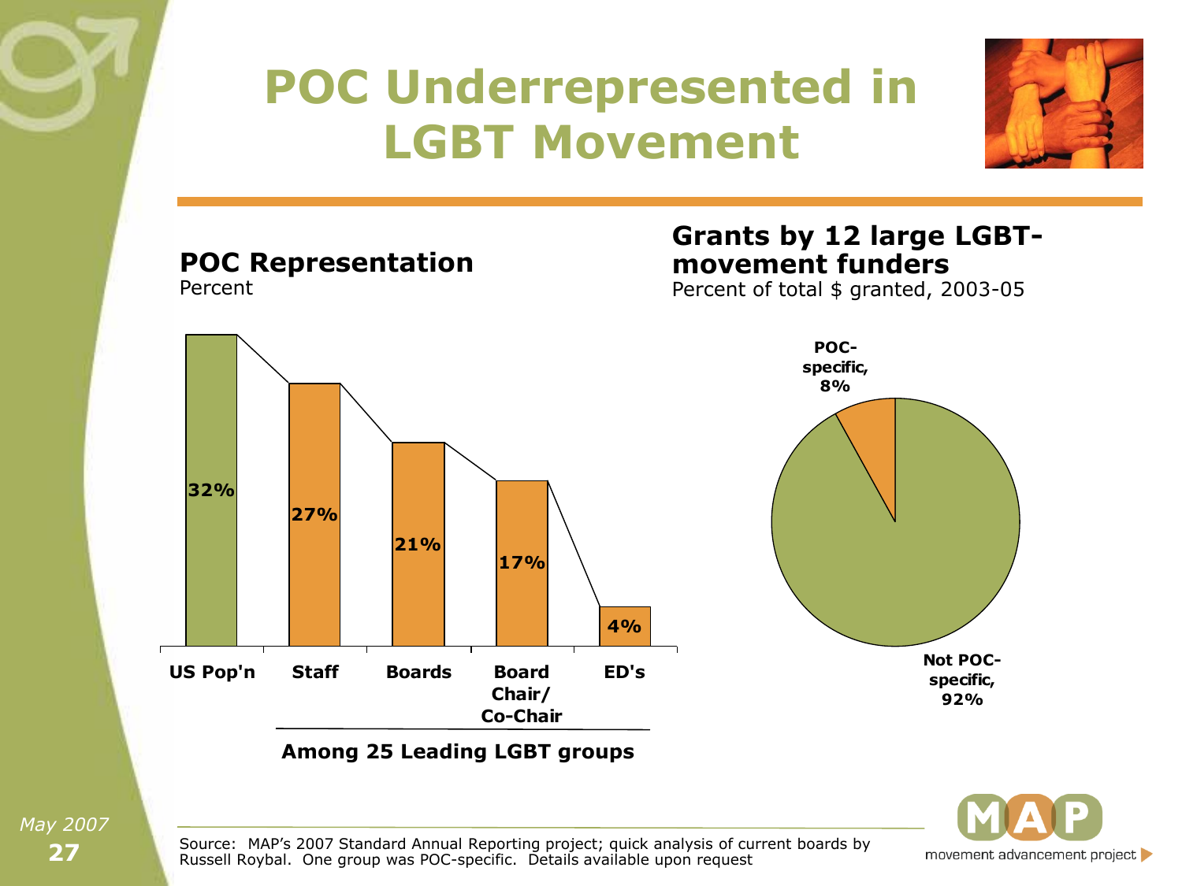# POC Underrepresented in LGBT Movement

## POC Representation

Percent

| US Pop'n | Staff | Boards | Board Chair/ Co-Chair | ED's |
|---|---|---|---|---|
| 32% | 27% | 21% | 17% | 4% |

Among 25 Leading LGBT groups

## Grants by 12 large LGBT-movement funders

Percent of total $ granted, 2003-05

| Category | Percent |
|---|---|
| POC-specific | 8% |
| Not POC-specific | 92% |

Source: MAP's 2007 Standard Annual Reporting project; quick analysis of current boards by Russell Roybal. One group was POC-specific. Details available upon request

*May 2007*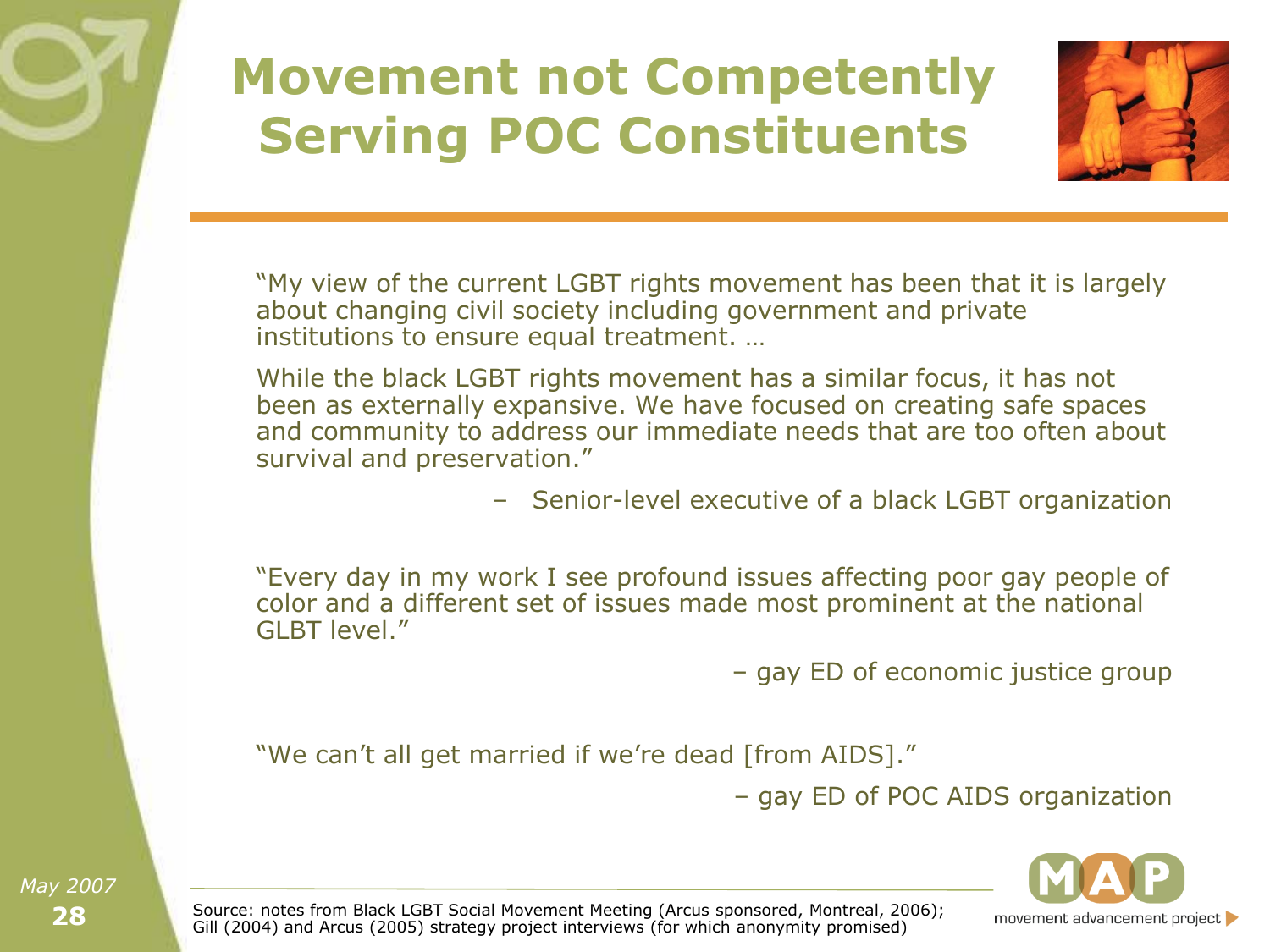# Movement not Competently Serving POC Constituents

"My view of the current LGBT rights movement has been that it is largely about changing civil society including government and private institutions to ensure equal treatment. …

While the black LGBT rights movement has a similar focus, it has not been as externally expansive. We have focused on creating safe spaces and community to address our immediate needs that are too often about survival and preservation."

– Senior-level executive of a black LGBT organization

"Every day in my work I see profound issues affecting poor gay people of color and a different set of issues made most prominent at the national GLBT level."

– gay ED of economic justice group

"We can't all get married if we're dead [from AIDS]."

– gay ED of POC AIDS organization

Source: notes from Black LGBT Social Movement Meeting (Arcus sponsored, Montreal, 2006); Gill (2004) and Arcus (2005) strategy project interviews (for which anonymity promised)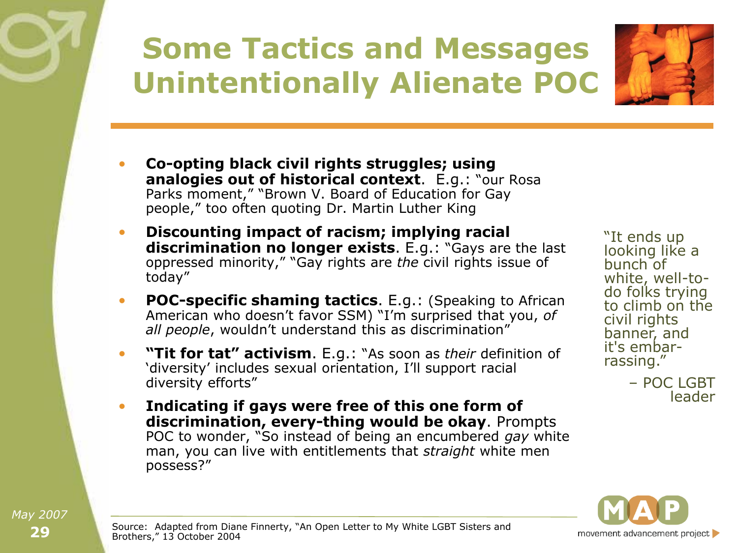# Some Tactics and Messages Unintentionally Alienate POC

- **Co-opting black civil rights struggles; using analogies out of historical context**. E.g.: "our Rosa Parks moment," "Brown V. Board of Education for Gay people," too often quoting Dr. Martin Luther King
- **Discounting impact of racism; implying racial discrimination no longer exists**. E.g.: "Gays are the last oppressed minority," "Gay rights are *the* civil rights issue of today"
- **POC-specific shaming tactics**. E.g.: (Speaking to African American who doesn't favor SSM) "I'm surprised that you, *of all people*, wouldn't understand this as discrimination"
- **"Tit for tat" activism**. E.g.: "As soon as *their* definition of 'diversity' includes sexual orientation, I'll support racial diversity efforts"
- **Indicating if gays were free of this one form of discrimination, every-thing would be okay**. Prompts POC to wonder, "So instead of being an encumbered *gay* white man, you can live with entitlements that *straight* white men possess?"

"It ends up looking like a bunch of white, well-to-do folks trying to climb on the civil rights banner, and it's embar-rassing."

– POC LGBT leader

Source: Adapted from Diane Finnerty, "An Open Letter to My White LGBT Sisters and Brothers," 13 October 2004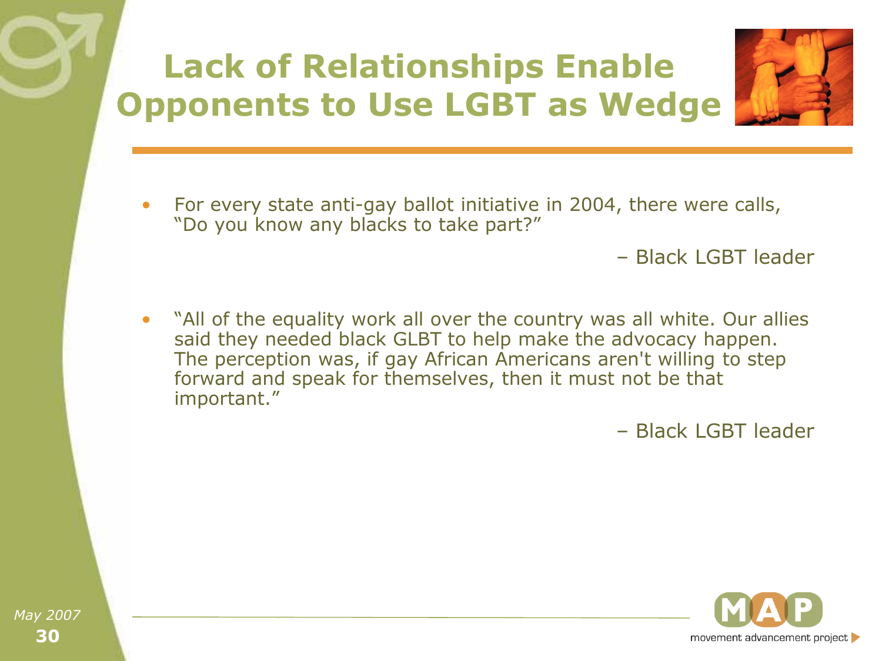# Lack of Relationships Enable Opponents to Use LGBT as Wedge

- For every state anti-gay ballot initiative in 2004, there were calls, "Do you know any blacks to take part?"

  – Black LGBT leader

- "All of the equality work all over the country was all white. Our allies said they needed black GLBT to help make the advocacy happen. The perception was, if gay African Americans aren't willing to step forward and speak for themselves, then it must not be that important."

  – Black LGBT leader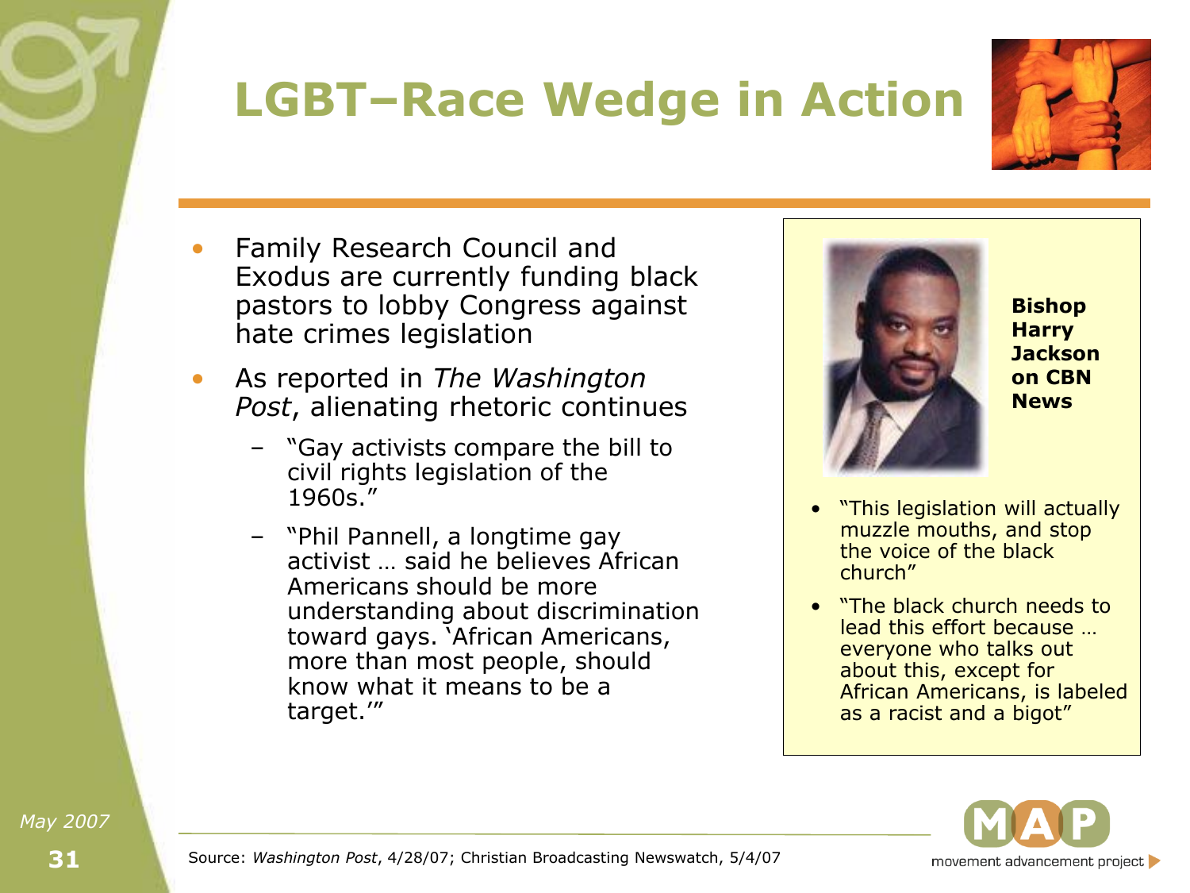# LGBT–Race Wedge in Action

- Family Research Council and Exodus are currently funding black pastors to lobby Congress against hate crimes legislation
- As reported in *The Washington Post*, alienating rhetoric continues
  - "Gay activists compare the bill to civil rights legislation of the 1960s."
  - "Phil Pannell, a longtime gay activist … said he believes African Americans should be more understanding about discrimination toward gays. 'African Americans, more than most people, should know what it means to be a target.'"

**Bishop Harry Jackson on CBN News**

- "This legislation will actually muzzle mouths, and stop the voice of the black church"
- "The black church needs to lead this effort because … everyone who talks out about this, except for African Americans, is labeled as a racist and a bigot"

May 2007

Source: *Washington Post*, 4/28/07; Christian Broadcasting Newswatch, 5/4/07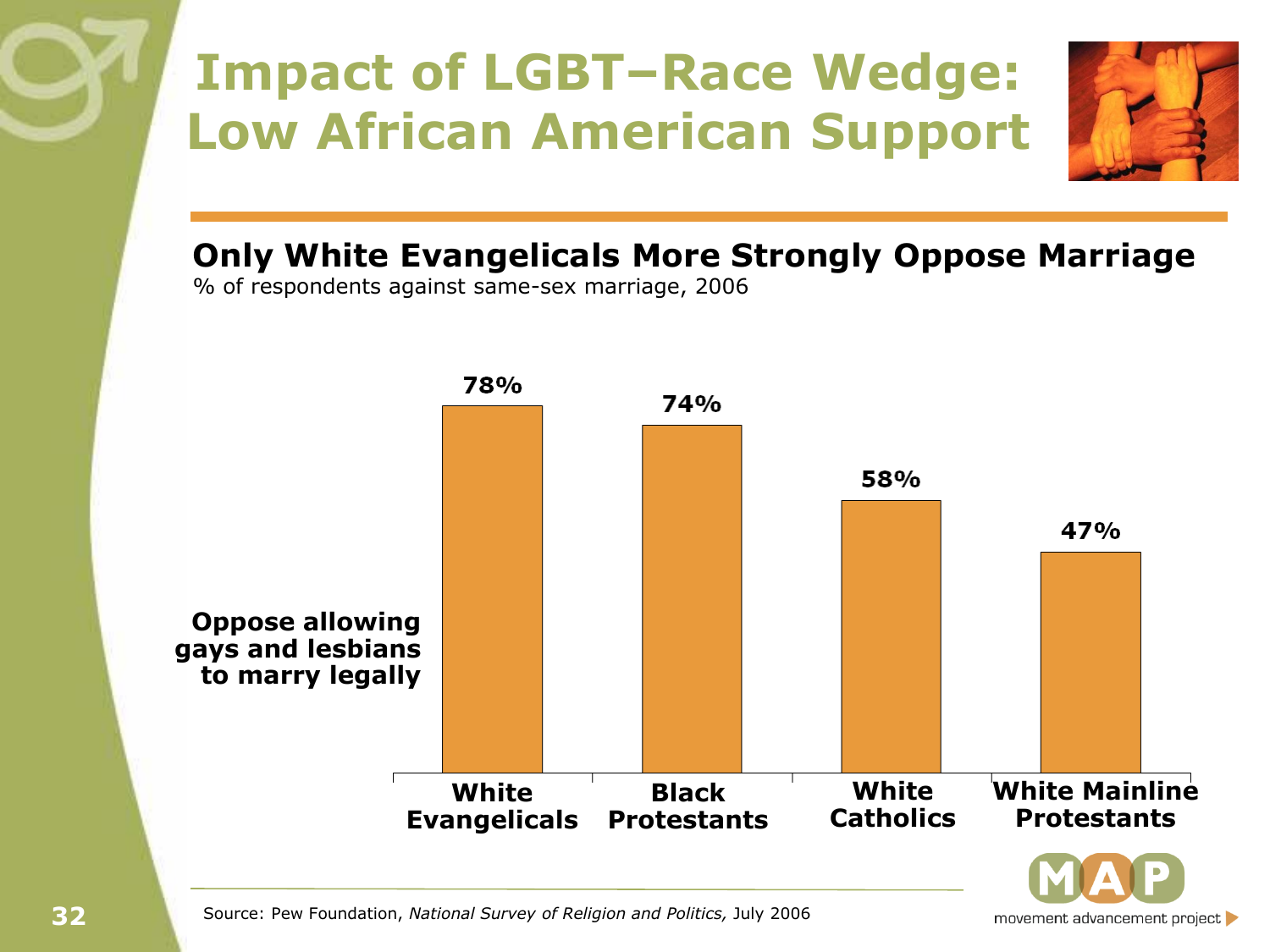# Impact of LGBT–Race Wedge: Low African American Support

## Only White Evangelicals More Strongly Oppose Marriage

% of respondents against same-sex marriage, 2006

| | White Evangelicals | Black Protestants | White Catholics | White Mainline Protestants |
|---|---|---|---|---|
| **Oppose allowing gays and lesbians to marry legally** | 78% | 74% | 58% | 47% |

Source: Pew Foundation, *National Survey of Religion and Politics,* July 2006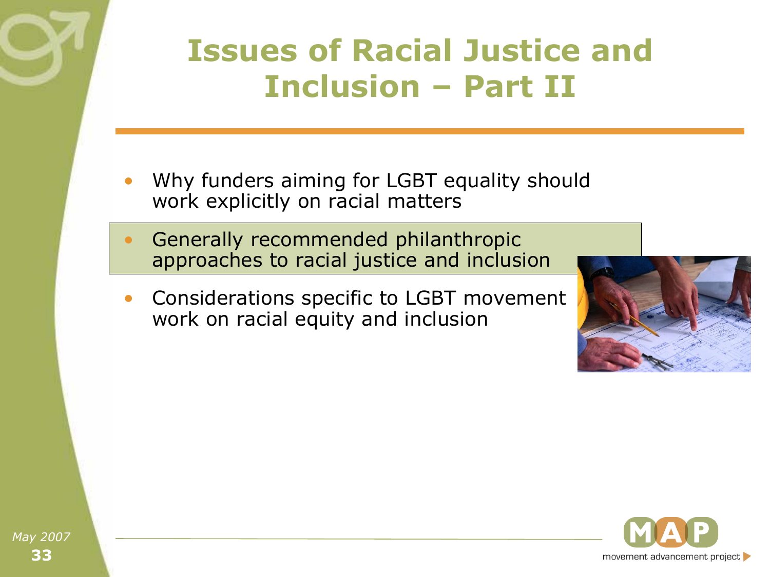# Issues of Racial Justice and Inclusion – Part II

- Why funders aiming for LGBT equality should work explicitly on racial matters
- Generally recommended philanthropic approaches to racial justice and inclusion
- Considerations specific to LGBT movement work on racial equity and inclusion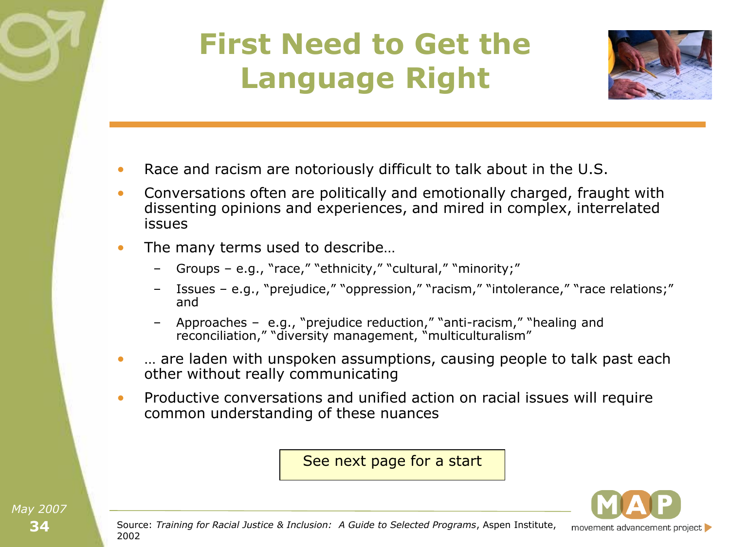# First Need to Get the Language Right

- Race and racism are notoriously difficult to talk about in the U.S.
- Conversations often are politically and emotionally charged, fraught with dissenting opinions and experiences, and mired in complex, interrelated issues
- The many terms used to describe…
  - Groups – e.g., "race," "ethnicity," "cultural," "minority;"
  - Issues – e.g., "prejudice," "oppression," "racism," "intolerance," "race relations;" and
  - Approaches – e.g., "prejudice reduction," "anti-racism," "healing and reconciliation," "diversity management, "multiculturalism"
- … are laden with unspoken assumptions, causing people to talk past each other without really communicating
- Productive conversations and unified action on racial issues will require common understanding of these nuances

See next page for a start

Source: *Training for Racial Justice & Inclusion: A Guide to Selected Programs*, Aspen Institute, 2002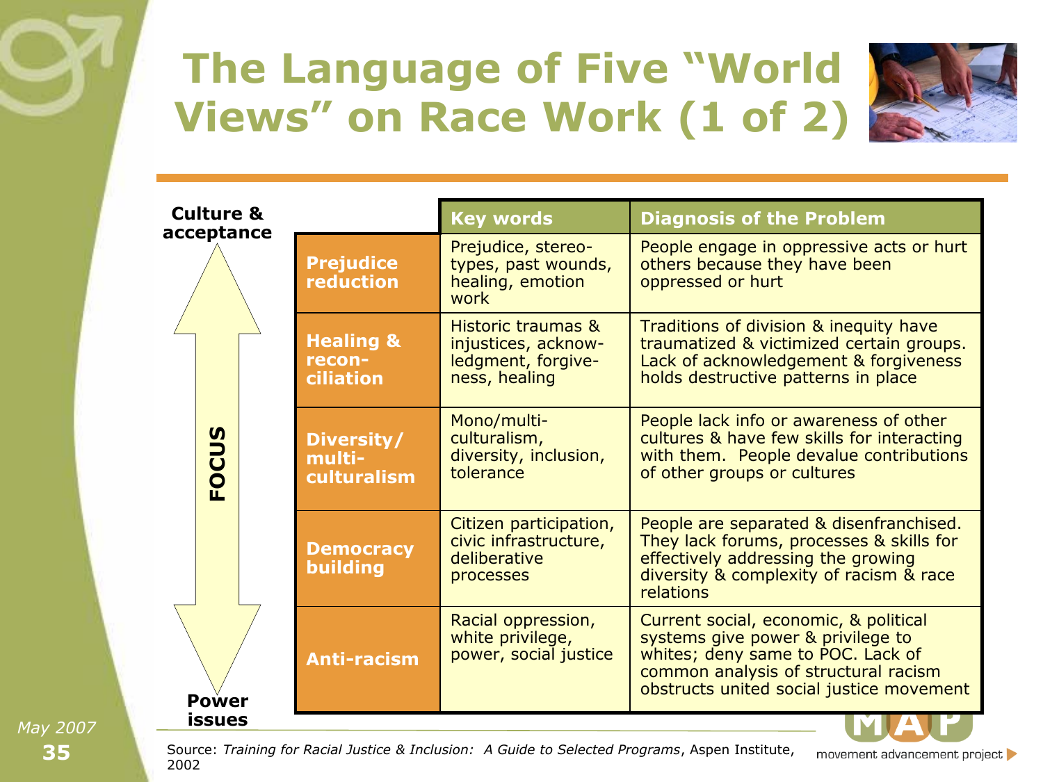# The Language of Five "World Views" on Race Work (1 of 2)

**Focus:** Culture & acceptance ↕ Power issues

| | Key words | Diagnosis of the Problem |
|---|---|---|
| **Prejudice reduction** | Prejudice, stereotypes, past wounds, healing, emotion work | People engage in oppressive acts or hurt others because they have been oppressed or hurt |
| **Healing & reconciliation** | Historic traumas & injustices, acknowledgment, forgiveness, healing | Traditions of division & inequity have traumatized & victimized certain groups. Lack of acknowledgement & forgiveness holds destructive patterns in place |
| **Diversity/ multiculturalism** | Mono/multiculturalism, diversity, inclusion, tolerance | People lack info or awareness of other cultures & have few skills for interacting with them. People devalue contributions of other groups or cultures |
| **Democracy building** | Citizen participation, civic infrastructure, deliberative processes | People are separated & disenfranchised. They lack forums, processes & skills for effectively addressing the growing diversity & complexity of racism & race relations |
| **Anti-racism** | Racial oppression, white privilege, power, social justice | Current social, economic, & political systems give power & privilege to whites; deny same to POC. Lack of common analysis of structural racism obstructs united social justice movement |

Source: *Training for Racial Justice & Inclusion: A Guide to Selected Programs*, Aspen Institute, 2002

May 2007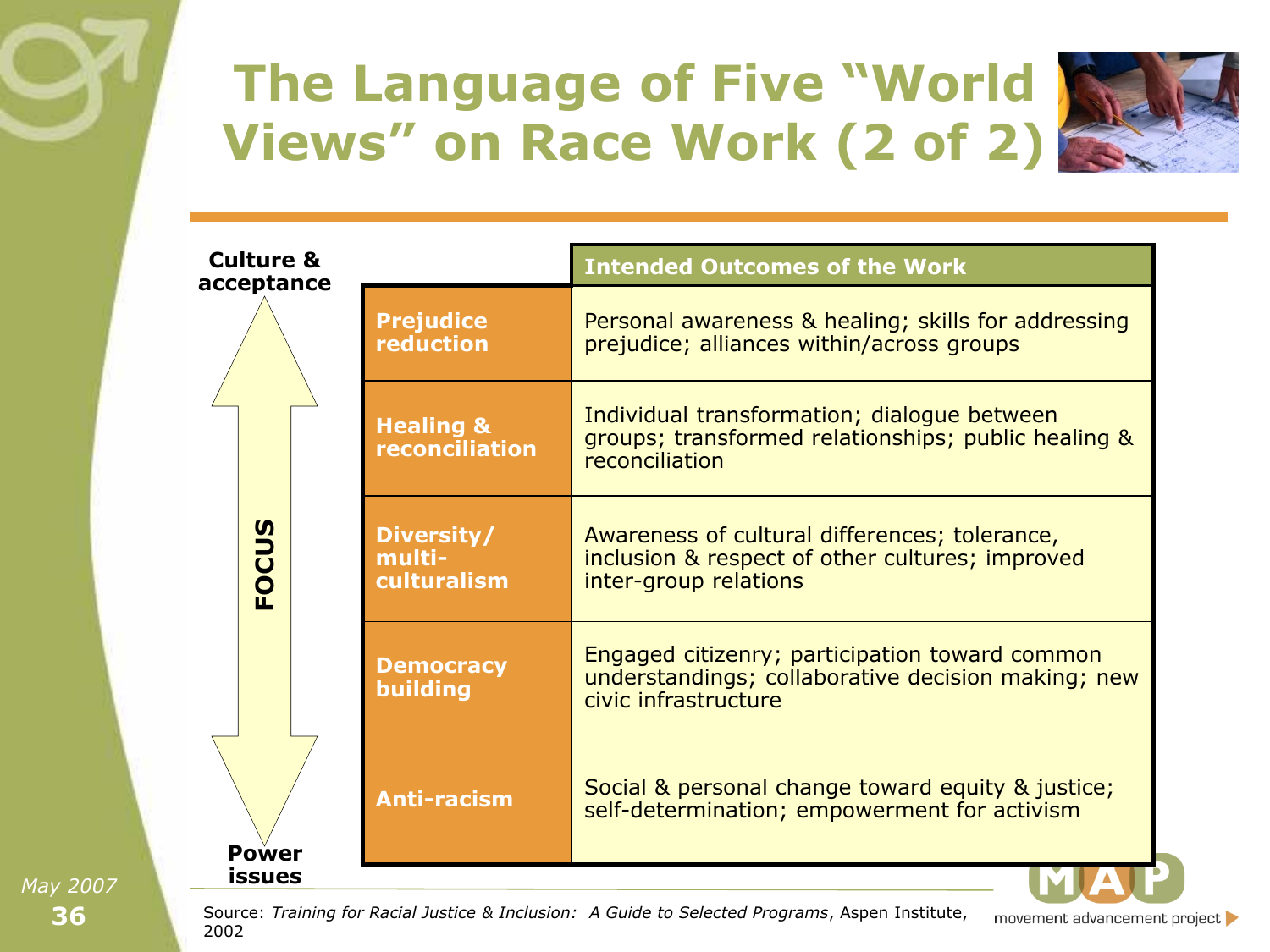# The Language of Five "World Views" on Race Work (2 of 2)

**FOCUS:** Culture & acceptance ↕ Power issues

| | Intended Outcomes of the Work |
|---|---|
| **Prejudice reduction** | Personal awareness & healing; skills for addressing prejudice; alliances within/across groups |
| **Healing & reconciliation** | Individual transformation; dialogue between groups; transformed relationships; public healing & reconciliation |
| **Diversity/ multi-culturalism** | Awareness of cultural differences; tolerance, inclusion & respect of other cultures; improved inter-group relations |
| **Democracy building** | Engaged citizenry; participation toward common understandings; collaborative decision making; new civic infrastructure |
| **Anti-racism** | Social & personal change toward equity & justice; self-determination; empowerment for activism |

Source: *Training for Racial Justice & Inclusion: A Guide to Selected Programs*, Aspen Institute, 2002

May 2007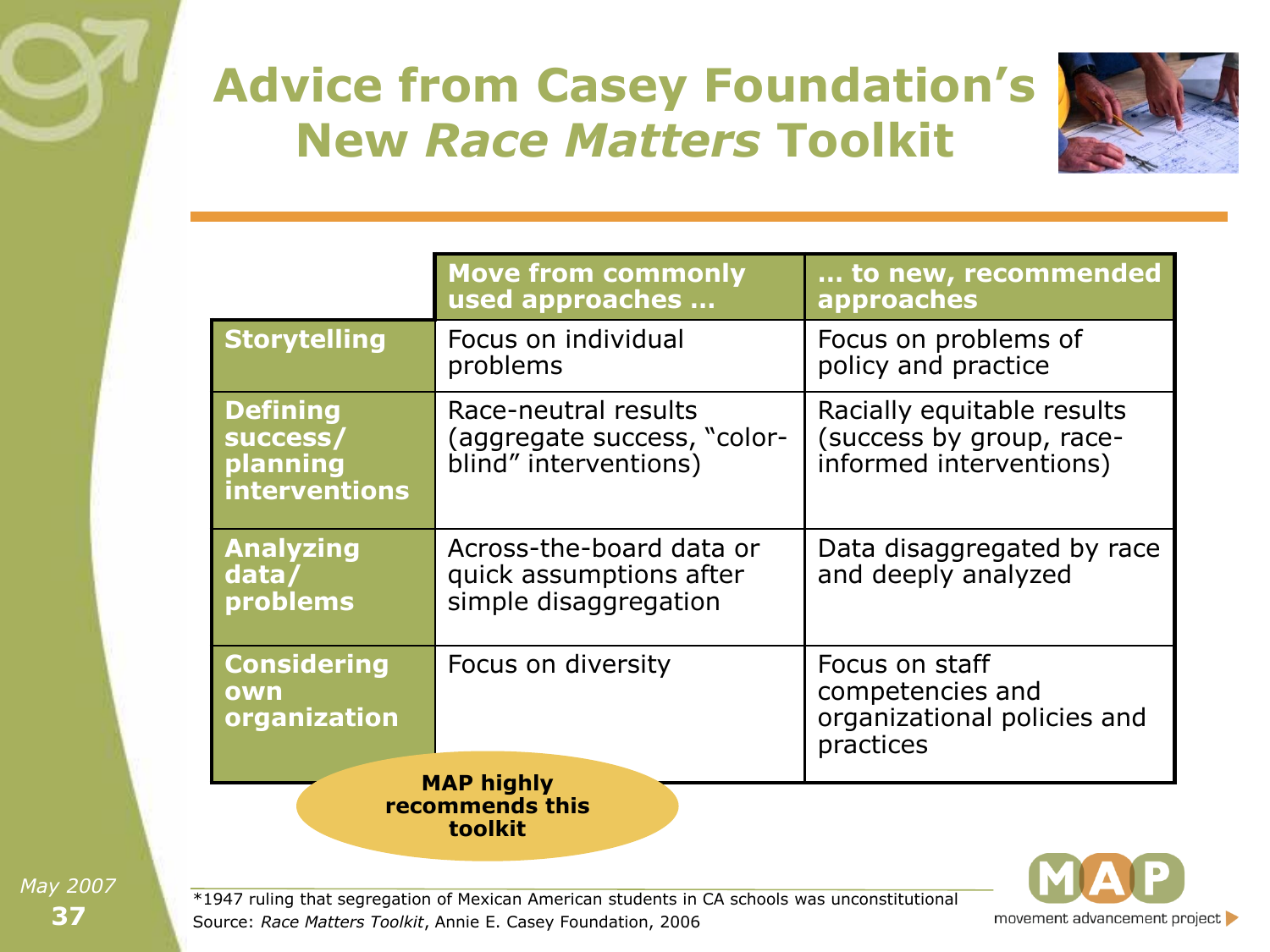# Advice from Casey Foundation's New *Race Matters* Toolkit

| | Move from commonly used approaches … | … to new, recommended approaches |
|---|---|---|
| **Storytelling** | Focus on individual problems | Focus on problems of policy and practice |
| **Defining success/ planning interventions** | Race-neutral results (aggregate success, "color-blind" interventions) | Racially equitable results (success by group, race-informed interventions) |
| **Analyzing data/ problems** | Across-the-board data or quick assumptions after simple disaggregation | Data disaggregated by race and deeply analyzed |
| **Considering own organization** | Focus on diversity | Focus on staff competencies and organizational policies and practices |

**MAP highly recommends this toolkit**

*1947 ruling that segregation of Mexican American students in CA schools was unconstitutional

Source: *Race Matters Toolkit*, Annie E. Casey Foundation, 2006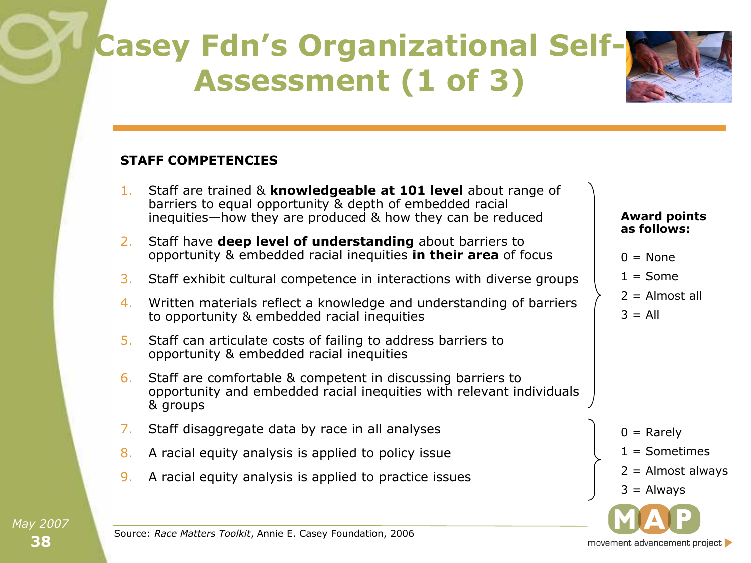# Casey Fdn's Organizational Self-Assessment (1 of 3)

**STAFF COMPETENCIES**

1. Staff are trained & **knowledgeable at 101 level** about range of barriers to equal opportunity & depth of embedded racial inequities—how they are produced & how they can be reduced
2. Staff have **deep level of understanding** about barriers to opportunity & embedded racial inequities **in their area** of focus
3. Staff exhibit cultural competence in interactions with diverse groups
4. Written materials reflect a knowledge and understanding of barriers to opportunity & embedded racial inequities
5. Staff can articulate costs of failing to address barriers to opportunity & embedded racial inequities
6. Staff are comfortable & competent in discussing barriers to opportunity and embedded racial inequities with relevant individuals & groups

**Award points as follows:**

0 = None
1 = Some
2 = Almost all
3 = All

7. Staff disaggregate data by race in all analyses
8. A racial equity analysis is applied to policy issue
9. A racial equity analysis is applied to practice issues

0 = Rarely
1 = Sometimes
2 = Almost always
3 = Always

Source: *Race Matters Toolkit*, Annie E. Casey Foundation, 2006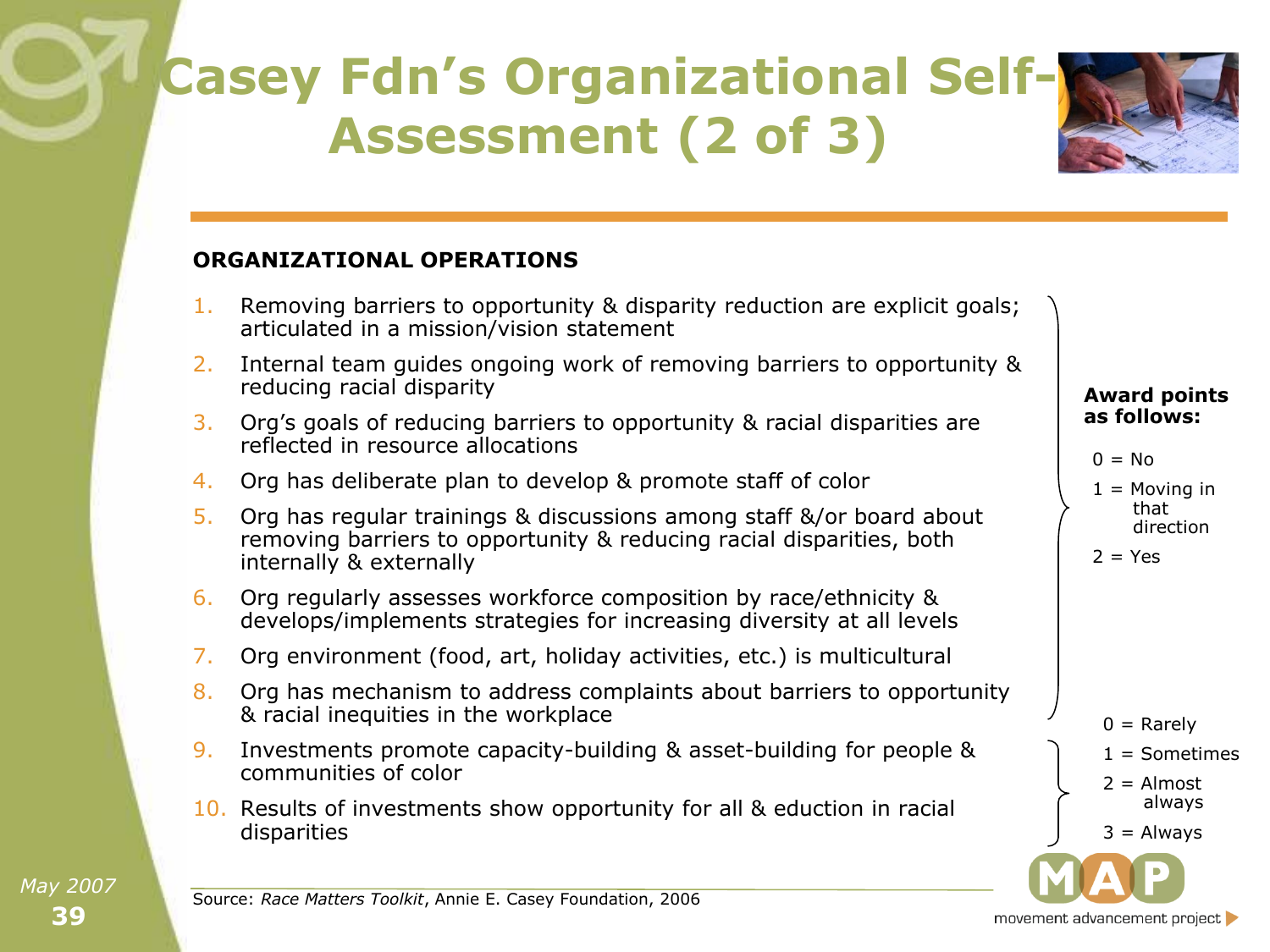# Casey Fdn's Organizational Self-Assessment (2 of 3)

**ORGANIZATIONAL OPERATIONS**

1. Removing barriers to opportunity & disparity reduction are explicit goals; articulated in a mission/vision statement
2. Internal team guides ongoing work of removing barriers to opportunity & reducing racial disparity
3. Org's goals of reducing barriers to opportunity & racial disparities are reflected in resource allocations
4. Org has deliberate plan to develop & promote staff of color
5. Org has regular trainings & discussions among staff &/or board about removing barriers to opportunity & reducing racial disparities, both internally & externally
6. Org regularly assesses workforce composition by race/ethnicity & develops/implements strategies for increasing diversity at all levels
7. Org environment (food, art, holiday activities, etc.) is multicultural
8. Org has mechanism to address complaints about barriers to opportunity & racial inequities in the workplace
9. Investments promote capacity-building & asset-building for people & communities of color
10. Results of investments show opportunity for all & eduction in racial disparities

**Award points as follows:**

Items 1–8:

- 0 = No
- 1 = Moving in that direction
- 2 = Yes

Items 9–10:

- 0 = Rarely
- 1 = Sometimes
- 2 = Almost always
- 3 = Always

Source: *Race Matters Toolkit*, Annie E. Casey Foundation, 2006

May 2007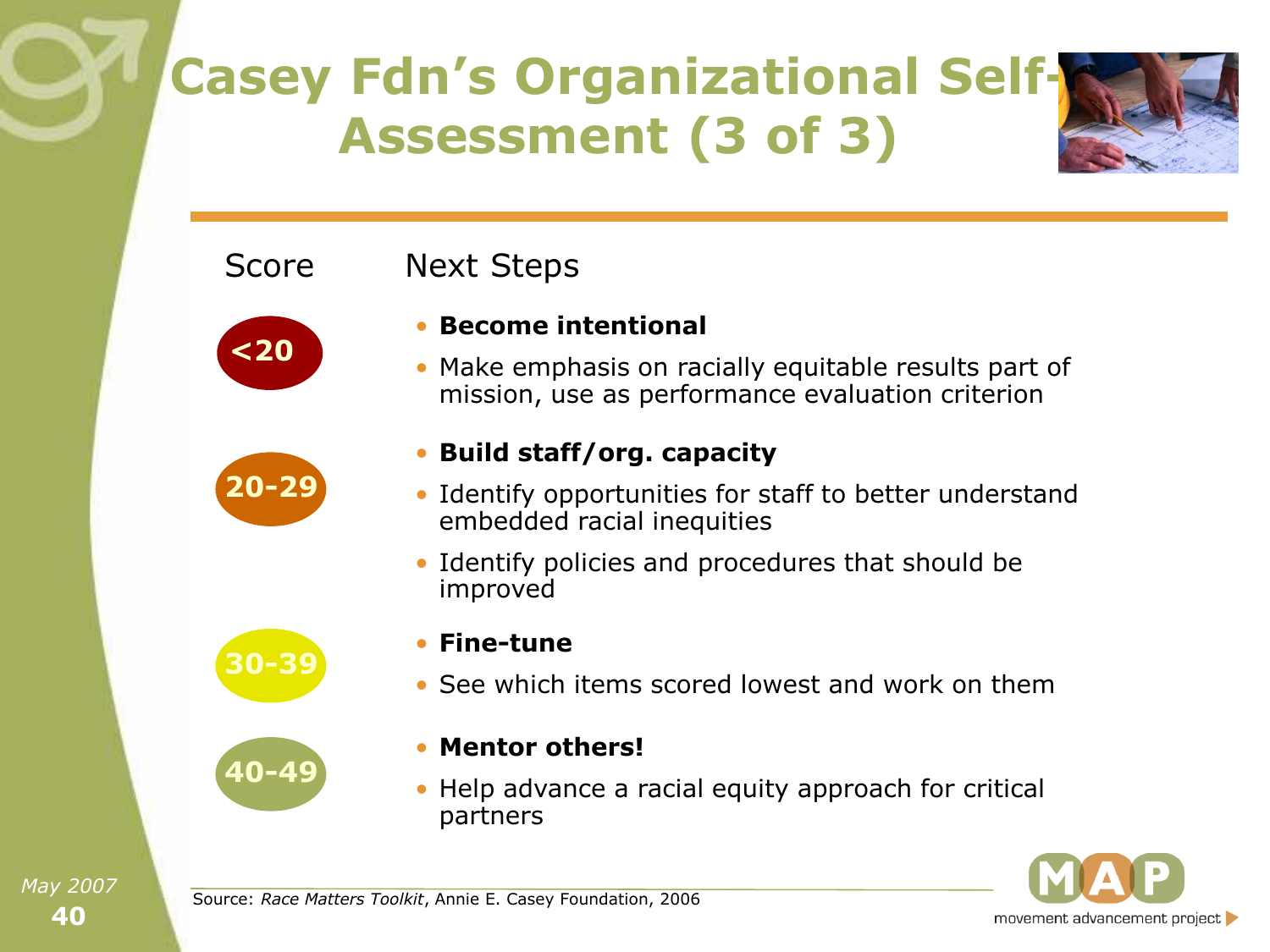# Casey Fdn's Organizational Self-Assessment (3 of 3)

| Score | Next Steps |
| --- | --- |
| <20 | • **Become intentional** <br> • Make emphasis on racially equitable results part of mission, use as performance evaluation criterion |
| 20-29 | • **Build staff/org. capacity** <br> • Identify opportunities for staff to better understand embedded racial inequities <br> • Identify policies and procedures that should be improved |
| 30-39 | • **Fine-tune** <br> • See which items scored lowest and work on them |
| 40-49 | • **Mentor others!** <br> • Help advance a racial equity approach for critical partners |

Source: *Race Matters Toolkit*, Annie E. Casey Foundation, 2006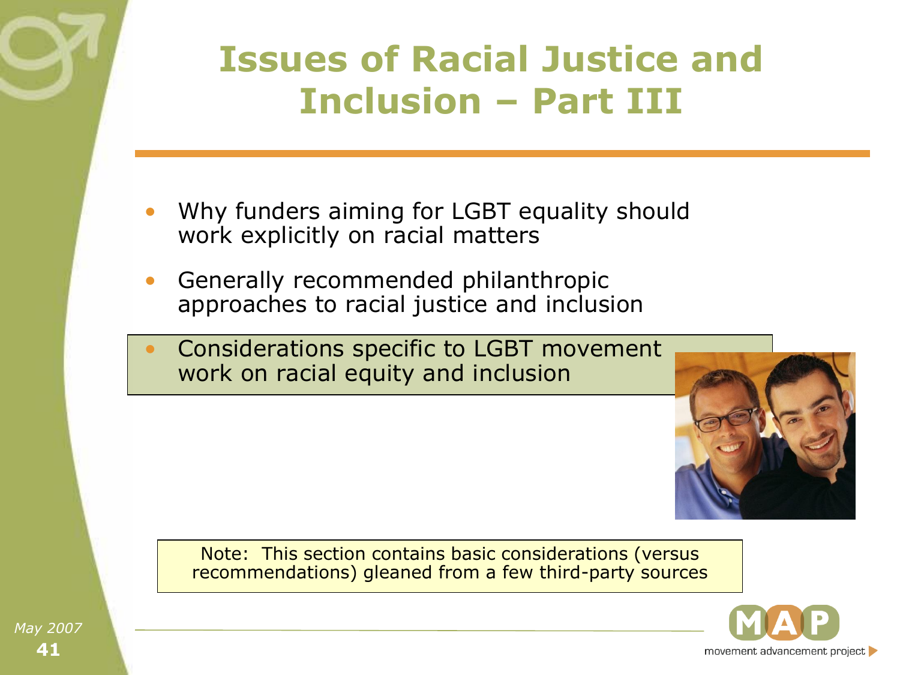# Issues of Racial Justice and Inclusion – Part III

- Why funders aiming for LGBT equality should work explicitly on racial matters
- Generally recommended philanthropic approaches to racial justice and inclusion
- Considerations specific to LGBT movement work on racial equity and inclusion

Note: This section contains basic considerations (versus recommendations) gleaned from a few third-party sources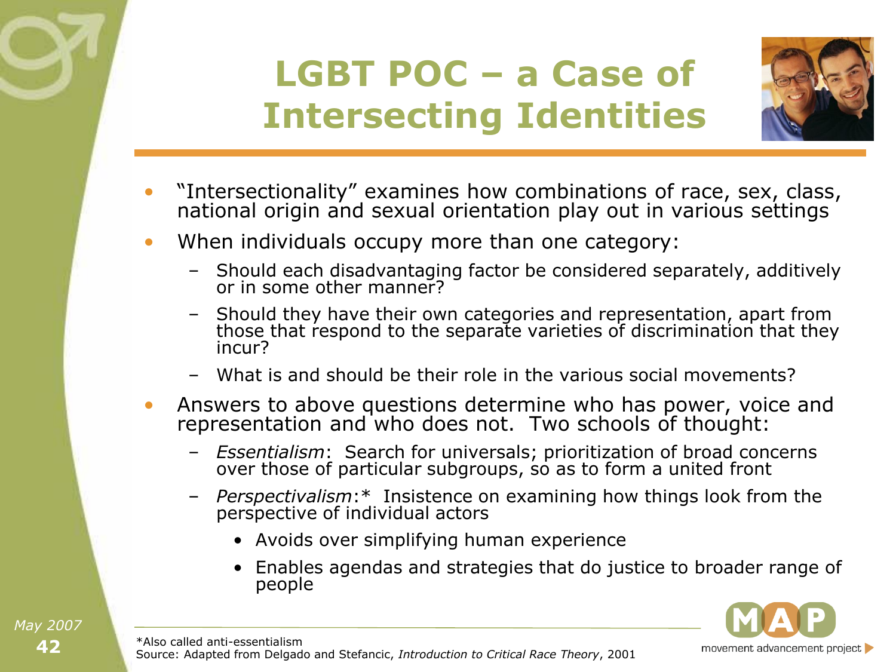# LGBT POC – a Case of Intersecting Identities

- "Intersectionality" examines how combinations of race, sex, class, national origin and sexual orientation play out in various settings
- When individuals occupy more than one category:
  - Should each disadvantaging factor be considered separately, additively or in some other manner?
  - Should they have their own categories and representation, apart from those that respond to the separate varieties of discrimination that they incur?
  - What is and should be their role in the various social movements?
- Answers to above questions determine who has power, voice and representation and who does not. Two schools of thought:
  - *Essentialism*: Search for universals; prioritization of broad concerns over those of particular subgroups, so as to form a united front
  - *Perspectivalism*:* Insistence on examining how things look from the perspective of individual actors
    - Avoids over simplifying human experience
    - Enables agendas and strategies that do justice to broader range of people

*Also called anti-essentialism
Source: Adapted from Delgado and Stefancic, *Introduction to Critical Race Theory*, 2001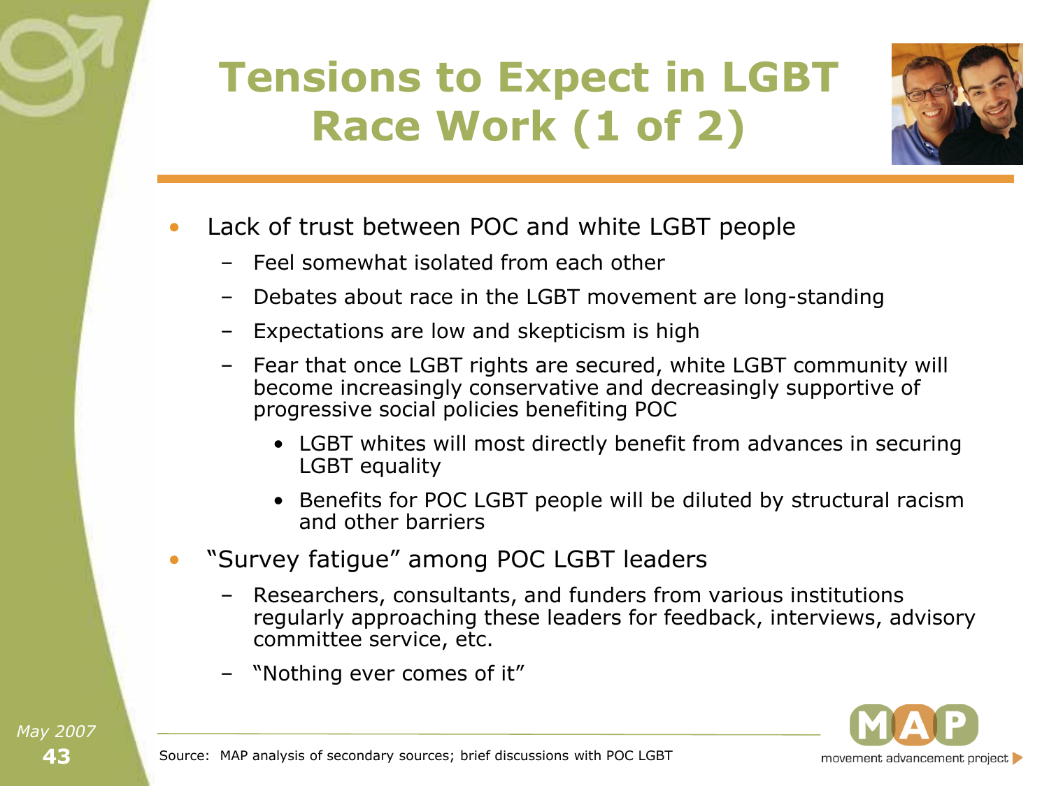# Tensions to Expect in LGBT Race Work (1 of 2)

- Lack of trust between POC and white LGBT people
  - Feel somewhat isolated from each other
  - Debates about race in the LGBT movement are long-standing
  - Expectations are low and skepticism is high
  - Fear that once LGBT rights are secured, white LGBT community will become increasingly conservative and decreasingly supportive of progressive social policies benefiting POC
    - LGBT whites will most directly benefit from advances in securing LGBT equality
    - Benefits for POC LGBT people will be diluted by structural racism and other barriers
- "Survey fatigue" among POC LGBT leaders
  - Researchers, consultants, and funders from various institutions regularly approaching these leaders for feedback, interviews, advisory committee service, etc.
  - "Nothing ever comes of it"

Source: MAP analysis of secondary sources; brief discussions with POC LGBT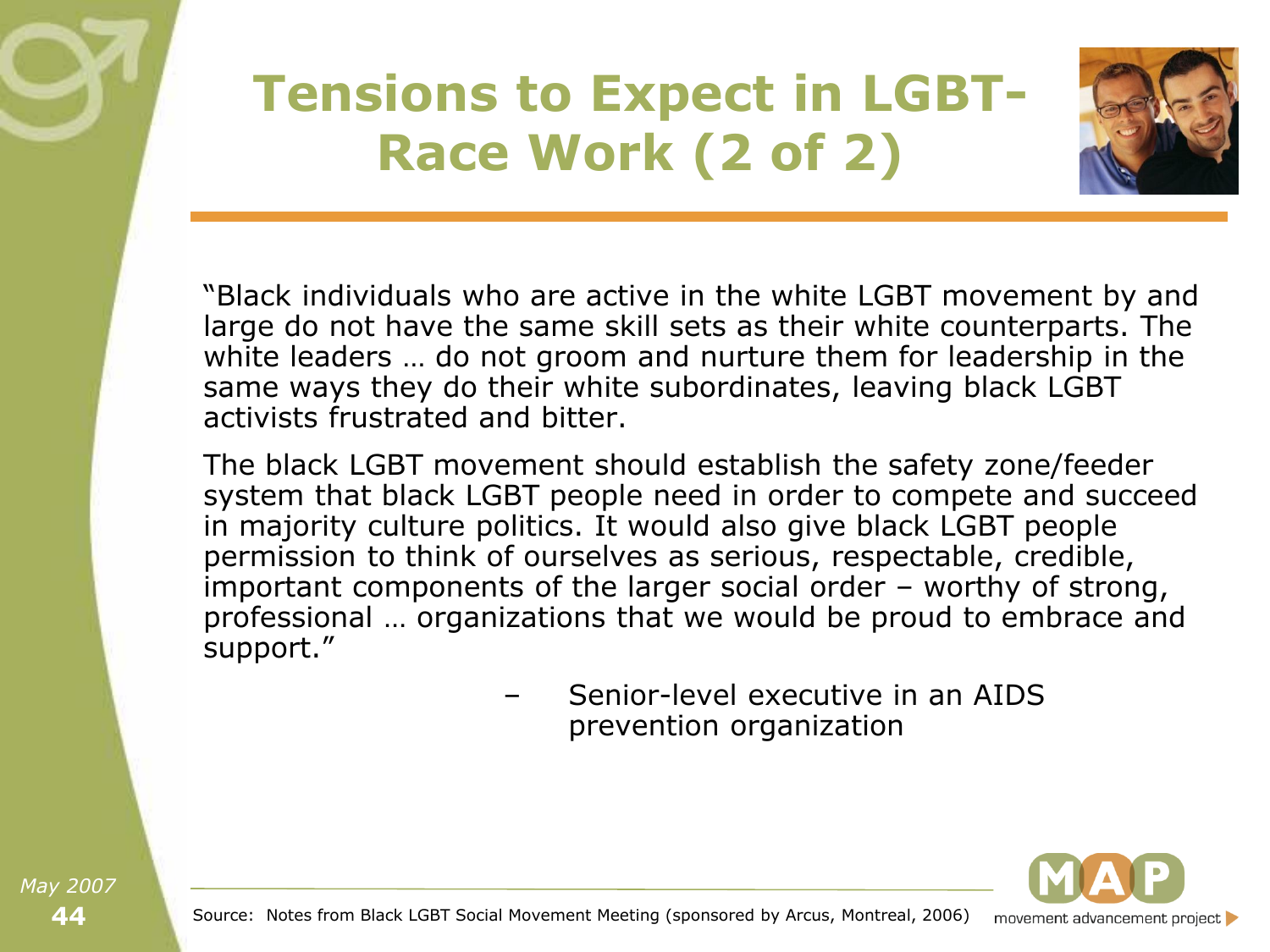# Tensions to Expect in LGBT-Race Work (2 of 2)

"Black individuals who are active in the white LGBT movement by and large do not have the same skill sets as their white counterparts. The white leaders … do not groom and nurture them for leadership in the same ways they do their white subordinates, leaving black LGBT activists frustrated and bitter.

The black LGBT movement should establish the safety zone/feeder system that black LGBT people need in order to compete and succeed in majority culture politics. It would also give black LGBT people permission to think of ourselves as serious, respectable, credible, important components of the larger social order – worthy of strong, professional … organizations that we would be proud to embrace and support."

– Senior-level executive in an AIDS prevention organization

Source: Notes from Black LGBT Social Movement Meeting (sponsored by Arcus, Montreal, 2006)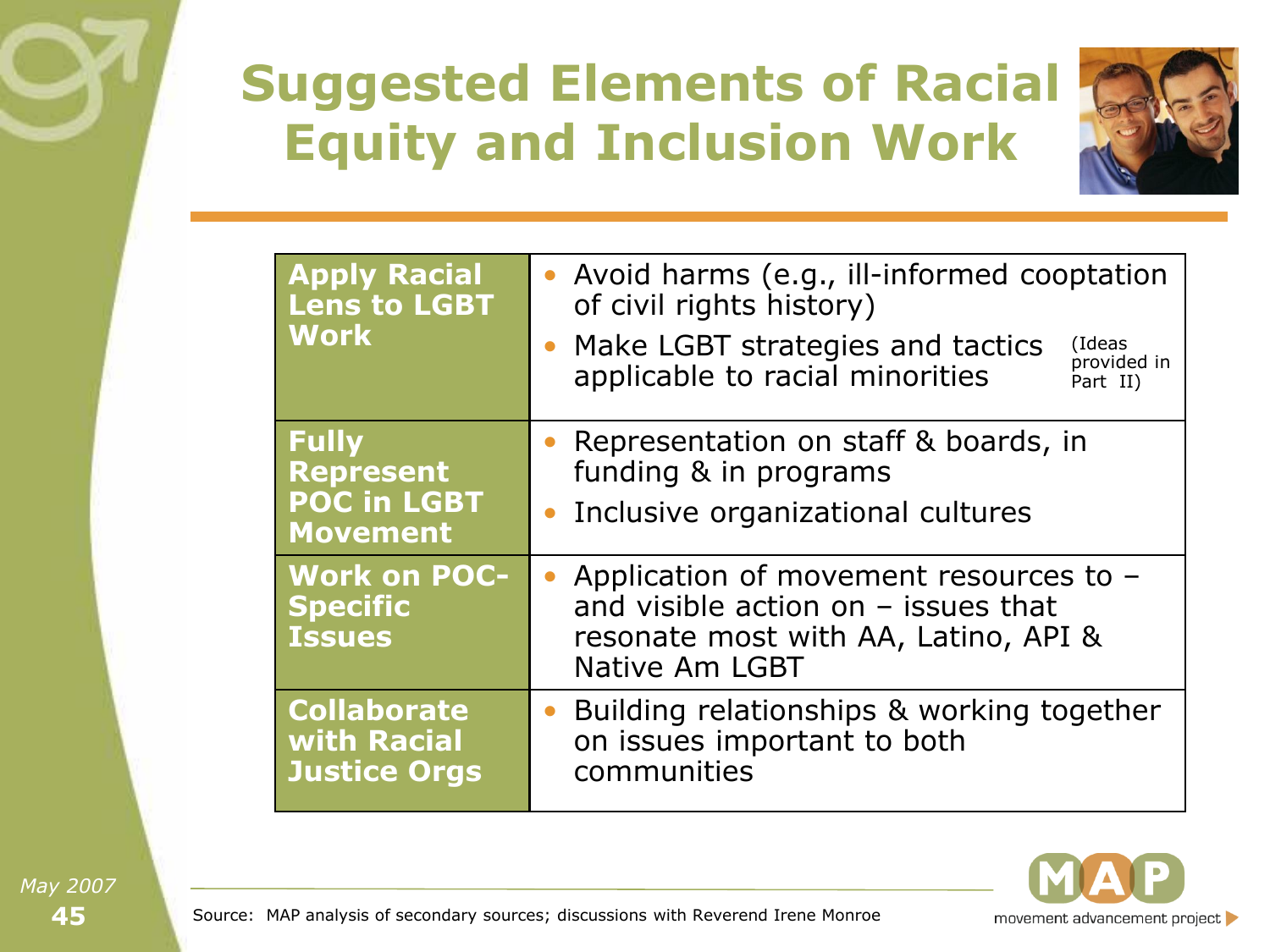# Suggested Elements of Racial Equity and Inclusion Work

| | |
|---|---|
| **Apply Racial Lens to LGBT Work** | • Avoid harms (e.g., ill-informed cooptation of civil rights history)<br>• Make LGBT strategies and tactics applicable to racial minorities (Ideas provided in Part II) |
| **Fully Represent POC in LGBT Movement** | • Representation on staff & boards, in funding & in programs<br>• Inclusive organizational cultures |
| **Work on POC-Specific Issues** | • Application of movement resources to – and visible action on – issues that resonate most with AA, Latino, API & Native Am LGBT |
| **Collaborate with Racial Justice Orgs** | • Building relationships & working together on issues important to both communities |

Source: MAP analysis of secondary sources; discussions with Reverend Irene Monroe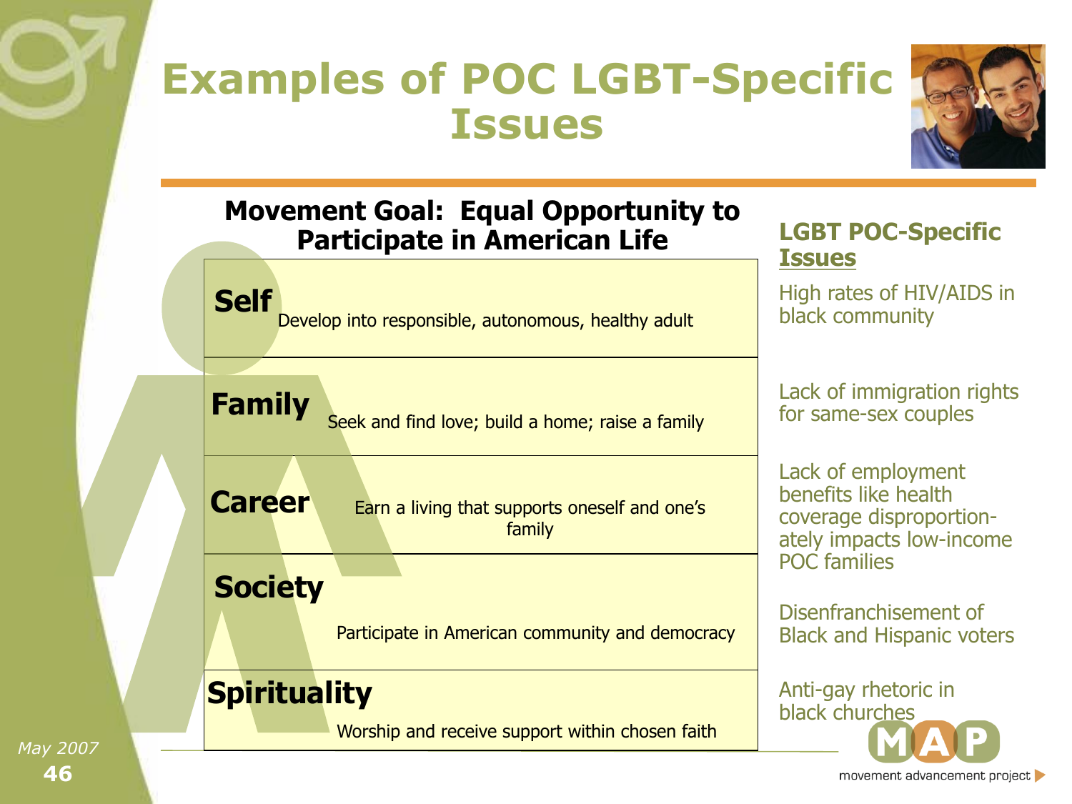# Examples of POC LGBT-Specific Issues

## Movement Goal: Equal Opportunity to Participate in American Life

| | | LGBT POC-Specific Issues |
|---|---|---|
| **Self** | Develop into responsible, autonomous, healthy adult | High rates of HIV/AIDS in black community |
| **Family** | Seek and find love; build a home; raise a family | Lack of immigration rights for same-sex couples |
| **Career** | Earn a living that supports oneself and one's family | Lack of employment benefits like health coverage disproportion-ately impacts low-income POC families |
| **Society** | Participate in American community and democracy | Disenfranchisement of Black and Hispanic voters |
| **Spirituality** | Worship and receive support within chosen faith | Anti-gay rhetoric in black churches |

May 2007

MAP movement advancement project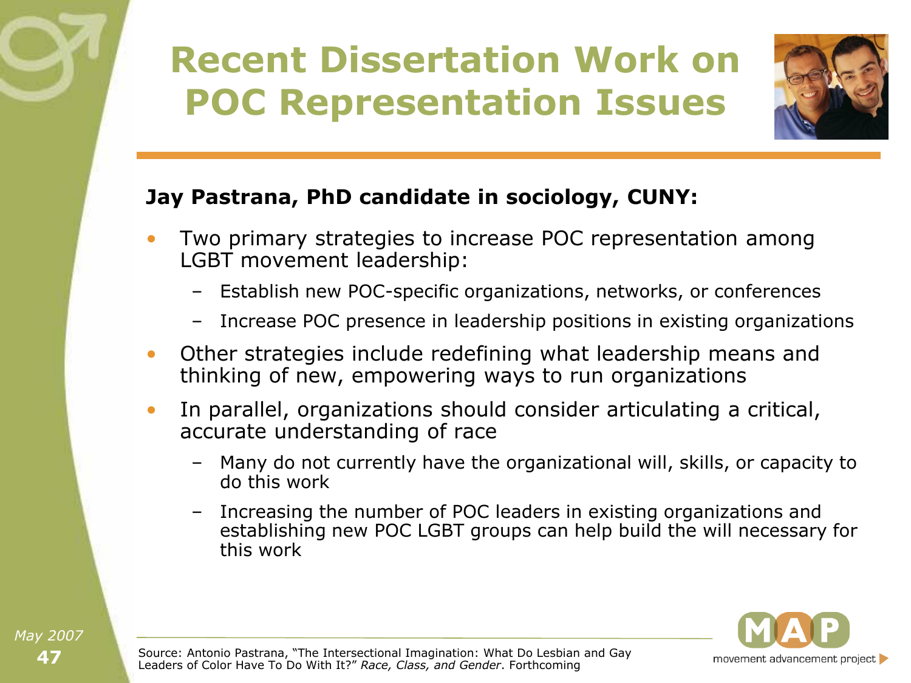# Recent Dissertation Work on POC Representation Issues

**Jay Pastrana, PhD candidate in sociology, CUNY:**

- Two primary strategies to increase POC representation among LGBT movement leadership:
  - Establish new POC-specific organizations, networks, or conferences
  - Increase POC presence in leadership positions in existing organizations
- Other strategies include redefining what leadership means and thinking of new, empowering ways to run organizations
- In parallel, organizations should consider articulating a critical, accurate understanding of race
  - Many do not currently have the organizational will, skills, or capacity to do this work
  - Increasing the number of POC leaders in existing organizations and establishing new POC LGBT groups can help build the will necessary for this work

Source: Antonio Pastrana, "The Intersectional Imagination: What Do Lesbian and Gay Leaders of Color Have To Do With It?" *Race, Class, and Gender*. Forthcoming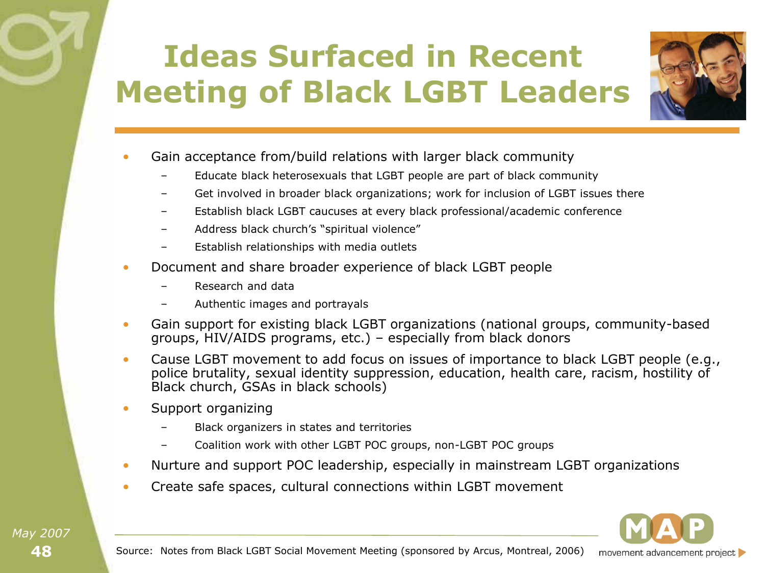# Ideas Surfaced in Recent Meeting of Black LGBT Leaders

- Gain acceptance from/build relations with larger black community
  - Educate black heterosexuals that LGBT people are part of black community
  - Get involved in broader black organizations; work for inclusion of LGBT issues there
  - Establish black LGBT caucuses at every black professional/academic conference
  - Address black church's "spiritual violence"
  - Establish relationships with media outlets
- Document and share broader experience of black LGBT people
  - Research and data
  - Authentic images and portrayals
- Gain support for existing black LGBT organizations (national groups, community-based groups, HIV/AIDS programs, etc.) – especially from black donors
- Cause LGBT movement to add focus on issues of importance to black LGBT people (e.g., police brutality, sexual identity suppression, education, health care, racism, hostility of Black church, GSAs in black schools)
- Support organizing
  - Black organizers in states and territories
  - Coalition work with other LGBT POC groups, non-LGBT POC groups
- Nurture and support POC leadership, especially in mainstream LGBT organizations
- Create safe spaces, cultural connections within LGBT movement

Source: Notes from Black LGBT Social Movement Meeting (sponsored by Arcus, Montreal, 2006)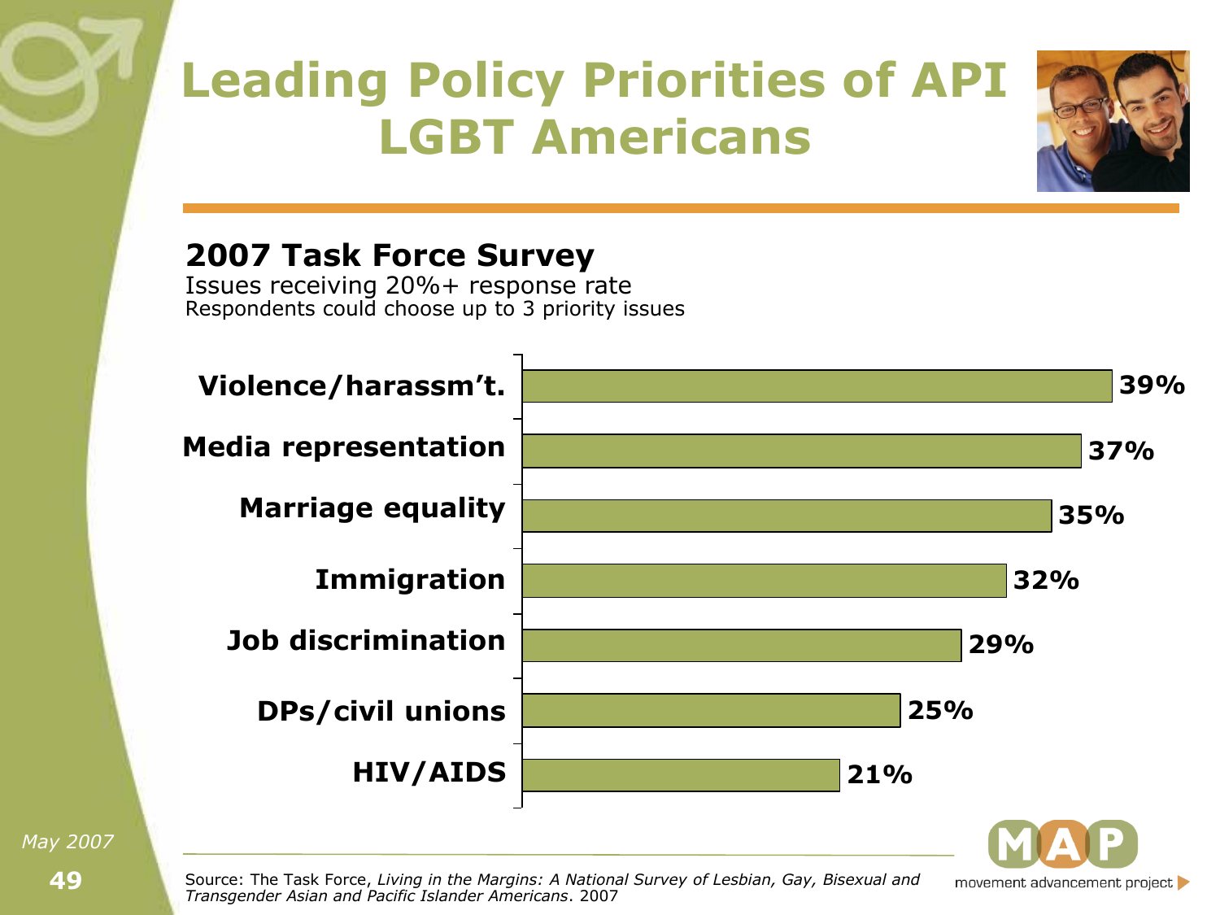# Leading Policy Priorities of API LGBT Americans

## 2007 Task Force Survey

Issues receiving 20%+ response rate
Respondents could choose up to 3 priority issues

| Issue | Response rate |
|---|---|
| Violence/harassm't. | 39% |
| Media representation | 37% |
| Marriage equality | 35% |
| Immigration | 32% |
| Job discrimination | 29% |
| DPs/civil unions | 25% |
| HIV/AIDS | 21% |

May 2007

Source: The Task Force, *Living in the Margins: A National Survey of Lesbian, Gay, Bisexual and Transgender Asian and Pacific Islander Americans*. 2007

MAP movement advancement project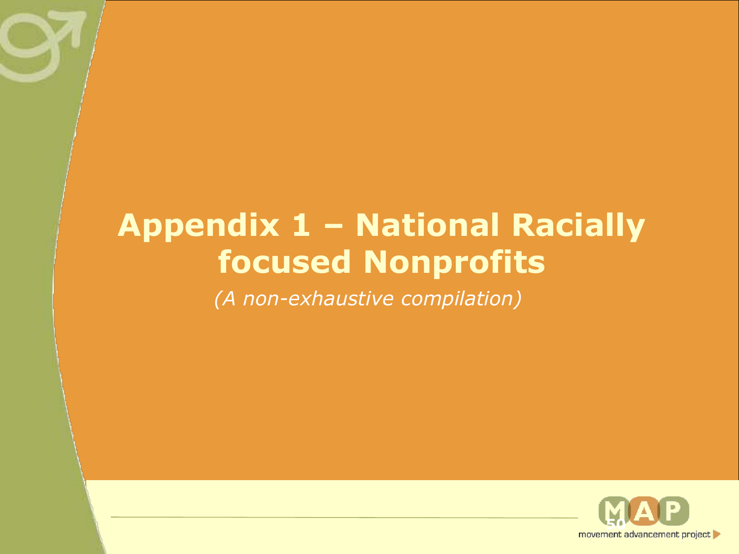# Appendix 1 – National Racially focused Nonprofits

*(A non-exhaustive compilation)*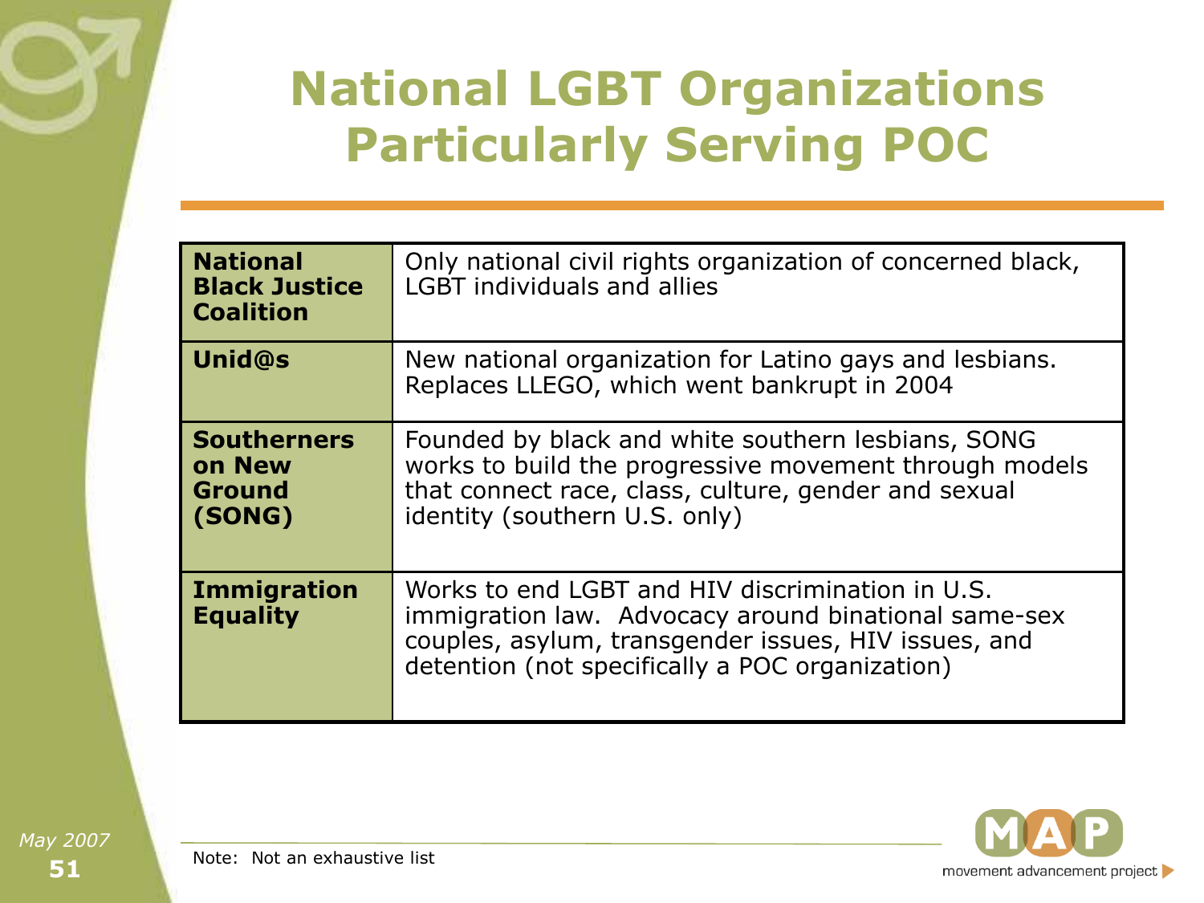# National LGBT Organizations Particularly Serving POC

| | |
|---|---|
| **National Black Justice Coalition** | Only national civil rights organization of concerned black, LGBT individuals and allies |
| **Unid@s** | New national organization for Latino gays and lesbians. Replaces LLEGO, which went bankrupt in 2004 |
| **Southerners on New Ground (SONG)** | Founded by black and white southern lesbians, SONG works to build the progressive movement through models that connect race, class, culture, gender and sexual identity (southern U.S. only) |
| **Immigration Equality** | Works to end LGBT and HIV discrimination in U.S. immigration law. Advocacy around binational same-sex couples, asylum, transgender issues, HIV issues, and detention (not specifically a POC organization) |

Note: Not an exhaustive list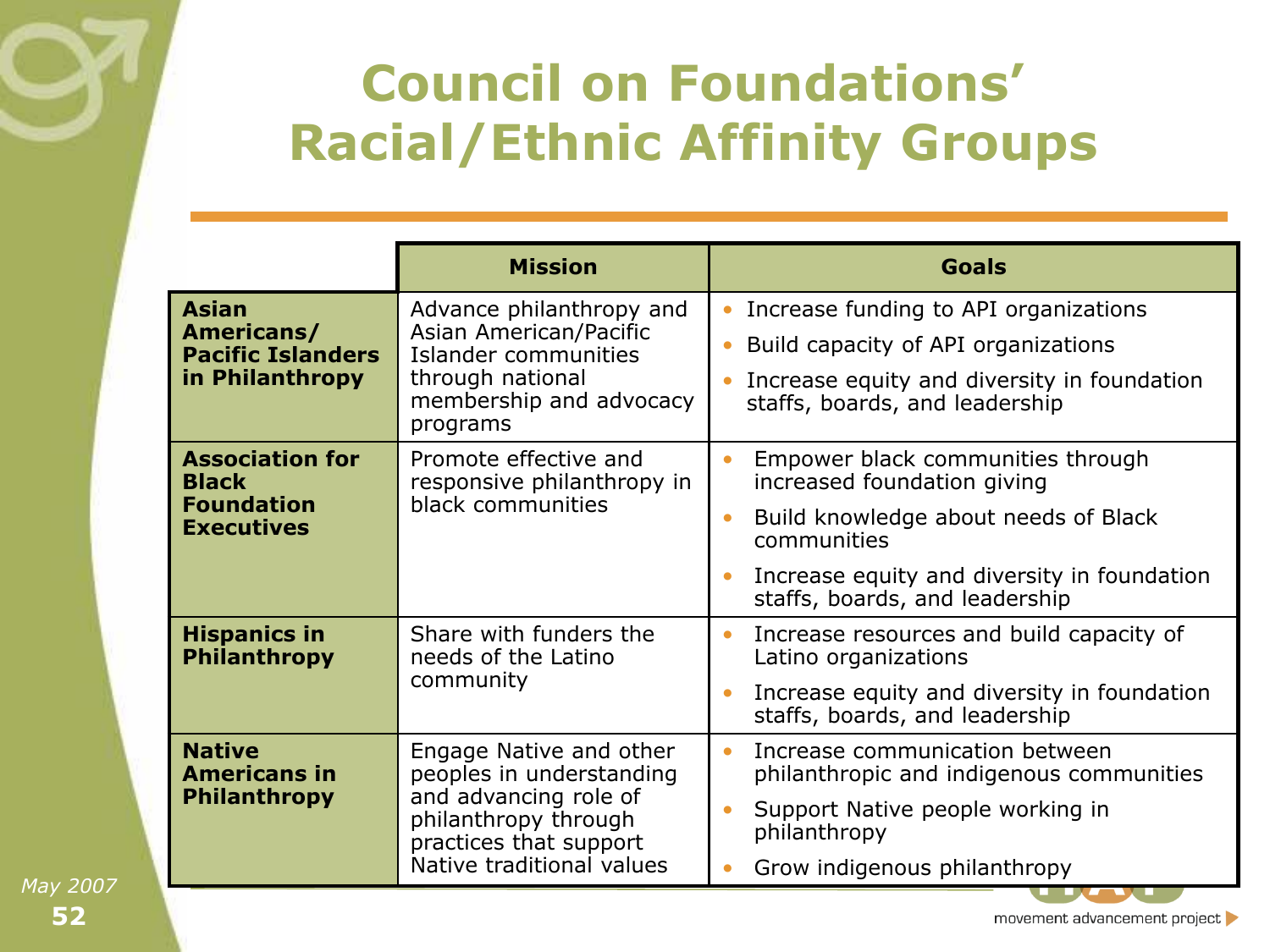# Council on Foundations' Racial/Ethnic Affinity Groups

| | Mission | Goals |
|---|---|---|
| **Asian Americans/ Pacific Islanders in Philanthropy** | Advance philanthropy and Asian American/Pacific Islander communities through national membership and advocacy programs | • Increase funding to API organizations<br>• Build capacity of API organizations<br>• Increase equity and diversity in foundation staffs, boards, and leadership |
| **Association for Black Foundation Executives** | Promote effective and responsive philanthropy in black communities | • Empower black communities through increased foundation giving<br>• Build knowledge about needs of Black communities<br>• Increase equity and diversity in foundation staffs, boards, and leadership |
| **Hispanics in Philanthropy** | Share with funders the needs of the Latino community | • Increase resources and build capacity of Latino organizations<br>• Increase equity and diversity in foundation staffs, boards, and leadership |
| **Native Americans in Philanthropy** | Engage Native and other peoples in understanding and advancing role of philanthropy through practices that support Native traditional values | • Increase communication between philanthropic and indigenous communities<br>• Support Native people working in philanthropy<br>• Grow indigenous philanthropy |

*May 2007*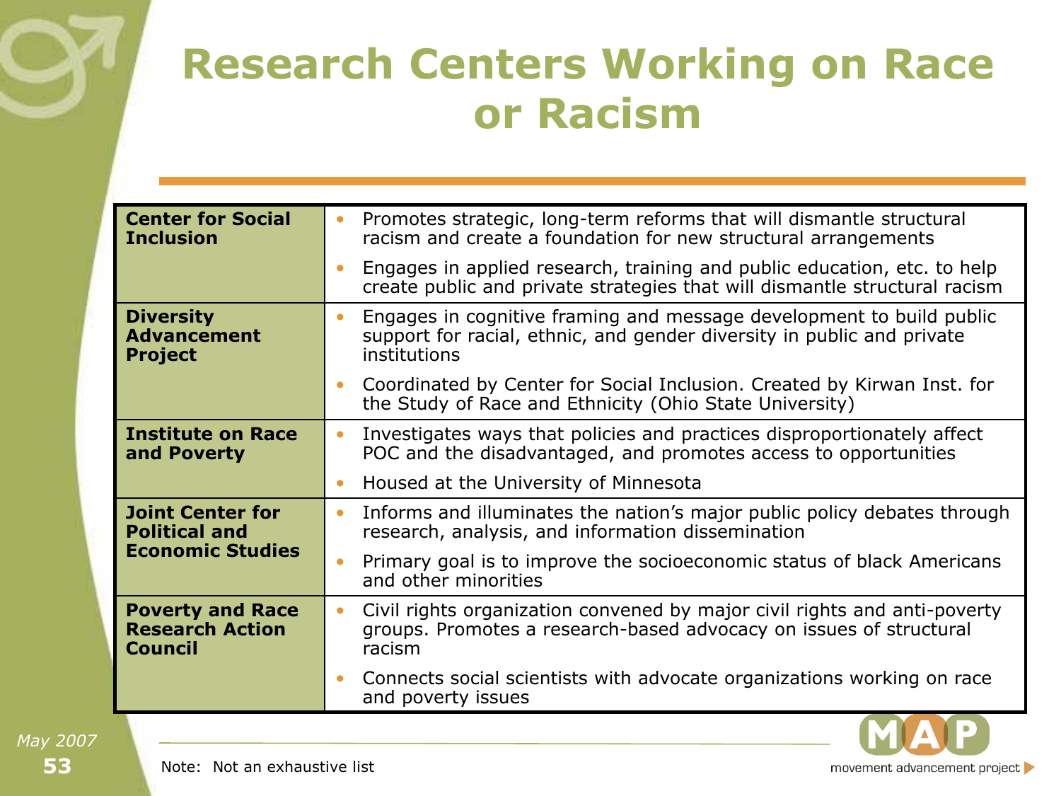# Research Centers Working on Race or Racism

| Organization | Description |
|---|---|
| **Center for Social Inclusion** | • Promotes strategic, long-term reforms that will dismantle structural racism and create a foundation for new structural arrangements<br>• Engages in applied research, training and public education, etc. to help create public and private strategies that will dismantle structural racism |
| **Diversity Advancement Project** | • Engages in cognitive framing and message development to build public support for racial, ethnic, and gender diversity in public and private institutions<br>• Coordinated by Center for Social Inclusion. Created by Kirwan Inst. for the Study of Race and Ethnicity (Ohio State University) |
| **Institute on Race and Poverty** | • Investigates ways that policies and practices disproportionately affect POC and the disadvantaged, and promotes access to opportunities<br>• Housed at the University of Minnesota |
| **Joint Center for Political and Economic Studies** | • Informs and illuminates the nation's major public policy debates through research, analysis, and information dissemination<br>• Primary goal is to improve the socioeconomic status of black Americans and other minorities |
| **Poverty and Race Research Action Council** | • Civil rights organization convened by major civil rights and anti-poverty groups. Promotes a research-based advocacy on issues of structural racism<br>• Connects social scientists with advocate organizations working on race and poverty issues |

May 2007

Note: Not an exhaustive list

MAP movement advancement project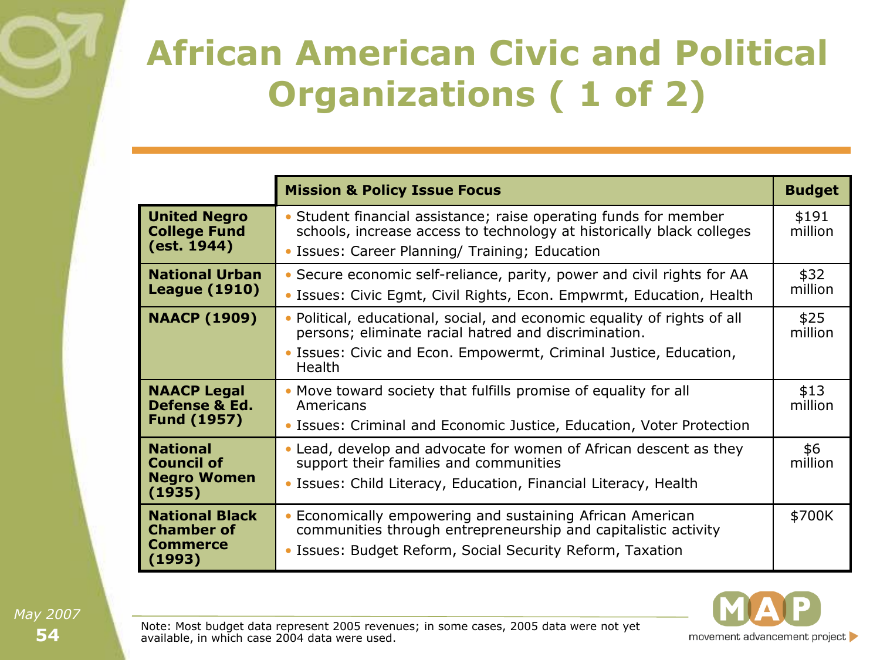# African American Civic and Political Organizations ( 1 of 2)

| | Mission & Policy Issue Focus | Budget |
|---|---|---|
| **United Negro College Fund (est. 1944)** | • Student financial assistance; raise operating funds for member schools, increase access to technology at historically black colleges<br>• Issues: Career Planning/ Training; Education | $191 million |
| **National Urban League (1910)** | • Secure economic self-reliance, parity, power and civil rights for AA<br>• Issues: Civic Egmt, Civil Rights, Econ. Empwrmt, Education, Health | $32 million |
| **NAACP (1909)** | • Political, educational, social, and economic equality of rights of all persons; eliminate racial hatred and discrimination.<br>• Issues: Civic and Econ. Empowermt, Criminal Justice, Education, Health | $25 million |
| **NAACP Legal Defense & Ed. Fund (1957)** | • Move toward society that fulfills promise of equality for all Americans<br>• Issues: Criminal and Economic Justice, Education, Voter Protection | $13 million |
| **National Council of Negro Women (1935)** | • Lead, develop and advocate for women of African descent as they support their families and communities<br>• Issues: Child Literacy, Education, Financial Literacy, Health | $6 million |
| **National Black Chamber of Commerce (1993)** | • Economically empowering and sustaining African American communities through entrepreneurship and capitalistic activity<br>• Issues: Budget Reform, Social Security Reform, Taxation | $700K |

Note: Most budget data represent 2005 revenues; in some cases, 2005 data were not yet available, in which case 2004 data were used.

May 2007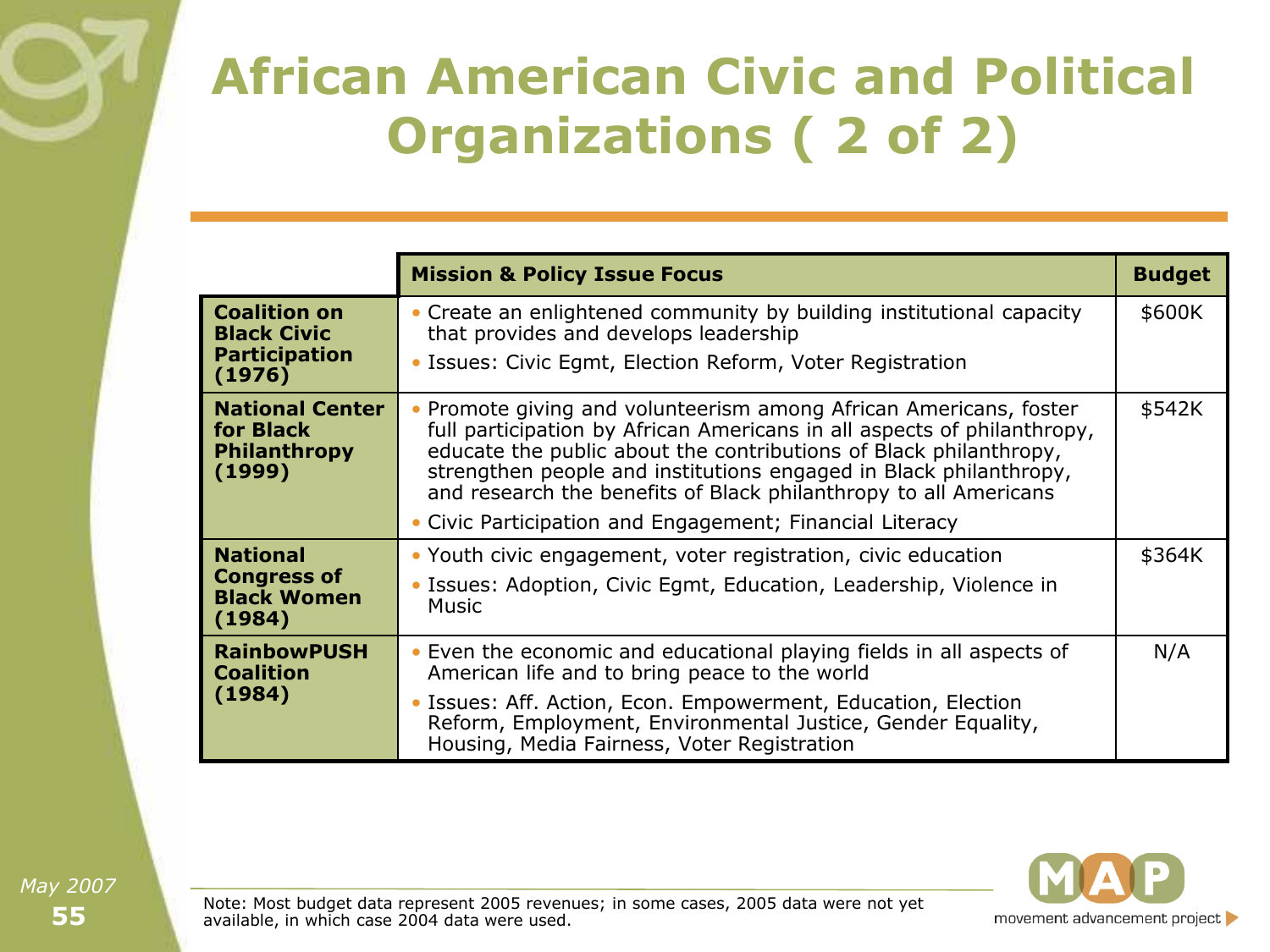# African American Civic and Political Organizations ( 2 of 2)

| | Mission & Policy Issue Focus | Budget |
|---|---|---|
| **Coalition on Black Civic Participation (1976)** | • Create an enlightened community by building institutional capacity that provides and develops leadership<br>• Issues: Civic Egmt, Election Reform, Voter Registration | $600K |
| **National Center for Black Philanthropy (1999)** | • Promote giving and volunteerism among African Americans, foster full participation by African Americans in all aspects of philanthropy, educate the public about the contributions of Black philanthropy, strengthen people and institutions engaged in Black philanthropy, and research the benefits of Black philanthropy to all Americans<br>• Civic Participation and Engagement; Financial Literacy | $542K |
| **National Congress of Black Women (1984)** | • Youth civic engagement, voter registration, civic education<br>• Issues: Adoption, Civic Egmt, Education, Leadership, Violence in Music | $364K |
| **RainbowPUSH Coalition (1984)** | • Even the economic and educational playing fields in all aspects of American life and to bring peace to the world<br>• Issues: Aff. Action, Econ. Empowerment, Education, Election Reform, Employment, Environmental Justice, Gender Equality, Housing, Media Fairness, Voter Registration | N/A |

Note: Most budget data represent 2005 revenues; in some cases, 2005 data were not yet available, in which case 2004 data were used.

May 2007

MAP movement advancement project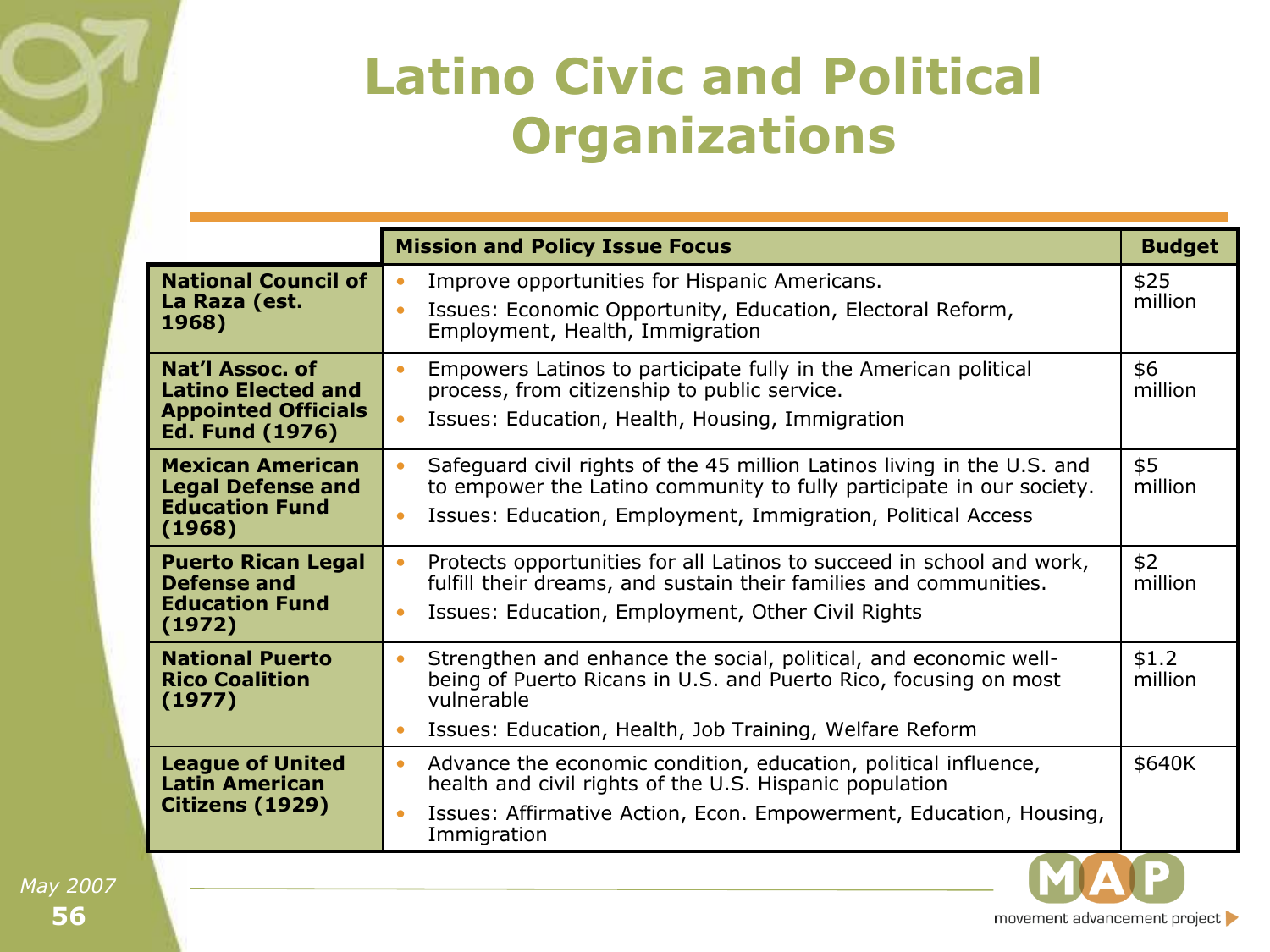# Latino Civic and Political Organizations

| | Mission and Policy Issue Focus | Budget |
|---|---|---|
| **National Council of La Raza (est. 1968)** | • Improve opportunities for Hispanic Americans.<br>• Issues: Economic Opportunity, Education, Electoral Reform, Employment, Health, Immigration | $25 million |
| **Nat'l Assoc. of Latino Elected and Appointed Officials Ed. Fund (1976)** | • Empowers Latinos to participate fully in the American political process, from citizenship to public service.<br>• Issues: Education, Health, Housing, Immigration | $6 million |
| **Mexican American Legal Defense and Education Fund (1968)** | • Safeguard civil rights of the 45 million Latinos living in the U.S. and to empower the Latino community to fully participate in our society.<br>• Issues: Education, Employment, Immigration, Political Access | $5 million |
| **Puerto Rican Legal Defense and Education Fund (1972)** | • Protects opportunities for all Latinos to succeed in school and work, fulfill their dreams, and sustain their families and communities.<br>• Issues: Education, Employment, Other Civil Rights | $2 million |
| **National Puerto Rico Coalition (1977)** | • Strengthen and enhance the social, political, and economic well-being of Puerto Ricans in U.S. and Puerto Rico, focusing on most vulnerable<br>• Issues: Education, Health, Job Training, Welfare Reform | $1.2 million |
| **League of United Latin American Citizens (1929)** | • Advance the economic condition, education, political influence, health and civil rights of the U.S. Hispanic population<br>• Issues: Affirmative Action, Econ. Empowerment, Education, Housing, Immigration | $640K |

May 2007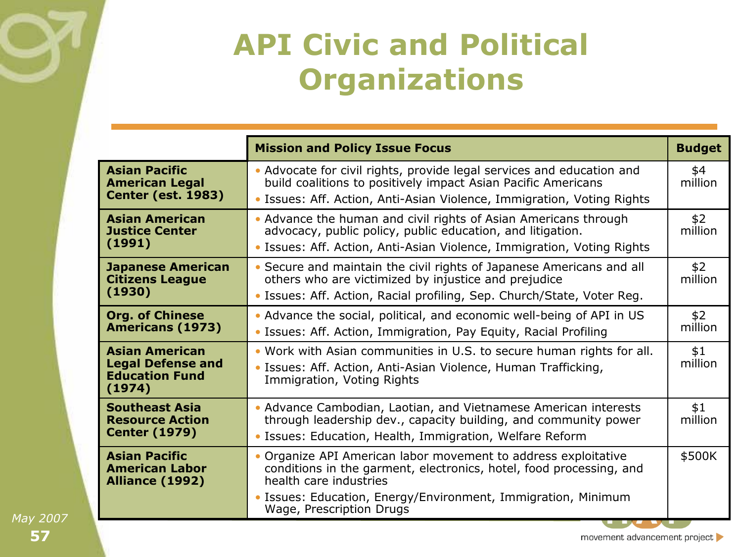# API Civic and Political Organizations

| | Mission and Policy Issue Focus | Budget |
|---|---|---|
| **Asian Pacific American Legal Center (est. 1983)** | • Advocate for civil rights, provide legal services and education and build coalitions to positively impact Asian Pacific Americans<br>• Issues: Aff. Action, Anti-Asian Violence, Immigration, Voting Rights | $4 million |
| **Asian American Justice Center (1991)** | • Advance the human and civil rights of Asian Americans through advocacy, public policy, public education, and litigation.<br>• Issues: Aff. Action, Anti-Asian Violence, Immigration, Voting Rights | $2 million |
| **Japanese American Citizens League (1930)** | • Secure and maintain the civil rights of Japanese Americans and all others who are victimized by injustice and prejudice<br>• Issues: Aff. Action, Racial profiling, Sep. Church/State, Voter Reg. | $2 million |
| **Org. of Chinese Americans (1973)** | • Advance the social, political, and economic well-being of API in US<br>• Issues: Aff. Action, Immigration, Pay Equity, Racial Profiling | $2 million |
| **Asian American Legal Defense and Education Fund (1974)** | • Work with Asian communities in U.S. to secure human rights for all.<br>• Issues: Aff. Action, Anti-Asian Violence, Human Trafficking, Immigration, Voting Rights | $1 million |
| **Southeast Asia Resource Action Center (1979)** | • Advance Cambodian, Laotian, and Vietnamese American interests through leadership dev., capacity building, and community power<br>• Issues: Education, Health, Immigration, Welfare Reform | $1 million |
| **Asian Pacific American Labor Alliance (1992)** | • Organize API American labor movement to address exploitative conditions in the garment, electronics, hotel, food processing, and health care industries<br>• Issues: Education, Energy/Environment, Immigration, Minimum Wage, Prescription Drugs | $500K |

*May 2007*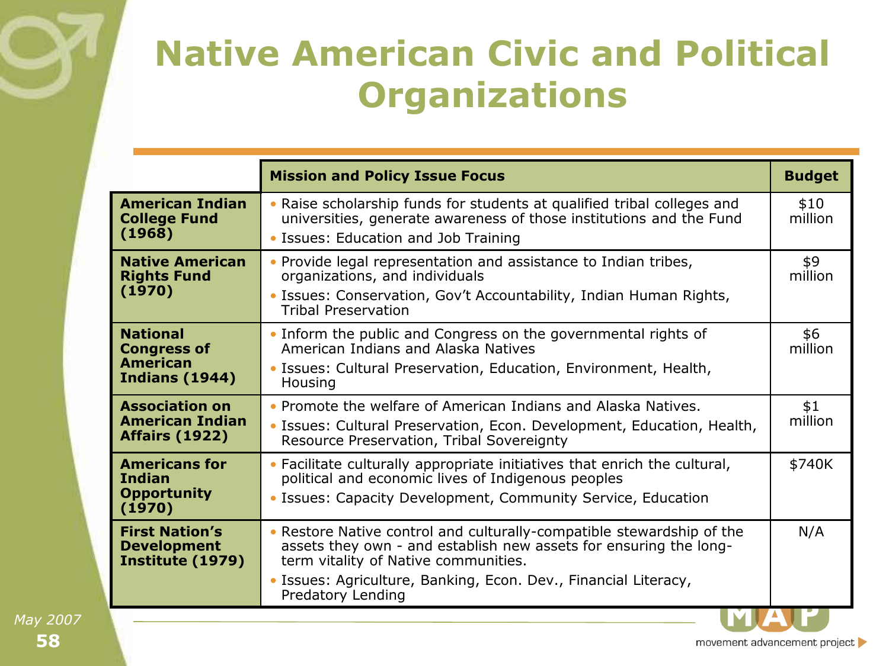# Native American Civic and Political Organizations

| | Mission and Policy Issue Focus | Budget |
|---|---|---|
| **American Indian College Fund (1968)** | • Raise scholarship funds for students at qualified tribal colleges and universities, generate awareness of those institutions and the Fund<br>• Issues: Education and Job Training | $10 million |
| **Native American Rights Fund (1970)** | • Provide legal representation and assistance to Indian tribes, organizations, and individuals<br>• Issues: Conservation, Gov't Accountability, Indian Human Rights, Tribal Preservation | $9 million |
| **National Congress of American Indians (1944)** | • Inform the public and Congress on the governmental rights of American Indians and Alaska Natives<br>• Issues: Cultural Preservation, Education, Environment, Health, Housing | $6 million |
| **Association on American Indian Affairs (1922)** | • Promote the welfare of American Indians and Alaska Natives.<br>• Issues: Cultural Preservation, Econ. Development, Education, Health, Resource Preservation, Tribal Sovereignty | $1 million |
| **Americans for Indian Opportunity (1970)** | • Facilitate culturally appropriate initiatives that enrich the cultural, political and economic lives of Indigenous peoples<br>• Issues: Capacity Development, Community Service, Education | $740K |
| **First Nation's Development Institute (1979)** | • Restore Native control and culturally-compatible stewardship of the assets they own - and establish new assets for ensuring the long-term vitality of Native communities.<br>• Issues: Agriculture, Banking, Econ. Dev., Financial Literacy, Predatory Lending | N/A |

*May 2007*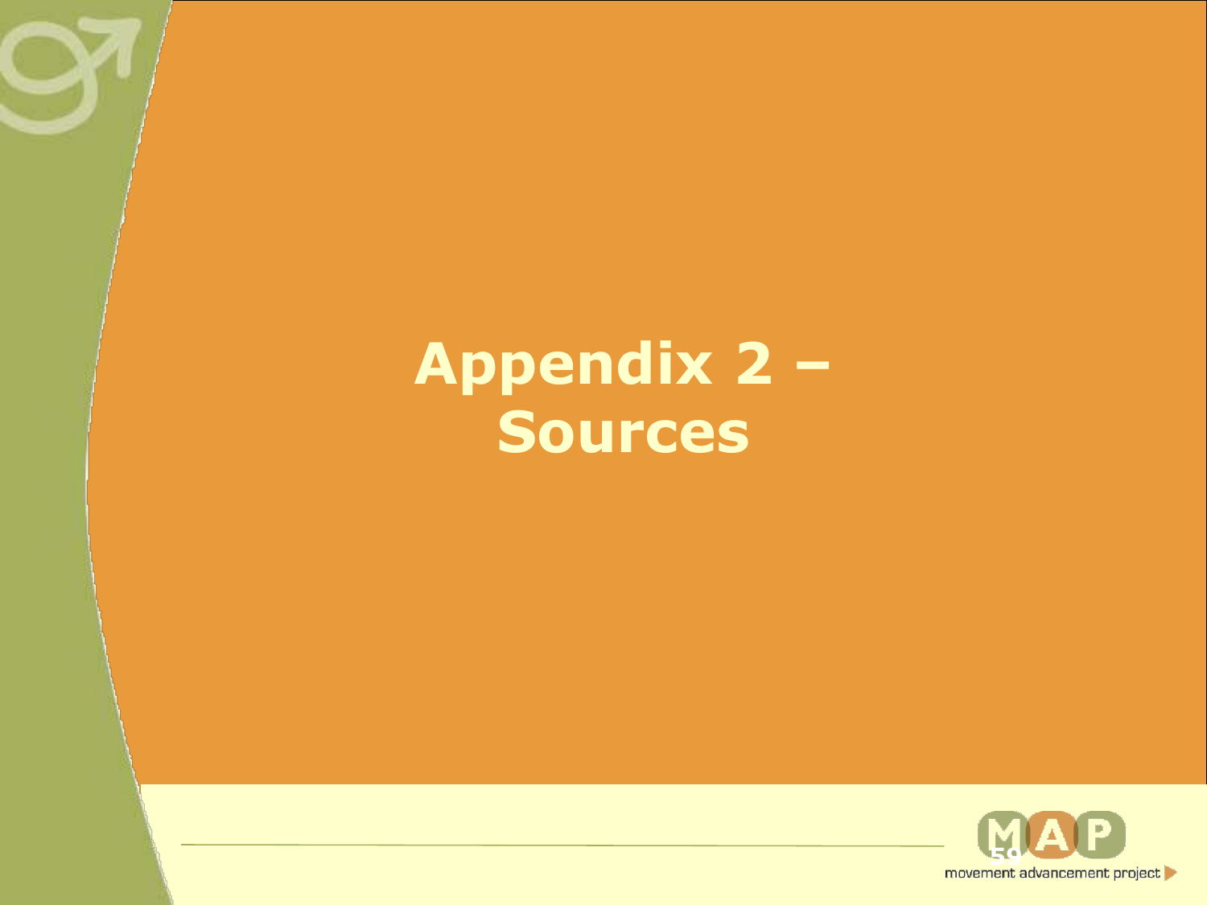# Appendix 2 – Sources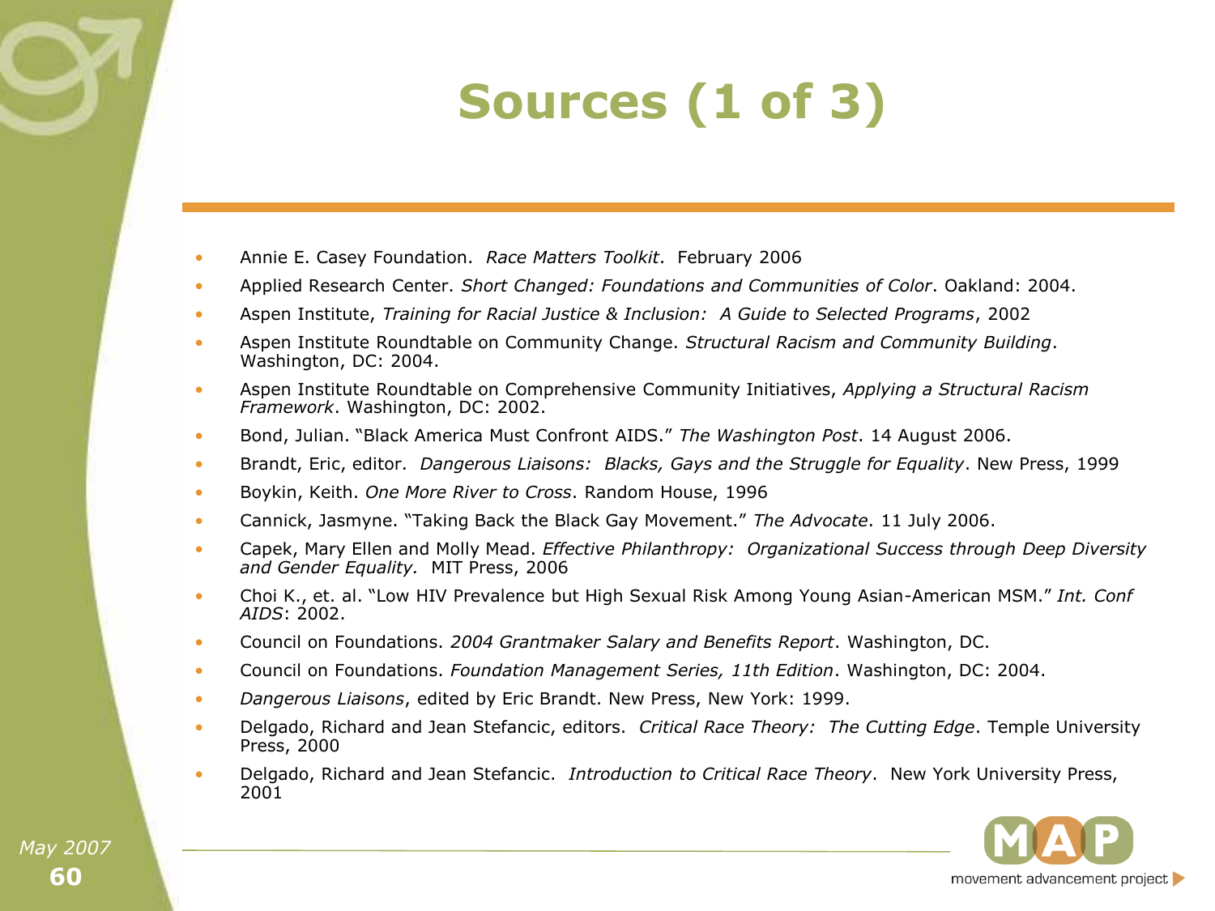# Sources (1 of 3)

- Annie E. Casey Foundation. *Race Matters Toolkit*. February 2006
- Applied Research Center. *Short Changed: Foundations and Communities of Color*. Oakland: 2004.
- Aspen Institute, *Training for Racial Justice & Inclusion: A Guide to Selected Programs*, 2002
- Aspen Institute Roundtable on Community Change. *Structural Racism and Community Building*. Washington, DC: 2004.
- Aspen Institute Roundtable on Comprehensive Community Initiatives, *Applying a Structural Racism Framework*. Washington, DC: 2002.
- Bond, Julian. "Black America Must Confront AIDS." *The Washington Post*. 14 August 2006.
- Brandt, Eric, editor. *Dangerous Liaisons: Blacks, Gays and the Struggle for Equality*. New Press, 1999
- Boykin, Keith. *One More River to Cross*. Random House, 1996
- Cannick, Jasmyne. "Taking Back the Black Gay Movement." *The Advocate*. 11 July 2006.
- Capek, Mary Ellen and Molly Mead. *Effective Philanthropy: Organizational Success through Deep Diversity and Gender Equality.* MIT Press, 2006
- Choi K., et. al. "Low HIV Prevalence but High Sexual Risk Among Young Asian-American MSM." *Int. Conf AIDS*: 2002.
- Council on Foundations. *2004 Grantmaker Salary and Benefits Report*. Washington, DC.
- Council on Foundations. *Foundation Management Series, 11th Edition*. Washington, DC: 2004.
- *Dangerous Liaisons*, edited by Eric Brandt. New Press, New York: 1999.
- Delgado, Richard and Jean Stefancic, editors. *Critical Race Theory: The Cutting Edge*. Temple University Press, 2000
- Delgado, Richard and Jean Stefancic. *Introduction to Critical Race Theory*. New York University Press, 2001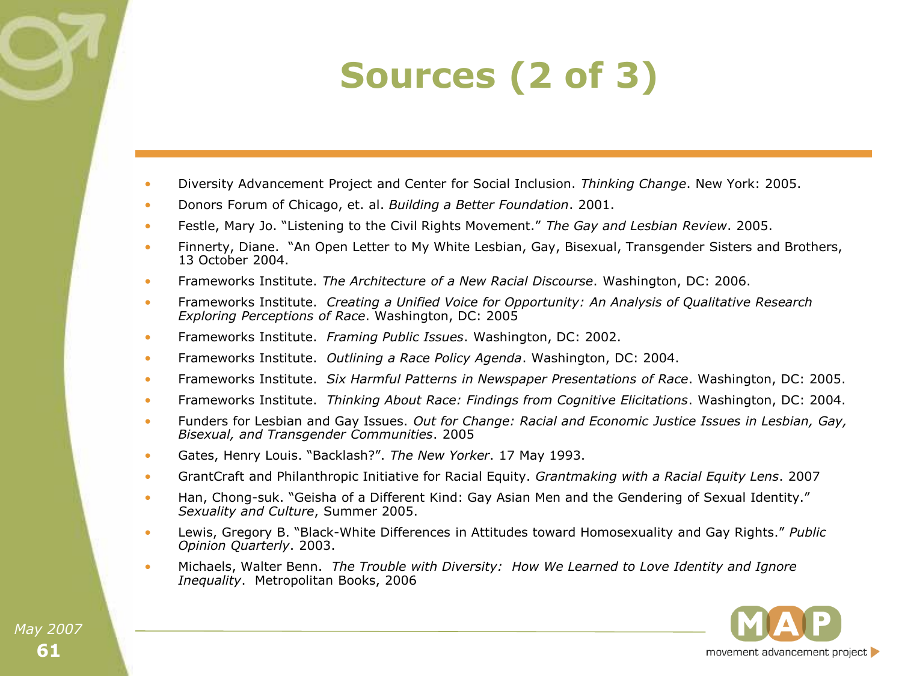# Sources (2 of 3)

- Diversity Advancement Project and Center for Social Inclusion. *Thinking Change*. New York: 2005.
- Donors Forum of Chicago, et. al. *Building a Better Foundation*. 2001.
- Festle, Mary Jo. "Listening to the Civil Rights Movement." *The Gay and Lesbian Review*. 2005.
- Finnerty, Diane. "An Open Letter to My White Lesbian, Gay, Bisexual, Transgender Sisters and Brothers, 13 October 2004.
- Frameworks Institute. *The Architecture of a New Racial Discourse*. Washington, DC: 2006.
- Frameworks Institute. *Creating a Unified Voice for Opportunity: An Analysis of Qualitative Research Exploring Perceptions of Race*. Washington, DC: 2005
- Frameworks Institute. *Framing Public Issues*. Washington, DC: 2002.
- Frameworks Institute. *Outlining a Race Policy Agenda*. Washington, DC: 2004.
- Frameworks Institute. *Six Harmful Patterns in Newspaper Presentations of Race*. Washington, DC: 2005.
- Frameworks Institute. *Thinking About Race: Findings from Cognitive Elicitations*. Washington, DC: 2004.
- Funders for Lesbian and Gay Issues. *Out for Change: Racial and Economic Justice Issues in Lesbian, Gay, Bisexual, and Transgender Communities*. 2005
- Gates, Henry Louis. "Backlash?". *The New Yorker*. 17 May 1993.
- GrantCraft and Philanthropic Initiative for Racial Equity. *Grantmaking with a Racial Equity Lens*. 2007
- Han, Chong-suk. "Geisha of a Different Kind: Gay Asian Men and the Gendering of Sexual Identity." *Sexuality and Culture*, Summer 2005.
- Lewis, Gregory B. "Black-White Differences in Attitudes toward Homosexuality and Gay Rights." *Public Opinion Quarterly*. 2003.
- Michaels, Walter Benn. *The Trouble with Diversity: How We Learned to Love Identity and Ignore Inequality*. Metropolitan Books, 2006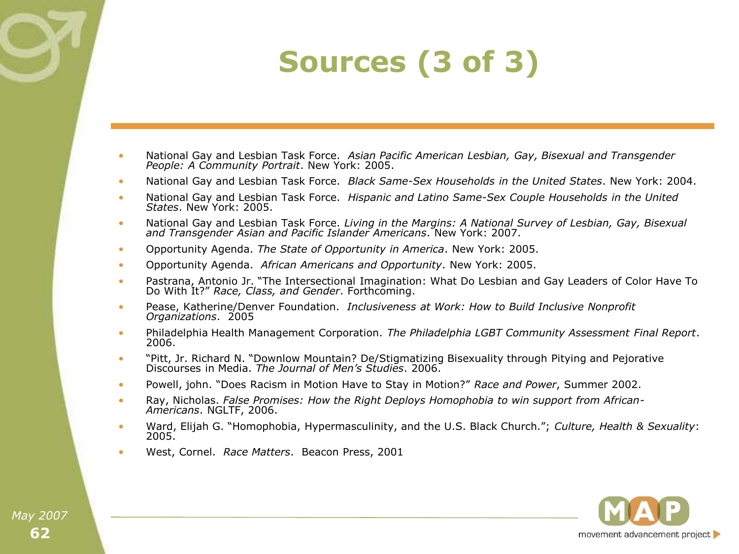# Sources (3 of 3)

- National Gay and Lesbian Task Force. *Asian Pacific American Lesbian, Gay, Bisexual and Transgender People: A Community Portrait*. New York: 2005.
- National Gay and Lesbian Task Force. *Black Same-Sex Households in the United States*. New York: 2004.
- National Gay and Lesbian Task Force. *Hispanic and Latino Same-Sex Couple Households in the United States*. New York: 2005.
- National Gay and Lesbian Task Force. *Living in the Margins: A National Survey of Lesbian, Gay, Bisexual and Transgender Asian and Pacific Islander Americans*. New York: 2007.
- Opportunity Agenda. *The State of Opportunity in America*. New York: 2005.
- Opportunity Agenda. *African Americans and Opportunity*. New York: 2005.
- Pastrana, Antonio Jr. "The Intersectional Imagination: What Do Lesbian and Gay Leaders of Color Have To Do With It?" *Race, Class, and Gender*. Forthcoming.
- Pease, Katherine/Denver Foundation. *Inclusiveness at Work: How to Build Inclusive Nonprofit Organizations*. 2005
- Philadelphia Health Management Corporation. *The Philadelphia LGBT Community Assessment Final Report*. 2006.
- "Pitt, Jr. Richard N. "Downlow Mountain? De/Stigmatizing Bisexuality through Pitying and Pejorative Discourses in Media. *The Journal of Men's Studies*. 2006.
- Powell, john. "Does Racism in Motion Have to Stay in Motion?" *Race and Power*, Summer 2002.
- Ray, Nicholas. *False Promises: How the Right Deploys Homophobia to win support from African-Americans*. NGLTF, 2006.
- Ward, Elijah G. "Homophobia, Hypermasculinity, and the U.S. Black Church."; *Culture, Health & Sexuality*: 2005.
- West, Cornel. *Race Matters*. Beacon Press, 2001

May 2007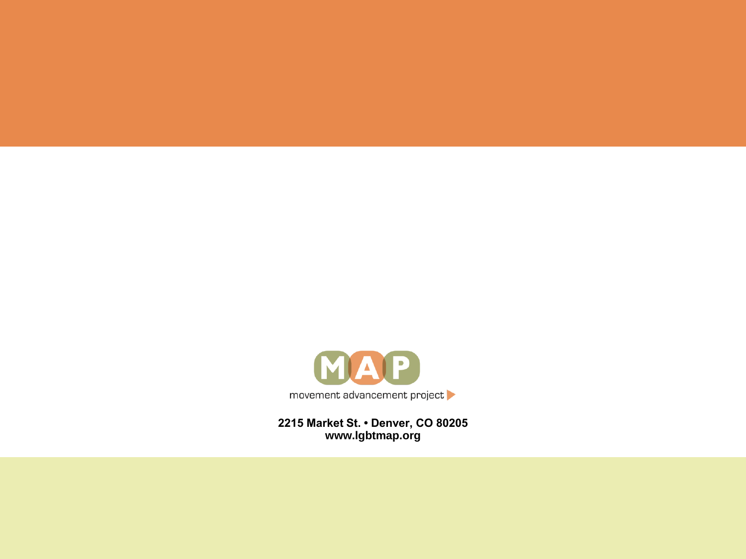MAP

movement advancement project

**2215 Market St. • Denver, CO 80205**
**www.lgbtmap.org**